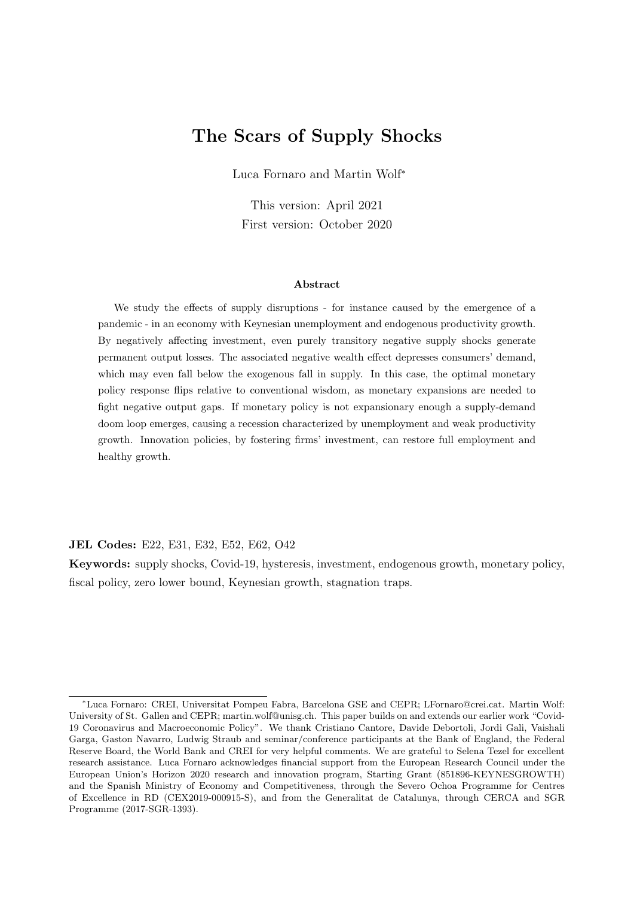# The Scars of Supply Shocks

Luca Fornaro and Martin Wolf*

This version: April 2021
First version: October 2020

### Abstract

We study the effects of supply disruptions - for instance caused by the emergence of a pandemic - in an economy with Keynesian unemployment and endogenous productivity growth. By negatively affecting investment, even purely transitory negative supply shocks generate permanent output losses. The associated negative wealth effect depresses consumers' demand, which may even fall below the exogenous fall in supply. In this case, the optimal monetary policy response flips relative to conventional wisdom, as monetary expansions are needed to fight negative output gaps. If monetary policy is not expansionary enough a supply-demand doom loop emerges, causing a recession characterized by unemployment and weak productivity growth. Innovation policies, by fostering firms' investment, can restore full employment and healthy growth.

**JEL Codes:** E22, E31, E32, E52, E62, O42

**Keywords:** supply shocks, Covid-19, hysteresis, investment, endogenous growth, monetary policy, fiscal policy, zero lower bound, Keynesian growth, stagnation traps.

---

*Luca Fornaro: CREI, Universitat Pompeu Fabra, Barcelona GSE and CEPR; LFornaro@crei.cat. Martin Wolf: University of St. Gallen and CEPR; martin.wolf@unisg.ch. This paper builds on and extends our earlier work "Covid-19 Coronavirus and Macroeconomic Policy". We thank Cristiano Cantore, Davide Debortoli, Jordi Galí, Vaishali Garga, Gaston Navarro, Ludwig Straub and seminar/conference participants at the Bank of England, the Federal Reserve Board, the World Bank and CREI for very helpful comments. We are grateful to Selena Tezel for excellent research assistance. Luca Fornaro acknowledges financial support from the European Research Council under the European Union's Horizon 2020 research and innovation program, Starting Grant (851896-KEYNESGROWTH) and the Spanish Ministry of Economy and Competitiveness, through the Severo Ochoa Programme for Centres of Excellence in RD (CEX2019-000915-S), and from the Generalitat de Catalunya, through CERCA and SGR Programme (2017-SGR-1393).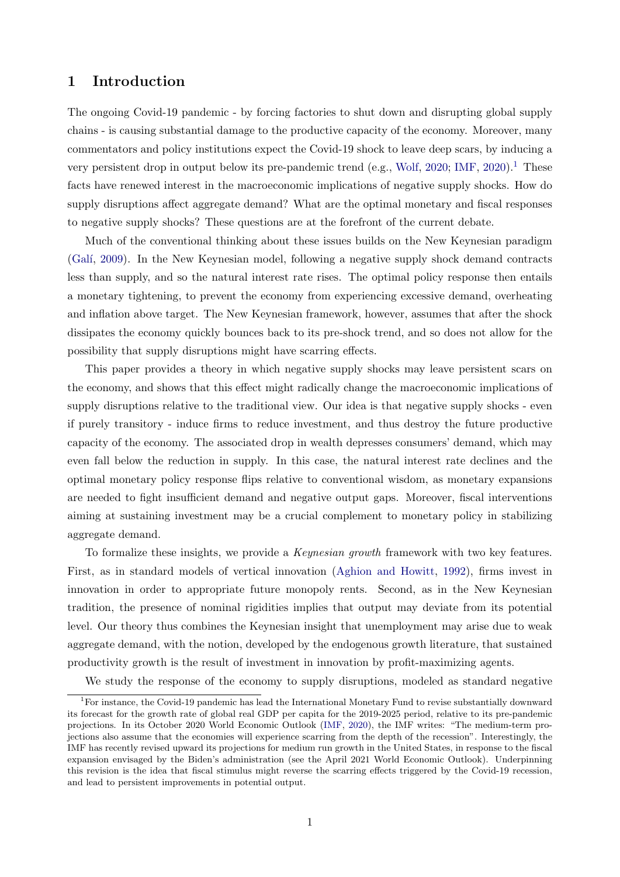# 1 Introduction

The ongoing Covid-19 pandemic - by forcing factories to shut down and disrupting global supply chains - is causing substantial damage to the productive capacity of the economy. Moreover, many commentators and policy institutions expect the Covid-19 shock to leave deep scars, by inducing a very persistent drop in output below its pre-pandemic trend (e.g., Wolf, 2020; IMF, 2020).[1] These facts have renewed interest in the macroeconomic implications of negative supply shocks. How do supply disruptions affect aggregate demand? What are the optimal monetary and fiscal responses to negative supply shocks? These questions are at the forefront of the current debate.

Much of the conventional thinking about these issues builds on the New Keynesian paradigm (Galí, 2009). In the New Keynesian model, following a negative supply shock demand contracts less than supply, and so the natural interest rate rises. The optimal policy response then entails a monetary tightening, to prevent the economy from experiencing excessive demand, overheating and inflation above target. The New Keynesian framework, however, assumes that after the shock dissipates the economy quickly bounces back to its pre-shock trend, and so does not allow for the possibility that supply disruptions might have scarring effects.

This paper provides a theory in which negative supply shocks may leave persistent scars on the economy, and shows that this effect might radically change the macroeconomic implications of supply disruptions relative to the traditional view. Our idea is that negative supply shocks - even if purely transitory - induce firms to reduce investment, and thus destroy the future productive capacity of the economy. The associated drop in wealth depresses consumers' demand, which may even fall below the reduction in supply. In this case, the natural interest rate declines and the optimal monetary policy response flips relative to conventional wisdom, as monetary expansions are needed to fight insufficient demand and negative output gaps. Moreover, fiscal interventions aiming at sustaining investment may be a crucial complement to monetary policy in stabilizing aggregate demand.

To formalize these insights, we provide a *Keynesian growth* framework with two key features. First, as in standard models of vertical innovation (Aghion and Howitt, 1992), firms invest in innovation in order to appropriate future monopoly rents. Second, as in the New Keynesian tradition, the presence of nominal rigidities implies that output may deviate from its potential level. Our theory thus combines the Keynesian insight that unemployment may arise due to weak aggregate demand, with the notion, developed by the endogenous growth literature, that sustained productivity growth is the result of investment in innovation by profit-maximizing agents.

We study the response of the economy to supply disruptions, modeled as standard negative

[1] For instance, the Covid-19 pandemic has lead the International Monetary Fund to revise substantially downward its forecast for the growth rate of global real GDP per capita for the 2019-2025 period, relative to its pre-pandemic projections. In its October 2020 World Economic Outlook (IMF, 2020), the IMF writes: "The medium-term projections also assume that the economies will experience scarring from the depth of the recession". Interestingly, the IMF has recently revised upward its projections for medium run growth in the United States, in response to the fiscal expansion envisaged by the Biden's administration (see the April 2021 World Economic Outlook). Underpinning this revision is the idea that fiscal stimulus might reverse the scarring effects triggered by the Covid-19 recession, and lead to persistent improvements in potential output.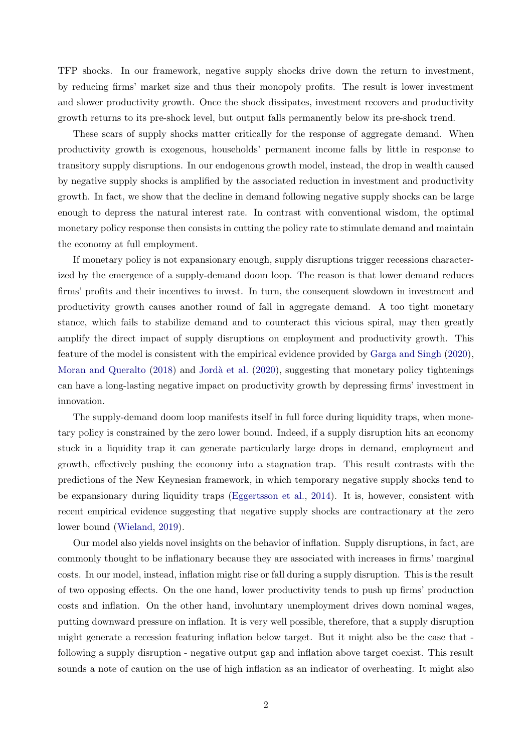TFP shocks. In our framework, negative supply shocks drive down the return to investment, by reducing firms' market size and thus their monopoly profits. The result is lower investment and slower productivity growth. Once the shock dissipates, investment recovers and productivity growth returns to its pre-shock level, but output falls permanently below its pre-shock trend.

These scars of supply shocks matter critically for the response of aggregate demand. When productivity growth is exogenous, households' permanent income falls by little in response to transitory supply disruptions. In our endogenous growth model, instead, the drop in wealth caused by negative supply shocks is amplified by the associated reduction in investment and productivity growth. In fact, we show that the decline in demand following negative supply shocks can be large enough to depress the natural interest rate. In contrast with conventional wisdom, the optimal monetary policy response then consists in cutting the policy rate to stimulate demand and maintain the economy at full employment.

If monetary policy is not expansionary enough, supply disruptions trigger recessions characterized by the emergence of a supply-demand doom loop. The reason is that lower demand reduces firms' profits and their incentives to invest. In turn, the consequent slowdown in investment and productivity growth causes another round of fall in aggregate demand. A too tight monetary stance, which fails to stabilize demand and to counteract this vicious spiral, may then greatly amplify the direct impact of supply disruptions on employment and productivity growth. This feature of the model is consistent with the empirical evidence provided by Garga and Singh (2020), Moran and Queralto (2018) and Jordà et al. (2020), suggesting that monetary policy tightenings can have a long-lasting negative impact on productivity growth by depressing firms' investment in innovation.

The supply-demand doom loop manifests itself in full force during liquidity traps, when monetary policy is constrained by the zero lower bound. Indeed, if a supply disruption hits an economy stuck in a liquidity trap it can generate particularly large drops in demand, employment and growth, effectively pushing the economy into a stagnation trap. This result contrasts with the predictions of the New Keynesian framework, in which temporary negative supply shocks tend to be expansionary during liquidity traps (Eggertsson et al., 2014). It is, however, consistent with recent empirical evidence suggesting that negative supply shocks are contractionary at the zero lower bound (Wieland, 2019).

Our model also yields novel insights on the behavior of inflation. Supply disruptions, in fact, are commonly thought to be inflationary because they are associated with increases in firms' marginal costs. In our model, instead, inflation might rise or fall during a supply disruption. This is the result of two opposing effects. On the one hand, lower productivity tends to push up firms' production costs and inflation. On the other hand, involuntary unemployment drives down nominal wages, putting downward pressure on inflation. It is very well possible, therefore, that a supply disruption might generate a recession featuring inflation below target. But it might also be the case that - following a supply disruption - negative output gap and inflation above target coexist. This result sounds a note of caution on the use of high inflation as an indicator of overheating. It might also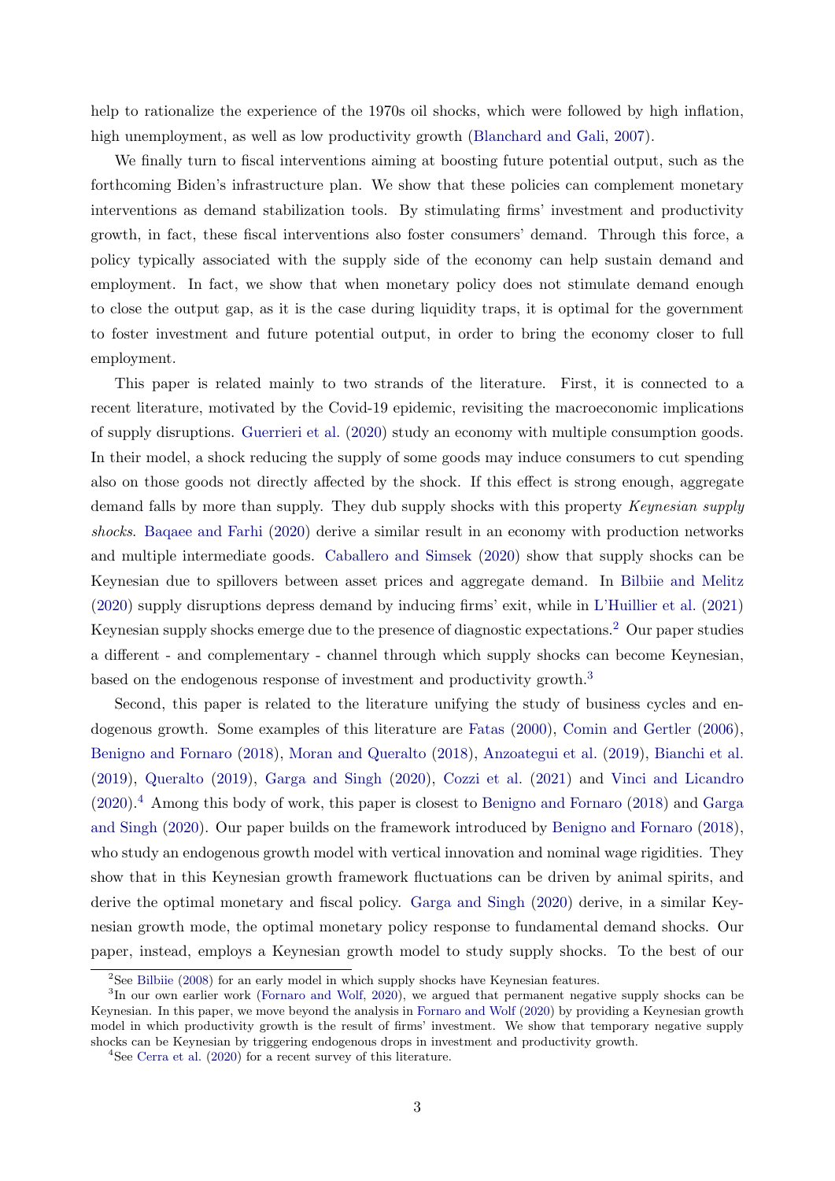help to rationalize the experience of the 1970s oil shocks, which were followed by high inflation, high unemployment, as well as low productivity growth (Blanchard and Gali, 2007).

We finally turn to fiscal interventions aiming at boosting future potential output, such as the forthcoming Biden's infrastructure plan. We show that these policies can complement monetary interventions as demand stabilization tools. By stimulating firms' investment and productivity growth, in fact, these fiscal interventions also foster consumers' demand. Through this force, a policy typically associated with the supply side of the economy can help sustain demand and employment. In fact, we show that when monetary policy does not stimulate demand enough to close the output gap, as it is the case during liquidity traps, it is optimal for the government to foster investment and future potential output, in order to bring the economy closer to full employment.

This paper is related mainly to two strands of the literature. First, it is connected to a recent literature, motivated by the Covid-19 epidemic, revisiting the macroeconomic implications of supply disruptions. Guerrieri et al. (2020) study an economy with multiple consumption goods. In their model, a shock reducing the supply of some goods may induce consumers to cut spending also on those goods not directly affected by the shock. If this effect is strong enough, aggregate demand falls by more than supply. They dub supply shocks with this property *Keynesian supply shocks*. Baqaee and Farhi (2020) derive a similar result in an economy with production networks and multiple intermediate goods. Caballero and Simsek (2020) show that supply shocks can be Keynesian due to spillovers between asset prices and aggregate demand. In Bilbiie and Melitz (2020) supply disruptions depress demand by inducing firms' exit, while in L'Huillier et al. (2021) Keynesian supply shocks emerge due to the presence of diagnostic expectations.[2] Our paper studies a different - and complementary - channel through which supply shocks can become Keynesian, based on the endogenous response of investment and productivity growth.[3]

Second, this paper is related to the literature unifying the study of business cycles and endogenous growth. Some examples of this literature are Fatas (2000), Comin and Gertler (2006), Benigno and Fornaro (2018), Moran and Queralto (2018), Anzoategui et al. (2019), Bianchi et al. (2019), Queralto (2019), Garga and Singh (2020), Cozzi et al. (2021) and Vinci and Licandro (2020).[4] Among this body of work, this paper is closest to Benigno and Fornaro (2018) and Garga and Singh (2020). Our paper builds on the framework introduced by Benigno and Fornaro (2018), who study an endogenous growth model with vertical innovation and nominal wage rigidities. They show that in this Keynesian growth framework fluctuations can be driven by animal spirits, and derive the optimal monetary and fiscal policy. Garga and Singh (2020) derive, in a similar Keynesian growth mode, the optimal monetary policy response to fundamental demand shocks. Our paper, instead, employs a Keynesian growth model to study supply shocks. To the best of our

[2] See Bilbiie (2008) for an early model in which supply shocks have Keynesian features.

[3] In our own earlier work (Fornaro and Wolf, 2020), we argued that permanent negative supply shocks can be Keynesian. In this paper, we move beyond the analysis in Fornaro and Wolf (2020) by providing a Keynesian growth model in which productivity growth is the result of firms' investment. We show that temporary negative supply shocks can be Keynesian by triggering endogenous drops in investment and productivity growth.

[4] See Cerra et al. (2020) for a recent survey of this literature.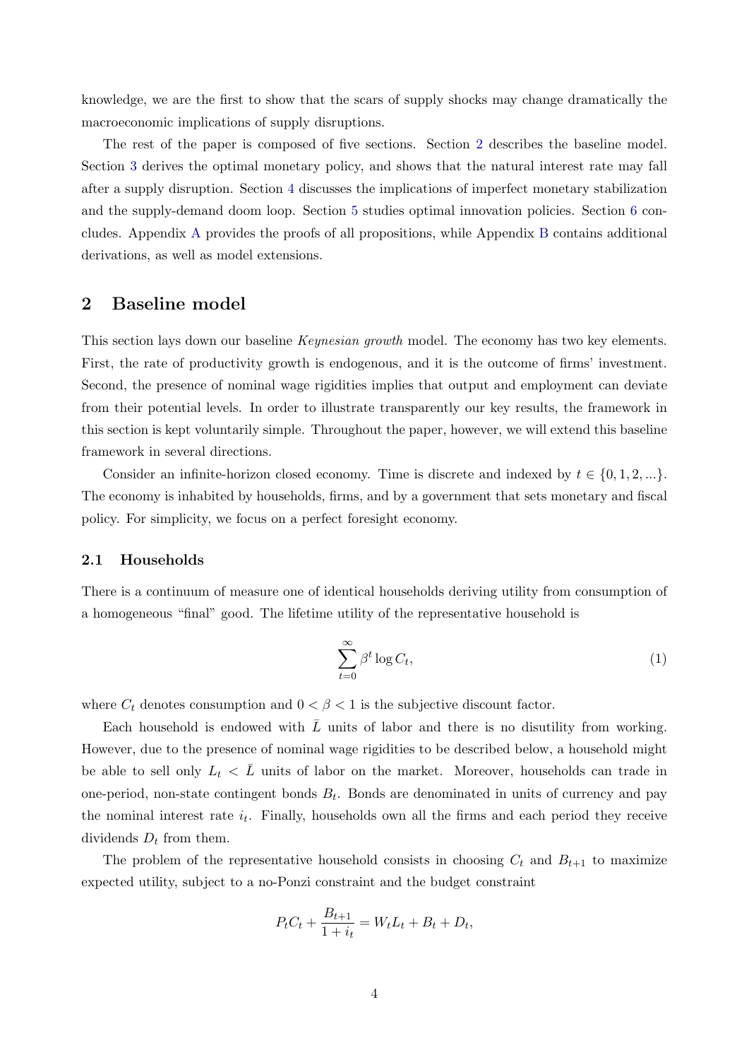knowledge, we are the first to show that the scars of supply shocks may change dramatically the macroeconomic implications of supply disruptions.

The rest of the paper is composed of five sections. Section 2 describes the baseline model. Section 3 derives the optimal monetary policy, and shows that the natural interest rate may fall after a supply disruption. Section 4 discusses the implications of imperfect monetary stabilization and the supply-demand doom loop. Section 5 studies optimal innovation policies. Section 6 concludes. Appendix A provides the proofs of all propositions, while Appendix B contains additional derivations, as well as model extensions.

## 2 Baseline model

This section lays down our baseline *Keynesian growth* model. The economy has two key elements. First, the rate of productivity growth is endogenous, and it is the outcome of firms' investment. Second, the presence of nominal wage rigidities implies that output and employment can deviate from their potential levels. In order to illustrate transparently our key results, the framework in this section is kept voluntarily simple. Throughout the paper, however, we will extend this baseline framework in several directions.

Consider an infinite-horizon closed economy. Time is discrete and indexed by $t \in \{0, 1, 2, ...\}$. The economy is inhabited by households, firms, and by a government that sets monetary and fiscal policy. For simplicity, we focus on a perfect foresight economy.

### 2.1 Households

There is a continuum of measure one of identical households deriving utility from consumption of a homogeneous "final" good. The lifetime utility of the representative household is

$$\sum_{t=0}^{\infty} \beta^t \log C_t, \tag{1}$$

where $C_t$ denotes consumption and $0 < \beta < 1$ is the subjective discount factor.

Each household is endowed with $\bar{L}$ units of labor and there is no disutility from working. However, due to the presence of nominal wage rigidities to be described below, a household might be able to sell only $L_t < \bar{L}$ units of labor on the market. Moreover, households can trade in one-period, non-state contingent bonds $B_t$. Bonds are denominated in units of currency and pay the nominal interest rate $i_t$. Finally, households own all the firms and each period they receive dividends $D_t$ from them.

The problem of the representative household consists in choosing $C_t$ and $B_{t+1}$ to maximize expected utility, subject to a no-Ponzi constraint and the budget constraint

$$P_t C_t + \frac{B_{t+1}}{1 + i_t} = W_t L_t + B_t + D_t,$$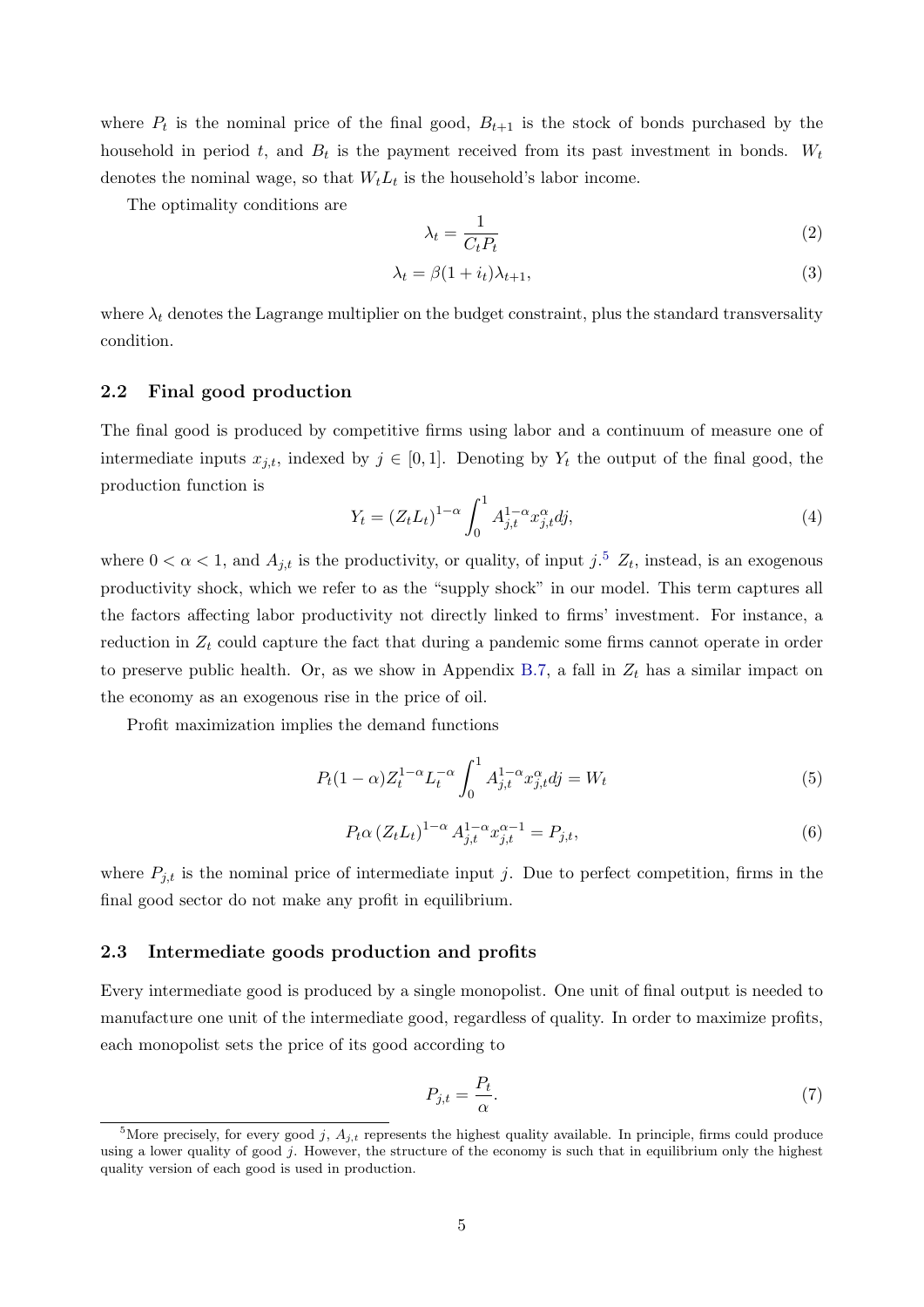where $P_t$ is the nominal price of the final good, $B_{t+1}$ is the stock of bonds purchased by the household in period $t$, and $B_t$ is the payment received from its past investment in bonds. $W_t$ denotes the nominal wage, so that $W_t L_t$ is the household's labor income.

The optimality conditions are

$$\lambda_t = \frac{1}{C_t P_t} \tag{2}$$

$$\lambda_t = \beta(1 + i_t)\lambda_{t+1}, \tag{3}$$

where $\lambda_t$ denotes the Lagrange multiplier on the budget constraint, plus the standard transversality condition.

## 2.2 Final good production

The final good is produced by competitive firms using labor and a continuum of measure one of intermediate inputs $x_{j,t}$, indexed by $j \in [0,1]$. Denoting by $Y_t$ the output of the final good, the production function is

$$Y_t = (Z_t L_t)^{1-\alpha} \int_0^1 A_{j,t}^{1-\alpha} x_{j,t}^{\alpha} dj, \tag{4}$$

where $0 < \alpha < 1$, and $A_{j,t}$ is the productivity, or quality, of input $j$.[5] $Z_t$, instead, is an exogenous productivity shock, which we refer to as the "supply shock" in our model. This term captures all the factors affecting labor productivity not directly linked to firms' investment. For instance, a reduction in $Z_t$ could capture the fact that during a pandemic some firms cannot operate in order to preserve public health. Or, as we show in Appendix B.7, a fall in $Z_t$ has a similar impact on the economy as an exogenous rise in the price of oil.

Profit maximization implies the demand functions

$$P_t (1-\alpha) Z_t^{1-\alpha} L_t^{-\alpha} \int_0^1 A_{j,t}^{1-\alpha} x_{j,t}^{\alpha} dj = W_t \tag{5}$$

$$P_t \alpha \left(Z_t L_t\right)^{1-\alpha} A_{j,t}^{1-\alpha} x_{j,t}^{\alpha-1} = P_{j,t}, \tag{6}$$

where $P_{j,t}$ is the nominal price of intermediate input $j$. Due to perfect competition, firms in the final good sector do not make any profit in equilibrium.

## 2.3 Intermediate goods production and profits

Every intermediate good is produced by a single monopolist. One unit of final output is needed to manufacture one unit of the intermediate good, regardless of quality. In order to maximize profits, each monopolist sets the price of its good according to

$$P_{j,t} = \frac{P_t}{\alpha}. \tag{7}$$

[5] More precisely, for every good $j$, $A_{j,t}$ represents the highest quality available. In principle, firms could produce using a lower quality of good $j$. However, the structure of the economy is such that in equilibrium only the highest quality version of each good is used in production.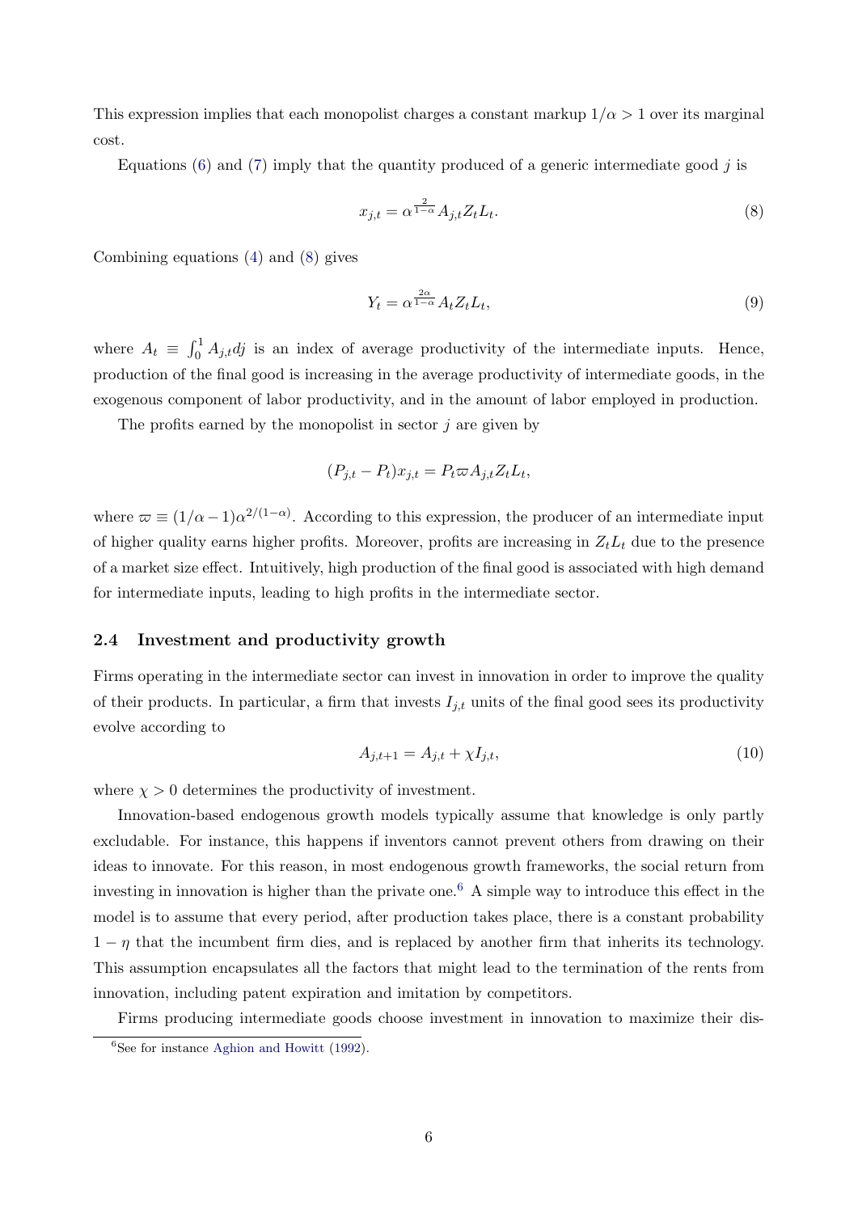This expression implies that each monopolist charges a constant markup $1/\alpha > 1$ over its marginal cost.

Equations (6) and (7) imply that the quantity produced of a generic intermediate good $j$ is

$$x_{j,t} = \alpha^{\frac{2}{1-\alpha}} A_{j,t} Z_t L_t. \tag{8}$$

Combining equations (4) and (8) gives

$$Y_t = \alpha^{\frac{2\alpha}{1-\alpha}} A_t Z_t L_t, \tag{9}$$

where $A_t \equiv \int_0^1 A_{j,t} dj$ is an index of average productivity of the intermediate inputs. Hence, production of the final good is increasing in the average productivity of intermediate goods, in the exogenous component of labor productivity, and in the amount of labor employed in production.

The profits earned by the monopolist in sector $j$ are given by

$$(P_{j,t} - P_t) x_{j,t} = P_t \varpi A_{j,t} Z_t L_t,$$

where $\varpi \equiv (1/\alpha - 1)\alpha^{2/(1-\alpha)}$. According to this expression, the producer of an intermediate input of higher quality earns higher profits. Moreover, profits are increasing in $Z_t L_t$ due to the presence of a market size effect. Intuitively, high production of the final good is associated with high demand for intermediate inputs, leading to high profits in the intermediate sector.

### 2.4 Investment and productivity growth

Firms operating in the intermediate sector can invest in innovation in order to improve the quality of their products. In particular, a firm that invests $I_{j,t}$ units of the final good sees its productivity evolve according to

$$A_{j,t+1} = A_{j,t} + \chi I_{j,t}, \tag{10}$$

where $\chi > 0$ determines the productivity of investment.

Innovation-based endogenous growth models typically assume that knowledge is only partly excludable. For instance, this happens if inventors cannot prevent others from drawing on their ideas to innovate. For this reason, in most endogenous growth frameworks, the social return from investing in innovation is higher than the private one.[6] A simple way to introduce this effect in the model is to assume that every period, after production takes place, there is a constant probability $1 - \eta$ that the incumbent firm dies, and is replaced by another firm that inherits its technology. This assumption encapsulates all the factors that might lead to the termination of the rents from innovation, including patent expiration and imitation by competitors.

Firms producing intermediate goods choose investment in innovation to maximize their dis-

[6] See for instance Aghion and Howitt (1992).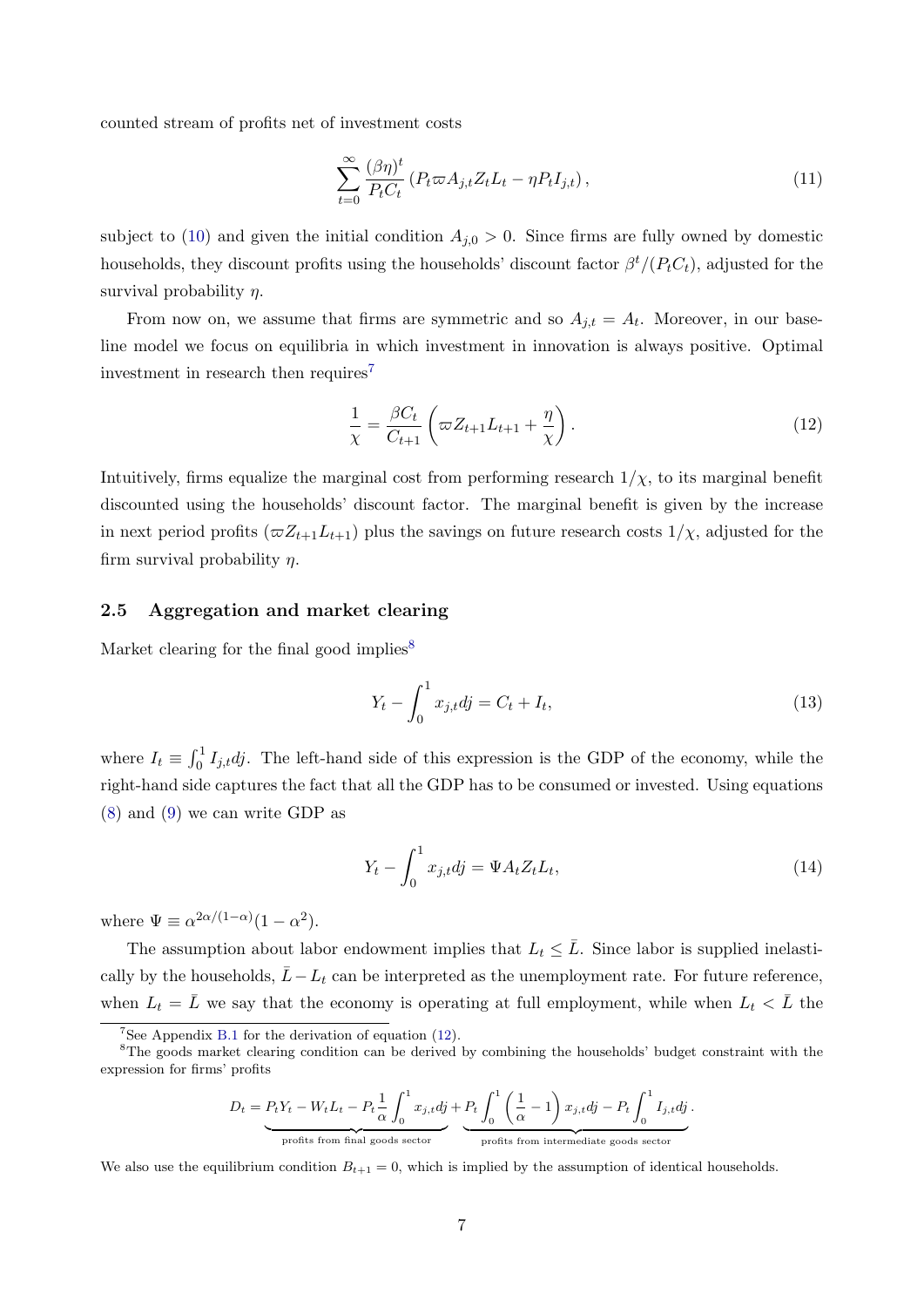counted stream of profits net of investment costs

$$\sum_{t=0}^{\infty} \frac{(\beta\eta)^t}{P_t C_t} \left(P_t \varpi A_{j,t} Z_t L_t - \eta P_t I_{j,t}\right), \tag{11}$$

subject to (10) and given the initial condition $A_{j,0} > 0$. Since firms are fully owned by domestic households, they discount profits using the households' discount factor $\beta^t/(P_t C_t)$, adjusted for the survival probability $\eta$.

From now on, we assume that firms are symmetric and so $A_{j,t} = A_t$. Moreover, in our baseline model we focus on equilibria in which investment in innovation is always positive. Optimal investment in research then requires[7]

$$\frac{1}{\chi} = \frac{\beta C_t}{C_{t+1}} \left(\varpi Z_{t+1} L_{t+1} + \frac{\eta}{\chi}\right). \tag{12}$$

Intuitively, firms equalize the marginal cost from performing research $1/\chi$, to its marginal benefit discounted using the households' discount factor. The marginal benefit is given by the increase in next period profits ($\varpi Z_{t+1} L_{t+1}$) plus the savings on future research costs $1/\chi$, adjusted for the firm survival probability $\eta$.

### 2.5 Aggregation and market clearing

Market clearing for the final good implies[8]

$$Y_t - \int_0^1 x_{j,t} dj = C_t + I_t, \tag{13}$$

where $I_t \equiv \int_0^1 I_{j,t} dj$. The left-hand side of this expression is the GDP of the economy, while the right-hand side captures the fact that all the GDP has to be consumed or invested. Using equations (8) and (9) we can write GDP as

$$Y_t - \int_0^1 x_{j,t} dj = \Psi A_t Z_t L_t, \tag{14}$$

where $\Psi \equiv \alpha^{2\alpha/(1-\alpha)}(1-\alpha^2)$.

The assumption about labor endowment implies that $L_t \leq \bar{L}$. Since labor is supplied inelastically by the households, $\bar{L} - L_t$ can be interpreted as the unemployment rate. For future reference, when $L_t = \bar{L}$ we say that the economy is operating at full employment, while when $L_t < \bar{L}$ the

---

[7] See Appendix B.1 for the derivation of equation (12).

[8] The goods market clearing condition can be derived by combining the households' budget constraint with the expression for firms' profits

$$D_t = \underbrace{P_t Y_t - W_t L_t - P_t \frac{1}{\alpha} \int_0^1 x_{j,t} dj}_{\text{profits from final goods sector}} + \underbrace{P_t \int_0^1 \left(\frac{1}{\alpha} - 1\right) x_{j,t} dj - P_t \int_0^1 I_{j,t} dj}_{\text{profits from intermediate goods sector}}.$$

We also use the equilibrium condition $B_{t+1} = 0$, which is implied by the assumption of identical households.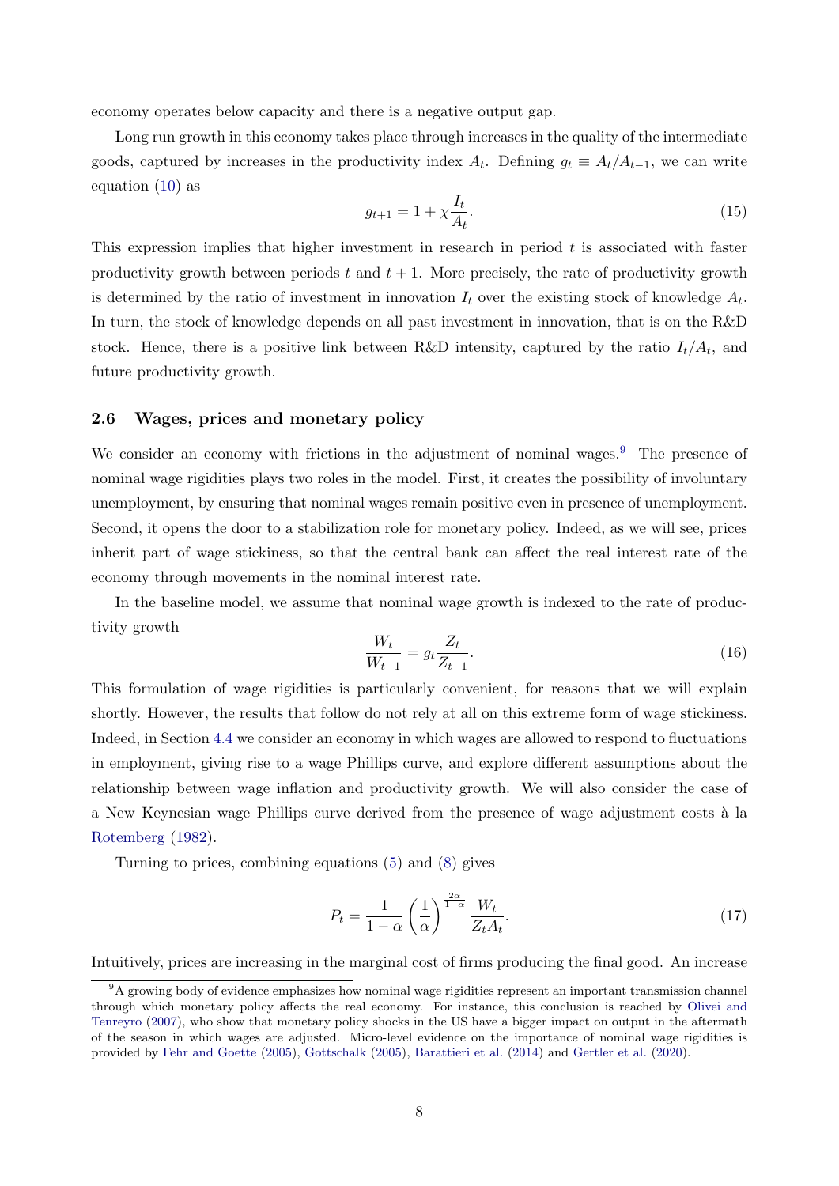economy operates below capacity and there is a negative output gap.

Long run growth in this economy takes place through increases in the quality of the intermediate goods, captured by increases in the productivity index $A_t$. Defining $g_t \equiv A_t/A_{t-1}$, we can write equation (10) as

$$g_{t+1} = 1 + \chi \frac{I_t}{A_t}. \tag{15}$$

This expression implies that higher investment in research in period $t$ is associated with faster productivity growth between periods $t$ and $t+1$. More precisely, the rate of productivity growth is determined by the ratio of investment in innovation $I_t$ over the existing stock of knowledge $A_t$. In turn, the stock of knowledge depends on all past investment in innovation, that is on the R&D stock. Hence, there is a positive link between R&D intensity, captured by the ratio $I_t/A_t$, and future productivity growth.

### 2.6 Wages, prices and monetary policy

We consider an economy with frictions in the adjustment of nominal wages.[9] The presence of nominal wage rigidities plays two roles in the model. First, it creates the possibility of involuntary unemployment, by ensuring that nominal wages remain positive even in presence of unemployment. Second, it opens the door to a stabilization role for monetary policy. Indeed, as we will see, prices inherit part of wage stickiness, so that the central bank can affect the real interest rate of the economy through movements in the nominal interest rate.

In the baseline model, we assume that nominal wage growth is indexed to the rate of productivity growth

$$\frac{W_t}{W_{t-1}} = g_t \frac{Z_t}{Z_{t-1}}. \tag{16}$$

This formulation of wage rigidities is particularly convenient, for reasons that we will explain shortly. However, the results that follow do not rely at all on this extreme form of wage stickiness. Indeed, in Section 4.4 we consider an economy in which wages are allowed to respond to fluctuations in employment, giving rise to a wage Phillips curve, and explore different assumptions about the relationship between wage inflation and productivity growth. We will also consider the case of a New Keynesian wage Phillips curve derived from the presence of wage adjustment costs à la Rotemberg (1982).

Turning to prices, combining equations (5) and (8) gives

$$P_t = \frac{1}{1-\alpha} \left(\frac{1}{\alpha}\right)^{\frac{2\alpha}{1-\alpha}} \frac{W_t}{Z_t A_t}. \tag{17}$$

Intuitively, prices are increasing in the marginal cost of firms producing the final good. An increase

[9] A growing body of evidence emphasizes how nominal wage rigidities represent an important transmission channel through which monetary policy affects the real economy. For instance, this conclusion is reached by Olivei and Tenreyro (2007), who show that monetary policy shocks in the US have a bigger impact on output in the aftermath of the season in which wages are adjusted. Micro-level evidence on the importance of nominal wage rigidities is provided by Fehr and Goette (2005), Gottschalk (2005), Barattieri et al. (2014) and Gertler et al. (2020).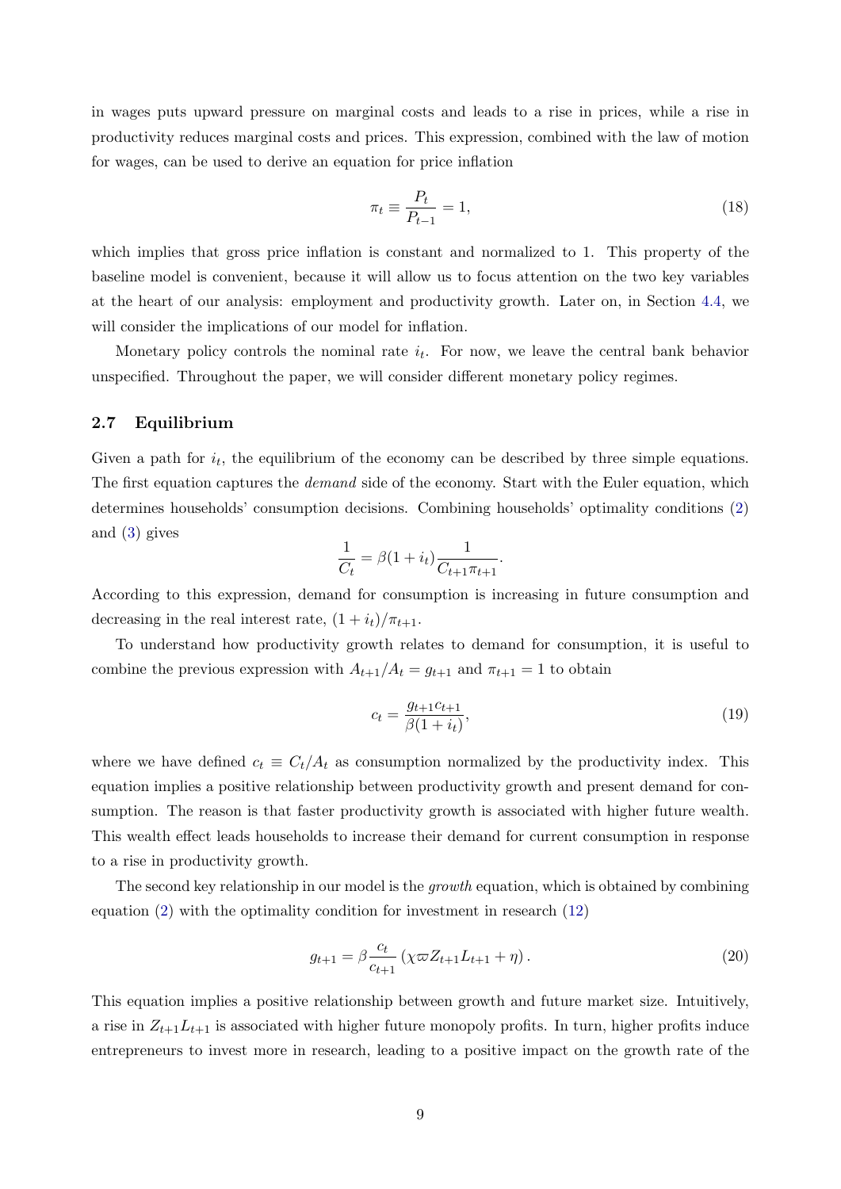in wages puts upward pressure on marginal costs and leads to a rise in prices, while a rise in productivity reduces marginal costs and prices. This expression, combined with the law of motion for wages, can be used to derive an equation for price inflation

$$\pi_t \equiv \frac{P_t}{P_{t-1}} = 1, \tag{18}$$

which implies that gross price inflation is constant and normalized to 1. This property of the baseline model is convenient, because it will allow us to focus attention on the two key variables at the heart of our analysis: employment and productivity growth. Later on, in Section 4.4, we will consider the implications of our model for inflation.

Monetary policy controls the nominal rate $i_t$. For now, we leave the central bank behavior unspecified. Throughout the paper, we will consider different monetary policy regimes.

## 2.7 Equilibrium

Given a path for $i_t$, the equilibrium of the economy can be described by three simple equations. The first equation captures the *demand* side of the economy. Start with the Euler equation, which determines households' consumption decisions. Combining households' optimality conditions (2) and (3) gives

$$\frac{1}{C_t} = \beta(1 + i_t)\frac{1}{C_{t+1}\pi_{t+1}}.$$

According to this expression, demand for consumption is increasing in future consumption and decreasing in the real interest rate, $(1 + i_t)/\pi_{t+1}$.

To understand how productivity growth relates to demand for consumption, it is useful to combine the previous expression with $A_{t+1}/A_t = g_{t+1}$ and $\pi_{t+1} = 1$ to obtain

$$c_t = \frac{g_{t+1}c_{t+1}}{\beta(1 + i_t)}, \tag{19}$$

where we have defined $c_t \equiv C_t/A_t$ as consumption normalized by the productivity index. This equation implies a positive relationship between productivity growth and present demand for consumption. The reason is that faster productivity growth is associated with higher future wealth. This wealth effect leads households to increase their demand for current consumption in response to a rise in productivity growth.

The second key relationship in our model is the *growth* equation, which is obtained by combining equation (2) with the optimality condition for investment in research (12)

$$g_{t+1} = \beta\frac{c_t}{c_{t+1}}\left(\chi\varpi Z_{t+1}L_{t+1} + \eta\right). \tag{20}$$

This equation implies a positive relationship between growth and future market size. Intuitively, a rise in $Z_{t+1}L_{t+1}$ is associated with higher future monopoly profits. In turn, higher profits induce entrepreneurs to invest more in research, leading to a positive impact on the growth rate of the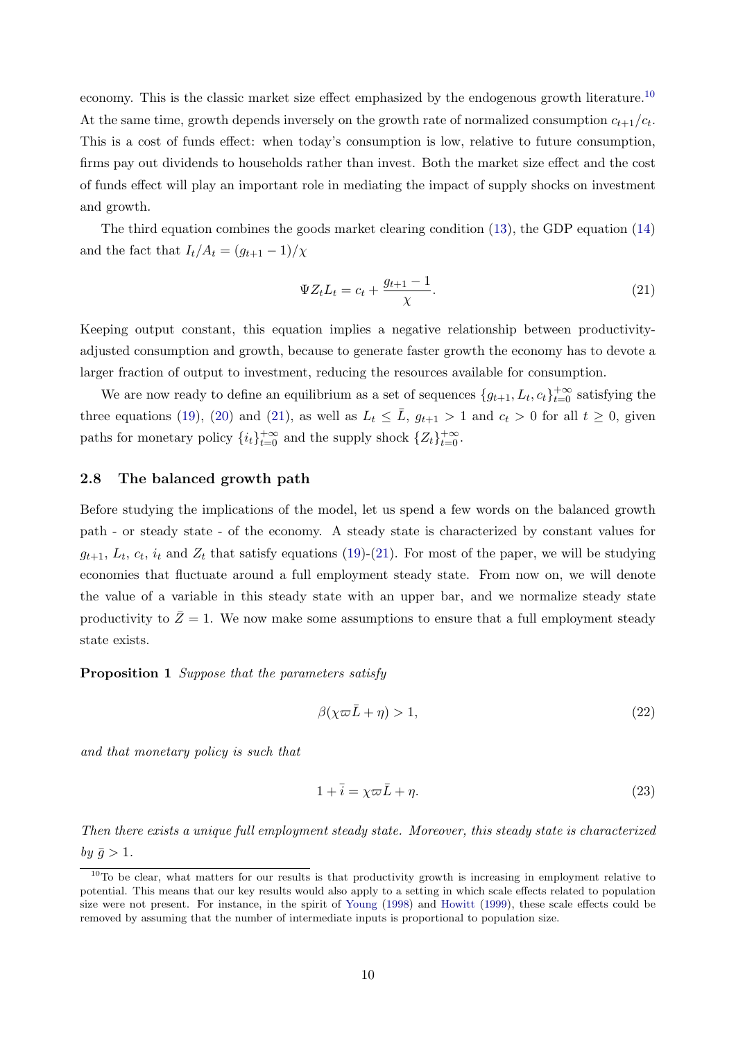economy. This is the classic market size effect emphasized by the endogenous growth literature.[10] At the same time, growth depends inversely on the growth rate of normalized consumption $c_{t+1}/c_t$. This is a cost of funds effect: when today's consumption is low, relative to future consumption, firms pay out dividends to households rather than invest. Both the market size effect and the cost of funds effect will play an important role in mediating the impact of supply shocks on investment and growth.

The third equation combines the goods market clearing condition (13), the GDP equation (14) and the fact that $I_t/A_t = (g_{t+1} - 1)/\chi$

$$\Psi Z_t L_t = c_t + \frac{g_{t+1} - 1}{\chi}. \tag{21}$$

Keeping output constant, this equation implies a negative relationship between productivity-adjusted consumption and growth, because to generate faster growth the economy has to devote a larger fraction of output to investment, reducing the resources available for consumption.

We are now ready to define an equilibrium as a set of sequences $\{g_{t+1}, L_t, c_t\}_{t=0}^{+\infty}$ satisfying the three equations (19), (20) and (21), as well as $L_t \leq \bar{L}$, $g_{t+1} > 1$ and $c_t > 0$ for all $t \geq 0$, given paths for monetary policy $\{i_t\}_{t=0}^{+\infty}$ and the supply shock $\{Z_t\}_{t=0}^{+\infty}$.

### 2.8 The balanced growth path

Before studying the implications of the model, let us spend a few words on the balanced growth path - or steady state - of the economy. A steady state is characterized by constant values for $g_{t+1}$, $L_t$, $c_t$, $i_t$ and $Z_t$ that satisfy equations (19)-(21). For most of the paper, we will be studying economies that fluctuate around a full employment steady state. From now on, we will denote the value of a variable in this steady state with an upper bar, and we normalize steady state productivity to $\bar{Z} = 1$. We now make some assumptions to ensure that a full employment steady state exists.

**Proposition 1** *Suppose that the parameters satisfy*

$$\beta(\chi\varpi\bar{L} + \eta) > 1, \tag{22}$$

*and that monetary policy is such that*

$$1 + \bar{i} = \chi\varpi\bar{L} + \eta. \tag{23}$$

*Then there exists a unique full employment steady state. Moreover, this steady state is characterized by $\bar{g} > 1$.*

[10] To be clear, what matters for our results is that productivity growth is increasing in employment relative to potential. This means that our key results would also apply to a setting in which scale effects related to population size were not present. For instance, in the spirit of Young (1998) and Howitt (1999), these scale effects could be removed by assuming that the number of intermediate inputs is proportional to population size.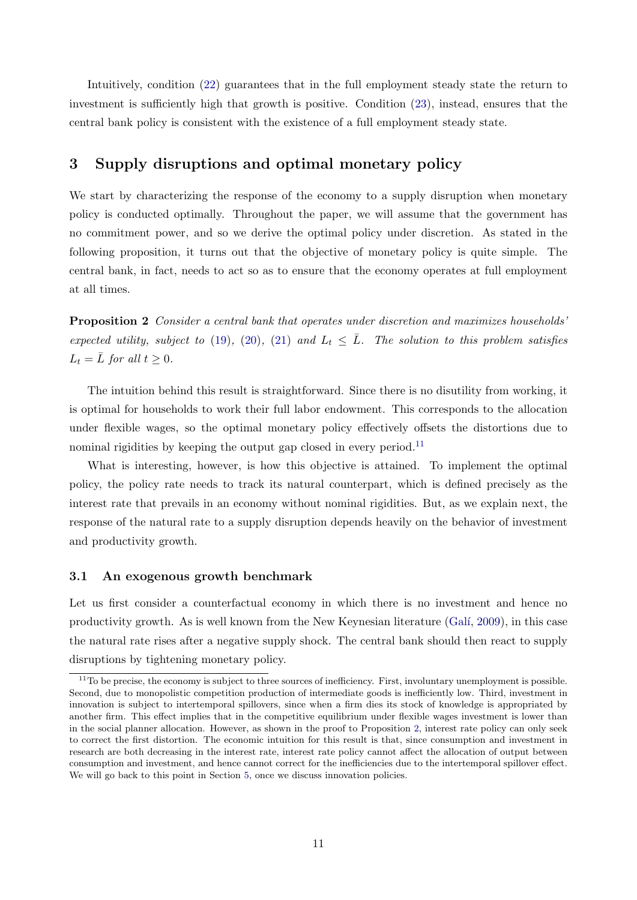Intuitively, condition (22) guarantees that in the full employment steady state the return to investment is sufficiently high that growth is positive. Condition (23), instead, ensures that the central bank policy is consistent with the existence of a full employment steady state.

## 3 Supply disruptions and optimal monetary policy

We start by characterizing the response of the economy to a supply disruption when monetary policy is conducted optimally. Throughout the paper, we will assume that the government has no commitment power, and so we derive the optimal policy under discretion. As stated in the following proposition, it turns out that the objective of monetary policy is quite simple. The central bank, in fact, needs to act so as to ensure that the economy operates at full employment at all times.

**Proposition 2** *Consider a central bank that operates under discretion and maximizes households' expected utility, subject to (19), (20), (21) and $L_t \leq \bar{L}$. The solution to this problem satisfies $L_t = \bar{L}$ for all $t \geq 0$.*

The intuition behind this result is straightforward. Since there is no disutility from working, it is optimal for households to work their full labor endowment. This corresponds to the allocation under flexible wages, so the optimal monetary policy effectively offsets the distortions due to nominal rigidities by keeping the output gap closed in every period.[11]

What is interesting, however, is how this objective is attained. To implement the optimal policy, the policy rate needs to track its natural counterpart, which is defined precisely as the interest rate that prevails in an economy without nominal rigidities. But, as we explain next, the response of the natural rate to a supply disruption depends heavily on the behavior of investment and productivity growth.

### 3.1 An exogenous growth benchmark

Let us first consider a counterfactual economy in which there is no investment and hence no productivity growth. As is well known from the New Keynesian literature (Galí, 2009), in this case the natural rate rises after a negative supply shock. The central bank should then react to supply disruptions by tightening monetary policy.

[11] To be precise, the economy is subject to three sources of inefficiency. First, involuntary unemployment is possible. Second, due to monopolistic competition production of intermediate goods is inefficiently low. Third, investment in innovation is subject to intertemporal spillovers, since when a firm dies its stock of knowledge is appropriated by another firm. This effect implies that in the competitive equilibrium under flexible wages investment is lower than in the social planner allocation. However, as shown in the proof to Proposition 2, interest rate policy can only seek to correct the first distortion. The economic intuition for this result is that, since consumption and investment in research are both decreasing in the interest rate, interest rate policy cannot affect the allocation of output between consumption and investment, and hence cannot correct for the inefficiencies due to the intertemporal spillover effect. We will go back to this point in Section 5, once we discuss innovation policies.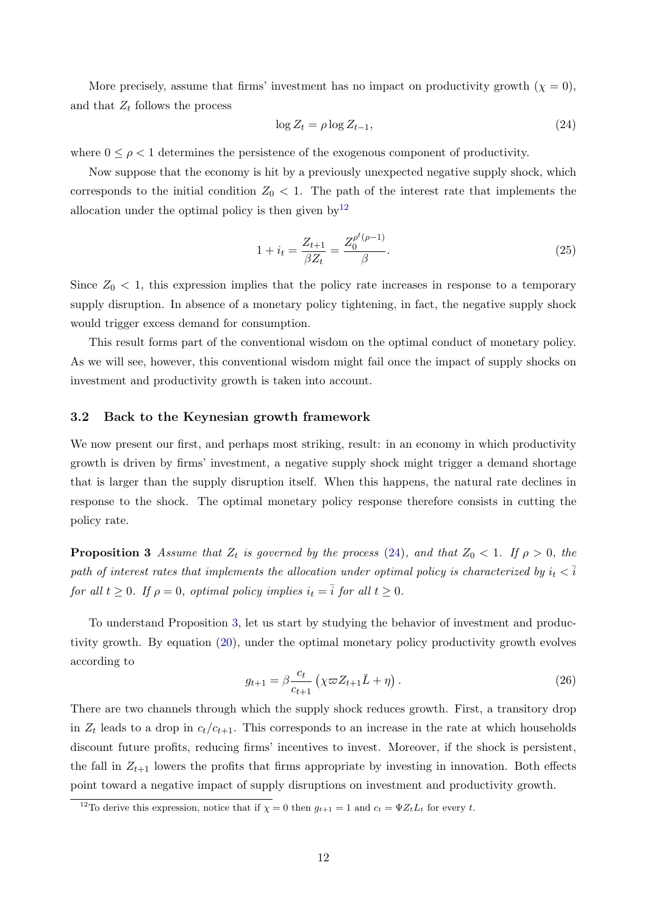More precisely, assume that firms' investment has no impact on productivity growth ($\chi = 0$), and that $Z_t$ follows the process

$$\log Z_t = \rho \log Z_{t-1}, \tag{24}$$

where $0 \leq \rho < 1$ determines the persistence of the exogenous component of productivity.

Now suppose that the economy is hit by a previously unexpected negative supply shock, which corresponds to the initial condition $Z_0 < 1$. The path of the interest rate that implements the allocation under the optimal policy is then given by[12]

$$1 + i_t = \frac{Z_{t+1}}{\beta Z_t} = \frac{Z_0^{\rho^t(\rho-1)}}{\beta}. \tag{25}$$

Since $Z_0 < 1$, this expression implies that the policy rate increases in response to a temporary supply disruption. In absence of a monetary policy tightening, in fact, the negative supply shock would trigger excess demand for consumption.

This result forms part of the conventional wisdom on the optimal conduct of monetary policy. As we will see, however, this conventional wisdom might fail once the impact of supply shocks on investment and productivity growth is taken into account.

### 3.2 Back to the Keynesian growth framework

We now present our first, and perhaps most striking, result: in an economy in which productivity growth is driven by firms' investment, a negative supply shock might trigger a demand shortage that is larger than the supply disruption itself. When this happens, the natural rate declines in response to the shock. The optimal monetary policy response therefore consists in cutting the policy rate.

**Proposition 3** *Assume that $Z_t$ is governed by the process (24), and that $Z_0 < 1$. If $\rho > 0$, the path of interest rates that implements the allocation under optimal policy is characterized by $i_t < \bar{i}$ for all $t \geq 0$. If $\rho = 0$, optimal policy implies $i_t = \bar{i}$ for all $t \geq 0$.*

To understand Proposition 3, let us start by studying the behavior of investment and productivity growth. By equation (20), under the optimal monetary policy productivity growth evolves according to

$$g_{t+1} = \beta \frac{c_t}{c_{t+1}} \left( \chi \varpi Z_{t+1} \bar{L} + \eta \right). \tag{26}$$

There are two channels through which the supply shock reduces growth. First, a transitory drop in $Z_t$ leads to a drop in $c_t / c_{t+1}$. This corresponds to an increase in the rate at which households discount future profits, reducing firms' incentives to invest. Moreover, if the shock is persistent, the fall in $Z_{t+1}$ lowers the profits that firms appropriate by investing in innovation. Both effects point toward a negative impact of supply disruptions on investment and productivity growth.

[12] To derive this expression, notice that if $\chi = 0$ then $g_{t+1} = 1$ and $c_t = \Psi Z_t L_t$ for every $t$.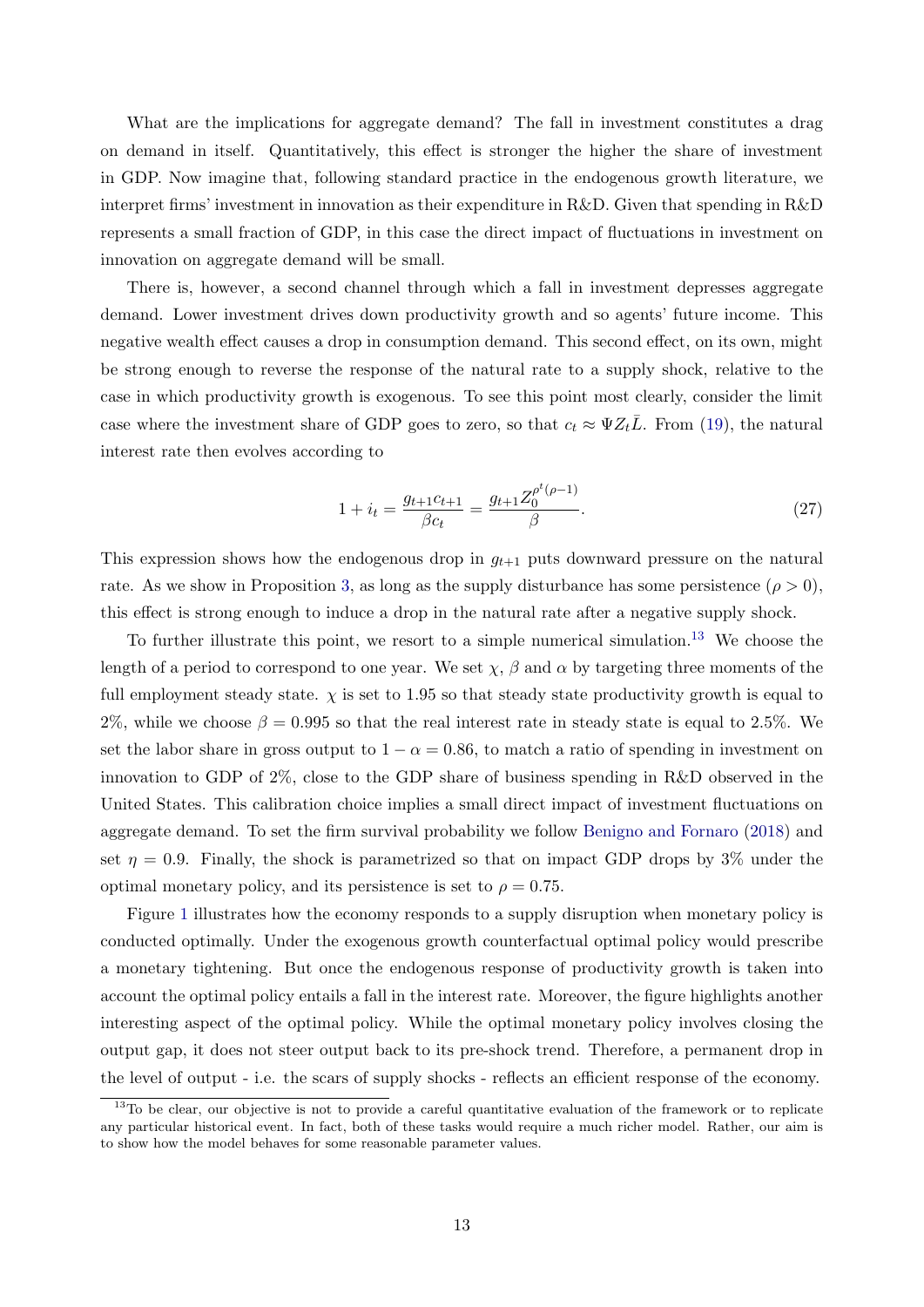What are the implications for aggregate demand? The fall in investment constitutes a drag on demand in itself. Quantitatively, this effect is stronger the higher the share of investment in GDP. Now imagine that, following standard practice in the endogenous growth literature, we interpret firms' investment in innovation as their expenditure in R&D. Given that spending in R&D represents a small fraction of GDP, in this case the direct impact of fluctuations in investment on innovation on aggregate demand will be small.

There is, however, a second channel through which a fall in investment depresses aggregate demand. Lower investment drives down productivity growth and so agents' future income. This negative wealth effect causes a drop in consumption demand. This second effect, on its own, might be strong enough to reverse the response of the natural rate to a supply shock, relative to the case in which productivity growth is exogenous. To see this point most clearly, consider the limit case where the investment share of GDP goes to zero, so that $c_t \approx \Psi Z_t \bar{L}$. From (19), the natural interest rate then evolves according to

$$1 + i_t = \frac{g_{t+1} c_{t+1}}{\beta c_t} = \frac{g_{t+1} Z_0^{\rho^t(\rho-1)}}{\beta}. \tag{27}$$

This expression shows how the endogenous drop in $g_{t+1}$ puts downward pressure on the natural rate. As we show in Proposition 3, as long as the supply disturbance has some persistence ($\rho > 0$), this effect is strong enough to induce a drop in the natural rate after a negative supply shock.

To further illustrate this point, we resort to a simple numerical simulation.[13] We choose the length of a period to correspond to one year. We set $\chi$, $\beta$ and $\alpha$ by targeting three moments of the full employment steady state. $\chi$ is set to 1.95 so that steady state productivity growth is equal to 2%, while we choose $\beta = 0.995$ so that the real interest rate in steady state is equal to 2.5%. We set the labor share in gross output to $1 - \alpha = 0.86$, to match a ratio of spending in investment on innovation to GDP of 2%, close to the GDP share of business spending in R&D observed in the United States. This calibration choice implies a small direct impact of investment fluctuations on aggregate demand. To set the firm survival probability we follow Benigno and Fornaro (2018) and set $\eta = 0.9$. Finally, the shock is parametrized so that on impact GDP drops by 3% under the optimal monetary policy, and its persistence is set to $\rho = 0.75$.

Figure 1 illustrates how the economy responds to a supply disruption when monetary policy is conducted optimally. Under the exogenous growth counterfactual optimal policy would prescribe a monetary tightening. But once the endogenous response of productivity growth is taken into account the optimal policy entails a fall in the interest rate. Moreover, the figure highlights another interesting aspect of the optimal policy. While the optimal monetary policy involves closing the output gap, it does not steer output back to its pre-shock trend. Therefore, a permanent drop in the level of output - i.e. the scars of supply shocks - reflects an efficient response of the economy.

[13] To be clear, our objective is not to provide a careful quantitative evaluation of the framework or to replicate any particular historical event. In fact, both of these tasks would require a much richer model. Rather, our aim is to show how the model behaves for some reasonable parameter values.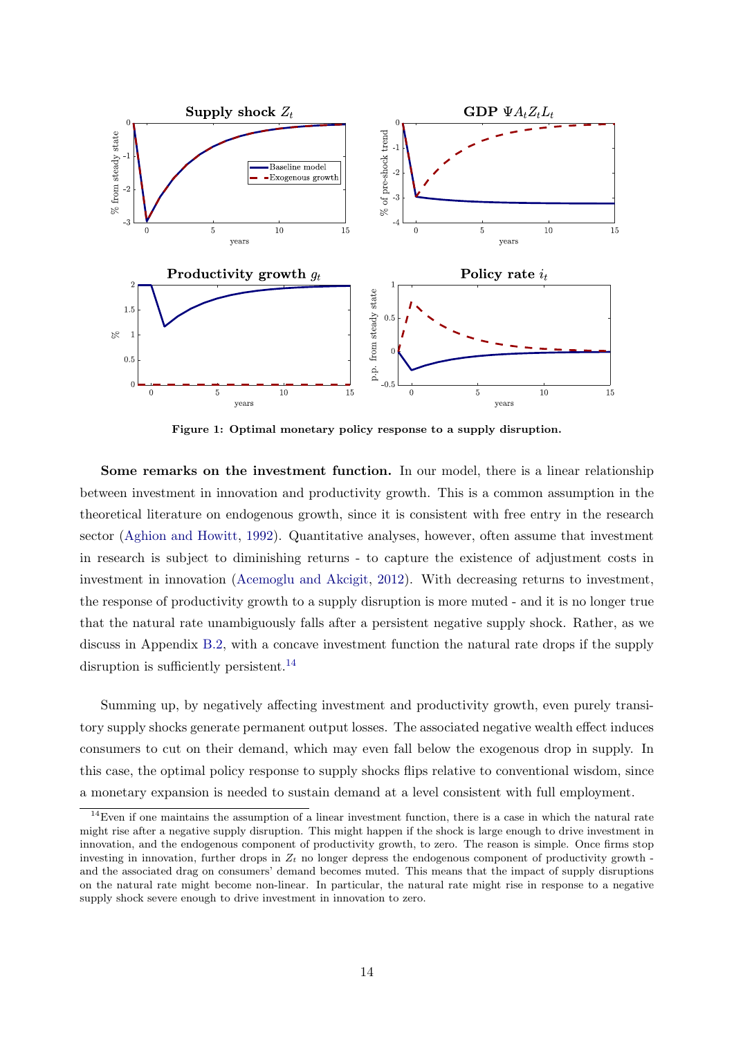**Figure 1: Optimal monetary policy response to a supply disruption.**

**Some remarks on the investment function.** In our model, there is a linear relationship between investment in innovation and productivity growth. This is a common assumption in the theoretical literature on endogenous growth, since it is consistent with free entry in the research sector (Aghion and Howitt, 1992). Quantitative analyses, however, often assume that investment in research is subject to diminishing returns - to capture the existence of adjustment costs in investment in innovation (Acemoglu and Akcigit, 2012). With decreasing returns to investment, the response of productivity growth to a supply disruption is more muted - and it is no longer true that the natural rate unambiguously falls after a persistent negative supply shock. Rather, as we discuss in Appendix B.2, with a concave investment function the natural rate drops if the supply disruption is sufficiently persistent.[14]

Summing up, by negatively affecting investment and productivity growth, even purely transitory supply shocks generate permanent output losses. The associated negative wealth effect induces consumers to cut on their demand, which may even fall below the exogenous drop in supply. In this case, the optimal policy response to supply shocks flips relative to conventional wisdom, since a monetary expansion is needed to sustain demand at a level consistent with full employment.

[14]Even if one maintains the assumption of a linear investment function, there is a case in which the natural rate might rise after a negative supply disruption. This might happen if the shock is large enough to drive investment in innovation, and the endogenous component of productivity growth, to zero. The reason is simple. Once firms stop investing in innovation, further drops in $Z_t$ no longer depress the endogenous component of productivity growth - and the associated drag on consumers' demand becomes muted. This means that the impact of supply disruptions on the natural rate might become non-linear. In particular, the natural rate might rise in response to a negative supply shock severe enough to drive investment in innovation to zero.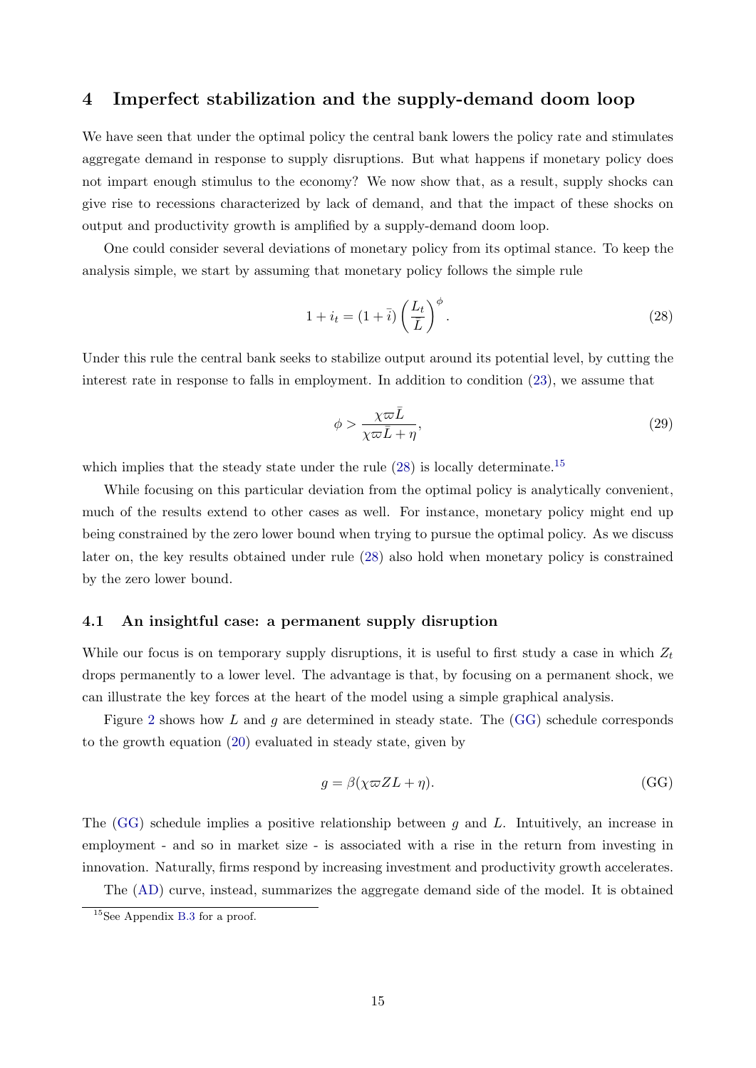## 4 Imperfect stabilization and the supply-demand doom loop

We have seen that under the optimal policy the central bank lowers the policy rate and stimulates aggregate demand in response to supply disruptions. But what happens if monetary policy does not impart enough stimulus to the economy? We now show that, as a result, supply shocks can give rise to recessions characterized by lack of demand, and that the impact of these shocks on output and productivity growth is amplified by a supply-demand doom loop.

One could consider several deviations of monetary policy from its optimal stance. To keep the analysis simple, we start by assuming that monetary policy follows the simple rule

$$1 + i_t = (1 + \bar{i}) \left( \frac{L_t}{\bar{L}} \right)^{\phi}. \tag{28}$$

Under this rule the central bank seeks to stabilize output around its potential level, by cutting the interest rate in response to falls in employment. In addition to condition (23), we assume that

$$\phi > \frac{\chi \varpi \bar{L}}{\chi \varpi \bar{L} + \eta}, \tag{29}$$

which implies that the steady state under the rule (28) is locally determinate.[15]

While focusing on this particular deviation from the optimal policy is analytically convenient, much of the results extend to other cases as well. For instance, monetary policy might end up being constrained by the zero lower bound when trying to pursue the optimal policy. As we discuss later on, the key results obtained under rule (28) also hold when monetary policy is constrained by the zero lower bound.

### 4.1 An insightful case: a permanent supply disruption

While our focus is on temporary supply disruptions, it is useful to first study a case in which $Z_t$ drops permanently to a lower level. The advantage is that, by focusing on a permanent shock, we can illustrate the key forces at the heart of the model using a simple graphical analysis.

Figure 2 shows how $L$ and $g$ are determined in steady state. The (GG) schedule corresponds to the growth equation (20) evaluated in steady state, given by

$$g = \beta(\chi \varpi Z L + \eta). \tag{GG}$$

The (GG) schedule implies a positive relationship between $g$ and $L$. Intuitively, an increase in employment - and so in market size - is associated with a rise in the return from investing in innovation. Naturally, firms respond by increasing investment and productivity growth accelerates.

The (AD) curve, instead, summarizes the aggregate demand side of the model. It is obtained

[15] See Appendix B.3 for a proof.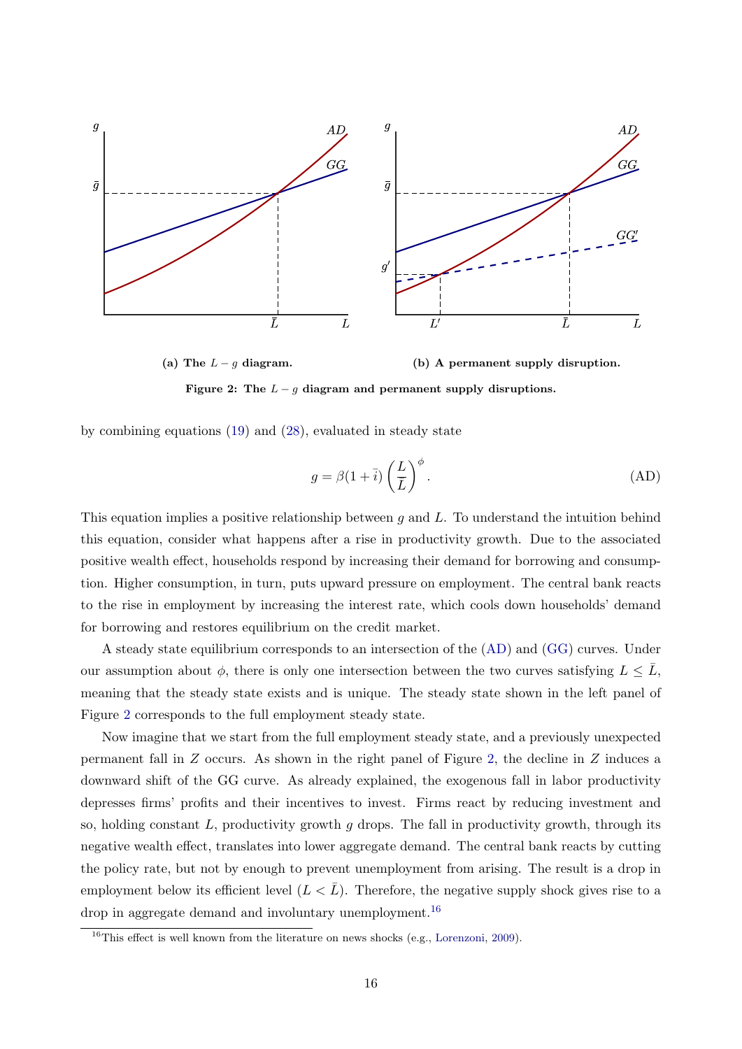**(a) The $L-g$ diagram.**

**(b) A permanent supply disruption.**

**Figure 2: The $L-g$ diagram and permanent supply disruptions.**

by combining equations (19) and (28), evaluated in steady state

$$g = \beta(1+\bar{i})\left(\frac{L}{\bar{L}}\right)^{\phi}. \tag{AD}$$

This equation implies a positive relationship between $g$ and $L$. To understand the intuition behind this equation, consider what happens after a rise in productivity growth. Due to the associated positive wealth effect, households respond by increasing their demand for borrowing and consumption. Higher consumption, in turn, puts upward pressure on employment. The central bank reacts to the rise in employment by increasing the interest rate, which cools down households' demand for borrowing and restores equilibrium on the credit market.

A steady state equilibrium corresponds to an intersection of the (AD) and (GG) curves. Under our assumption about $\phi$, there is only one intersection between the two curves satisfying $L \leq \bar{L}$, meaning that the steady state exists and is unique. The steady state shown in the left panel of Figure 2 corresponds to the full employment steady state.

Now imagine that we start from the full employment steady state, and a previously unexpected permanent fall in $Z$ occurs. As shown in the right panel of Figure 2, the decline in $Z$ induces a downward shift of the GG curve. As already explained, the exogenous fall in labor productivity depresses firms' profits and their incentives to invest. Firms react by reducing investment and so, holding constant $L$, productivity growth $g$ drops. The fall in productivity growth, through its negative wealth effect, translates into lower aggregate demand. The central bank reacts by cutting the policy rate, but not by enough to prevent unemployment from arising. The result is a drop in employment below its efficient level ($L < \bar{L}$). Therefore, the negative supply shock gives rise to a drop in aggregate demand and involuntary unemployment.[16]

[16]This effect is well known from the literature on news shocks (e.g., Lorenzoni, 2009).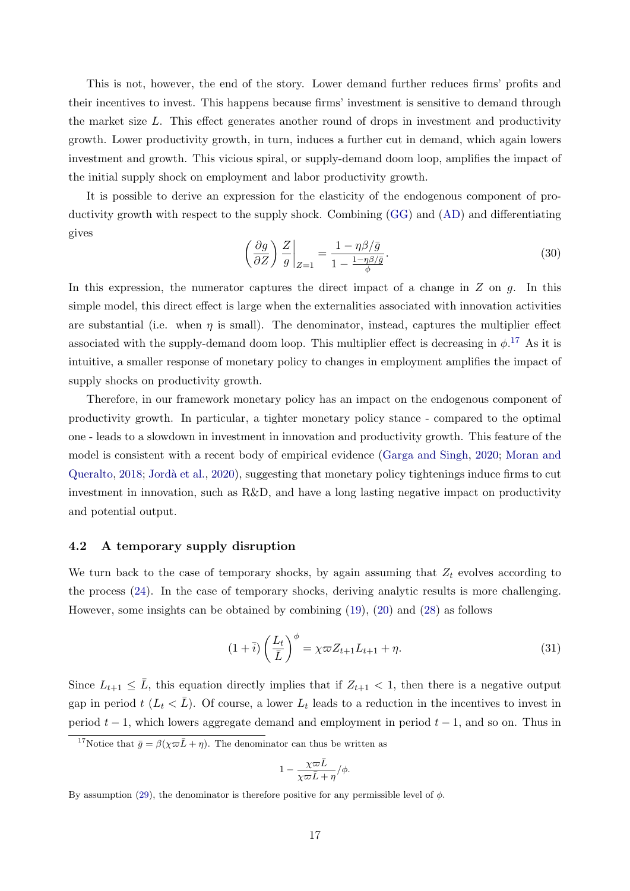This is not, however, the end of the story. Lower demand further reduces firms' profits and their incentives to invest. This happens because firms' investment is sensitive to demand through the market size $L$. This effect generates another round of drops in investment and productivity growth. Lower productivity growth, in turn, induces a further cut in demand, which again lowers investment and growth. This vicious spiral, or supply-demand doom loop, amplifies the impact of the initial supply shock on employment and labor productivity growth.

It is possible to derive an expression for the elasticity of the endogenous component of productivity growth with respect to the supply shock. Combining (GG) and (AD) and differentiating gives

$$\left(\frac{\partial g}{\partial Z}\right)\frac{Z}{g}\bigg|_{Z=1} = \frac{1-\eta\beta/\bar{g}}{1-\frac{1-\eta\beta/\bar{g}}{\phi}}. \tag{30}$$

In this expression, the numerator captures the direct impact of a change in $Z$ on $g$. In this simple model, this direct effect is large when the externalities associated with innovation activities are substantial (i.e. when $\eta$ is small). The denominator, instead, captures the multiplier effect associated with the supply-demand doom loop. This multiplier effect is decreasing in $\phi$.[17] As it is intuitive, a smaller response of monetary policy to changes in employment amplifies the impact of supply shocks on productivity growth.

Therefore, in our framework monetary policy has an impact on the endogenous component of productivity growth. In particular, a tighter monetary policy stance - compared to the optimal one - leads to a slowdown in investment in innovation and productivity growth. This feature of the model is consistent with a recent body of empirical evidence (Garga and Singh, 2020; Moran and Queralto, 2018; Jordà et al., 2020), suggesting that monetary policy tightenings induce firms to cut investment in innovation, such as R&D, and have a long lasting negative impact on productivity and potential output.

### 4.2 A temporary supply disruption

We turn back to the case of temporary shocks, by again assuming that $Z_t$ evolves according to the process (24). In the case of temporary shocks, deriving analytic results is more challenging. However, some insights can be obtained by combining (19), (20) and (28) as follows

$$(1+\bar{i})\left(\frac{L_t}{\bar{L}}\right)^{\phi} = \chi\varpi Z_{t+1}L_{t+1} + \eta. \tag{31}$$

Since $L_{t+1} \leq \bar{L}$, this equation directly implies that if $Z_{t+1} < 1$, then there is a negative output gap in period $t$ ($L_t < \bar{L}$). Of course, a lower $L_t$ leads to a reduction in the incentives to invest in period $t-1$, which lowers aggregate demand and employment in period $t-1$, and so on. Thus in

[17] Notice that $\bar{g} = \beta(\chi\varpi\bar{L} + \eta)$. The denominator can thus be written as

$$1 - \frac{\chi\varpi\bar{L}}{\chi\varpi\bar{L}+\eta}/\phi.$$

By assumption (29), the denominator is therefore positive for any permissible level of $\phi$.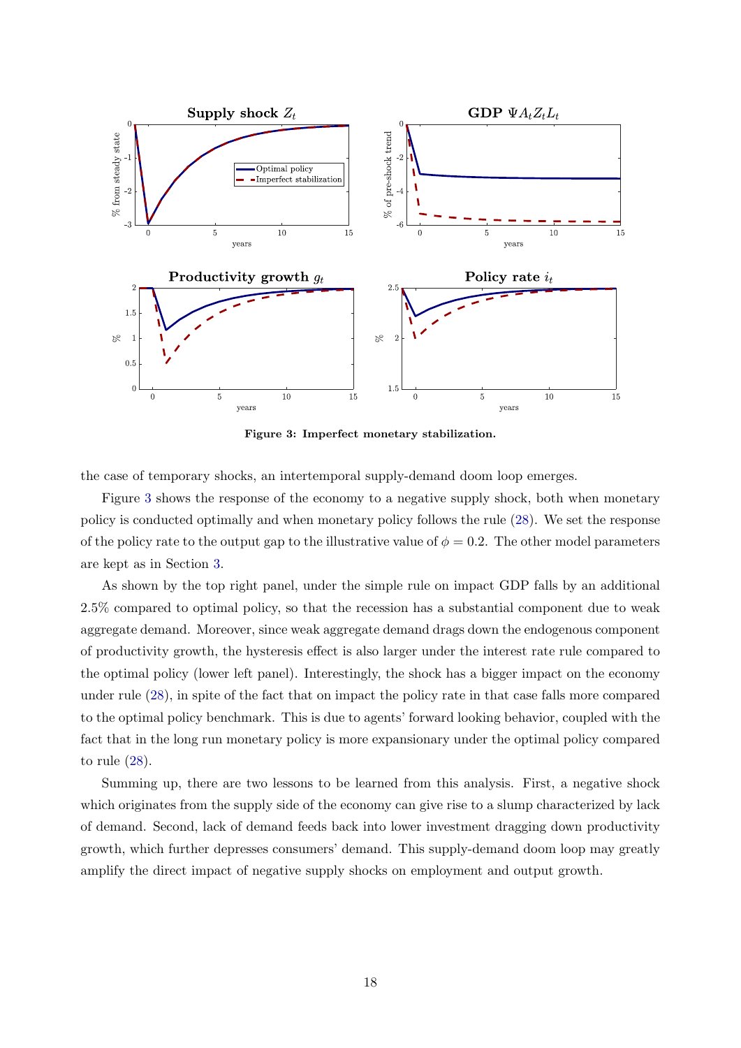**Figure 3: Imperfect monetary stabilization.**

the case of temporary shocks, an intertemporal supply-demand doom loop emerges.

Figure 3 shows the response of the economy to a negative supply shock, both when monetary policy is conducted optimally and when monetary policy follows the rule (28). We set the response of the policy rate to the output gap to the illustrative value of $\phi = 0.2$. The other model parameters are kept as in Section 3.

As shown by the top right panel, under the simple rule on impact GDP falls by an additional 2.5% compared to optimal policy, so that the recession has a substantial component due to weak aggregate demand. Moreover, since weak aggregate demand drags down the endogenous component of productivity growth, the hysteresis effect is also larger under the interest rate rule compared to the optimal policy (lower left panel). Interestingly, the shock has a bigger impact on the economy under rule (28), in spite of the fact that on impact the policy rate in that case falls more compared to the optimal policy benchmark. This is due to agents' forward looking behavior, coupled with the fact that in the long run monetary policy is more expansionary under the optimal policy compared to rule (28).

Summing up, there are two lessons to be learned from this analysis. First, a negative shock which originates from the supply side of the economy can give rise to a slump characterized by lack of demand. Second, lack of demand feeds back into lower investment dragging down productivity growth, which further depresses consumers' demand. This supply-demand doom loop may greatly amplify the direct impact of negative supply shocks on employment and output growth.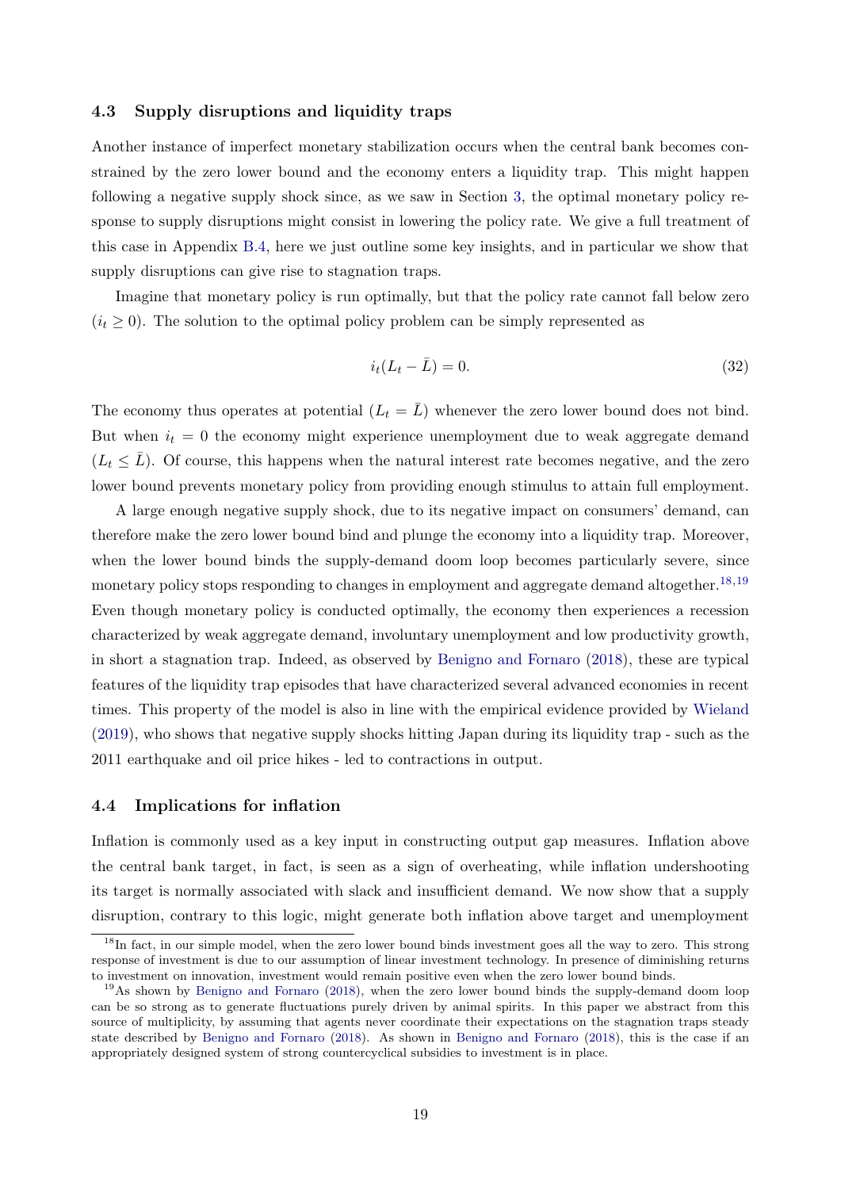### 4.3 Supply disruptions and liquidity traps

Another instance of imperfect monetary stabilization occurs when the central bank becomes constrained by the zero lower bound and the economy enters a liquidity trap. This might happen following a negative supply shock since, as we saw in Section 3, the optimal monetary policy response to supply disruptions might consist in lowering the policy rate. We give a full treatment of this case in Appendix B.4, here we just outline some key insights, and in particular we show that supply disruptions can give rise to stagnation traps.

Imagine that monetary policy is run optimally, but that the policy rate cannot fall below zero ($i_t \geq 0$). The solution to the optimal policy problem can be simply represented as

$$i_t(L_t - \bar{L}) = 0. \tag{32}$$

The economy thus operates at potential ($L_t = \bar{L}$) whenever the zero lower bound does not bind. But when $i_t = 0$ the economy might experience unemployment due to weak aggregate demand ($L_t \leq \bar{L}$). Of course, this happens when the natural interest rate becomes negative, and the zero lower bound prevents monetary policy from providing enough stimulus to attain full employment.

A large enough negative supply shock, due to its negative impact on consumers' demand, can therefore make the zero lower bound bind and plunge the economy into a liquidity trap. Moreover, when the lower bound binds the supply-demand doom loop becomes particularly severe, since monetary policy stops responding to changes in employment and aggregate demand altogether.[18,19] Even though monetary policy is conducted optimally, the economy then experiences a recession characterized by weak aggregate demand, involuntary unemployment and low productivity growth, in short a stagnation trap. Indeed, as observed by Benigno and Fornaro (2018), these are typical features of the liquidity trap episodes that have characterized several advanced economies in recent times. This property of the model is also in line with the empirical evidence provided by Wieland (2019), who shows that negative supply shocks hitting Japan during its liquidity trap - such as the 2011 earthquake and oil price hikes - led to contractions in output.

### 4.4 Implications for inflation

Inflation is commonly used as a key input in constructing output gap measures. Inflation above the central bank target, in fact, is seen as a sign of overheating, while inflation undershooting its target is normally associated with slack and insufficient demand. We now show that a supply disruption, contrary to this logic, might generate both inflation above target and unemployment

[18] In fact, in our simple model, when the zero lower bound binds investment goes all the way to zero. This strong response of investment is due to our assumption of linear investment technology. In presence of diminishing returns to investment on innovation, investment would remain positive even when the zero lower bound binds.

[19] As shown by Benigno and Fornaro (2018), when the zero lower bound binds the supply-demand doom loop can be so strong as to generate fluctuations purely driven by animal spirits. In this paper we abstract from this source of multiplicity, by assuming that agents never coordinate their expectations on the stagnation traps steady state described by Benigno and Fornaro (2018). As shown in Benigno and Fornaro (2018), this is the case if an appropriately designed system of strong countercyclical subsidies to investment is in place.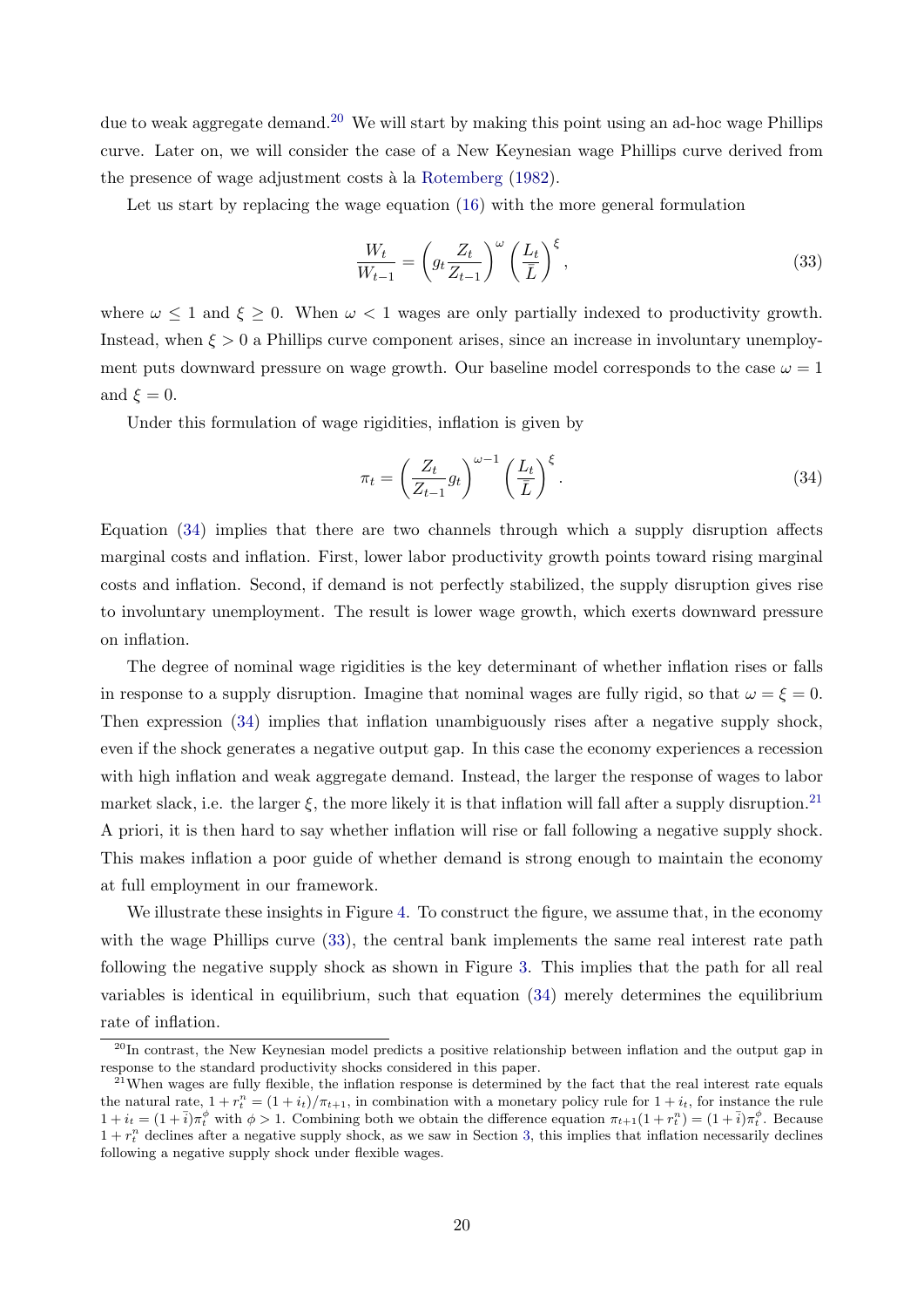due to weak aggregate demand.[20] We will start by making this point using an ad-hoc wage Phillips curve. Later on, we will consider the case of a New Keynesian wage Phillips curve derived from the presence of wage adjustment costs à la Rotemberg (1982).

Let us start by replacing the wage equation (16) with the more general formulation

$$\frac{W_t}{W_{t-1}} = \left(g_t \frac{Z_t}{Z_{t-1}}\right)^{\omega} \left(\frac{L_t}{\bar{L}}\right)^{\xi}, \tag{33}$$

where $\omega \leq 1$ and $\xi \geq 0$. When $\omega < 1$ wages are only partially indexed to productivity growth. Instead, when $\xi > 0$ a Phillips curve component arises, since an increase in involuntary unemployment puts downward pressure on wage growth. Our baseline model corresponds to the case $\omega = 1$ and $\xi = 0$.

Under this formulation of wage rigidities, inflation is given by

$$\pi_t = \left(\frac{Z_t}{Z_{t-1}} g_t\right)^{\omega - 1} \left(\frac{L_t}{\bar{L}}\right)^{\xi}. \tag{34}$$

Equation (34) implies that there are two channels through which a supply disruption affects marginal costs and inflation. First, lower labor productivity growth points toward rising marginal costs and inflation. Second, if demand is not perfectly stabilized, the supply disruption gives rise to involuntary unemployment. The result is lower wage growth, which exerts downward pressure on inflation.

The degree of nominal wage rigidities is the key determinant of whether inflation rises or falls in response to a supply disruption. Imagine that nominal wages are fully rigid, so that $\omega = \xi = 0$. Then expression (34) implies that inflation unambiguously rises after a negative supply shock, even if the shock generates a negative output gap. In this case the economy experiences a recession with high inflation and weak aggregate demand. Instead, the larger the response of wages to labor market slack, i.e. the larger $\xi$, the more likely it is that inflation will fall after a supply disruption.[21] A priori, it is then hard to say whether inflation will rise or fall following a negative supply shock. This makes inflation a poor guide of whether demand is strong enough to maintain the economy at full employment in our framework.

We illustrate these insights in Figure 4. To construct the figure, we assume that, in the economy with the wage Phillips curve (33), the central bank implements the same real interest rate path following the negative supply shock as shown in Figure 3. This implies that the path for all real variables is identical in equilibrium, such that equation (34) merely determines the equilibrium rate of inflation.

---

[20] In contrast, the New Keynesian model predicts a positive relationship between inflation and the output gap in response to the standard productivity shocks considered in this paper.

[21] When wages are fully flexible, the inflation response is determined by the fact that the real interest rate equals the natural rate, $1 + r_t^n = (1 + i_t)/\pi_{t+1}$, in combination with a monetary policy rule for $1 + i_t$, for instance the rule $1 + i_t = (1 + \bar{i})\pi_t^{\phi}$ with $\phi > 1$. Combining both we obtain the difference equation $\pi_{t+1}(1 + r_t^n) = (1 + \bar{i})\pi_t^{\phi}$. Because $1 + r_t^n$ declines after a negative supply shock, as we saw in Section 3, this implies that inflation necessarily declines following a negative supply shock under flexible wages.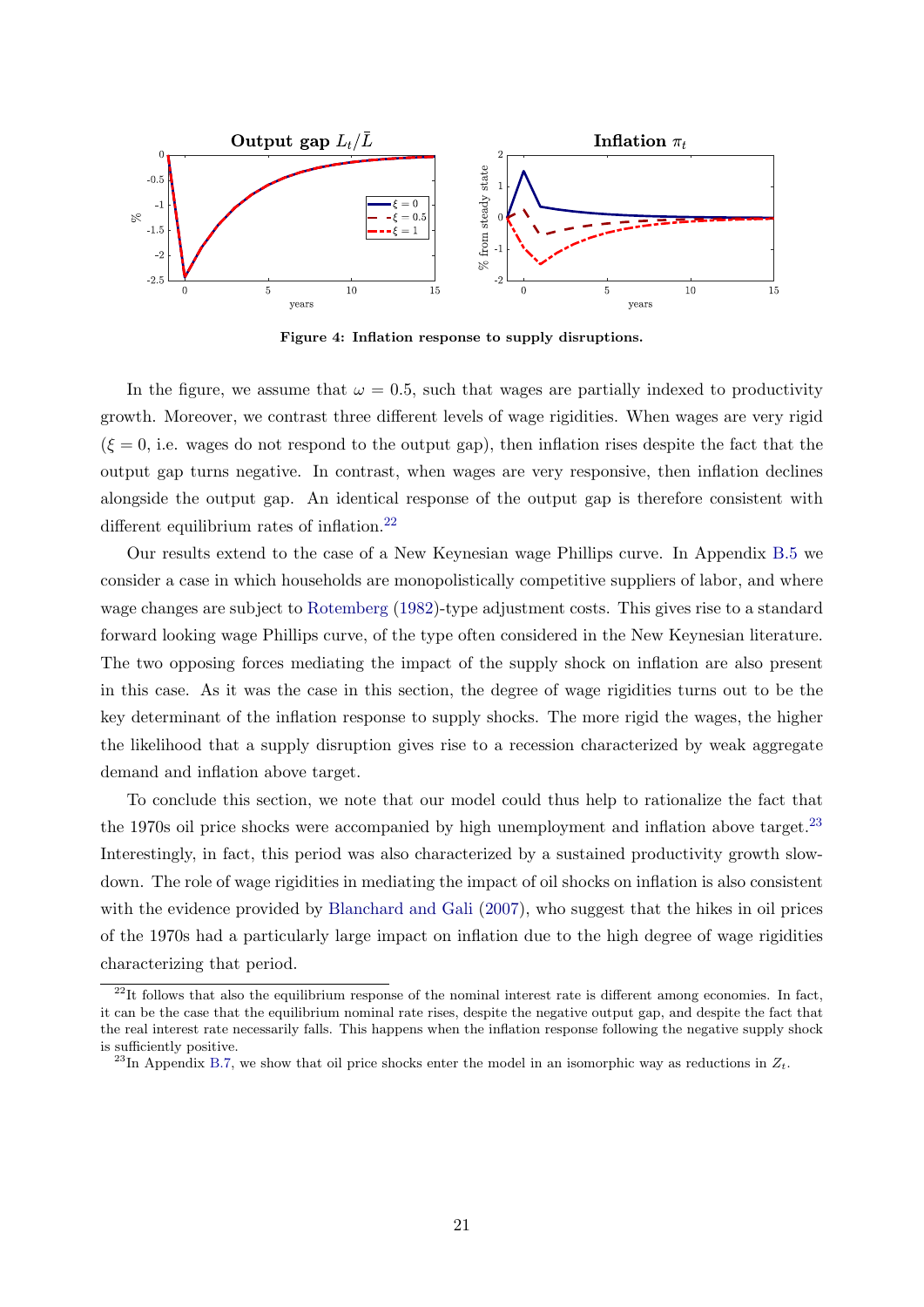**Figure 4: Inflation response to supply disruptions.**

In the figure, we assume that $\omega = 0.5$, such that wages are partially indexed to productivity growth. Moreover, we contrast three different levels of wage rigidities. When wages are very rigid ($\xi = 0$, i.e. wages do not respond to the output gap), then inflation rises despite the fact that the output gap turns negative. In contrast, when wages are very responsive, then inflation declines alongside the output gap. An identical response of the output gap is therefore consistent with different equilibrium rates of inflation.[22]

Our results extend to the case of a New Keynesian wage Phillips curve. In Appendix B.5 we consider a case in which households are monopolistically competitive suppliers of labor, and where wage changes are subject to Rotemberg (1982)-type adjustment costs. This gives rise to a standard forward looking wage Phillips curve, of the type often considered in the New Keynesian literature. The two opposing forces mediating the impact of the supply shock on inflation are also present in this case. As it was the case in this section, the degree of wage rigidities turns out to be the key determinant of the inflation response to supply shocks. The more rigid the wages, the higher the likelihood that a supply disruption gives rise to a recession characterized by weak aggregate demand and inflation above target.

To conclude this section, we note that our model could thus help to rationalize the fact that the 1970s oil price shocks were accompanied by high unemployment and inflation above target.[23] Interestingly, in fact, this period was also characterized by a sustained productivity growth slowdown. The role of wage rigidities in mediating the impact of oil shocks on inflation is also consistent with the evidence provided by Blanchard and Gali (2007), who suggest that the hikes in oil prices of the 1970s had a particularly large impact on inflation due to the high degree of wage rigidities characterizing that period.

[22] It follows that also the equilibrium response of the nominal interest rate is different among economies. In fact, it can be the case that the equilibrium nominal rate rises, despite the negative output gap, and despite the fact that the real interest rate necessarily falls. This happens when the inflation response following the negative supply shock is sufficiently positive.

[23] In Appendix B.7, we show that oil price shocks enter the model in an isomorphic way as reductions in $Z_t$.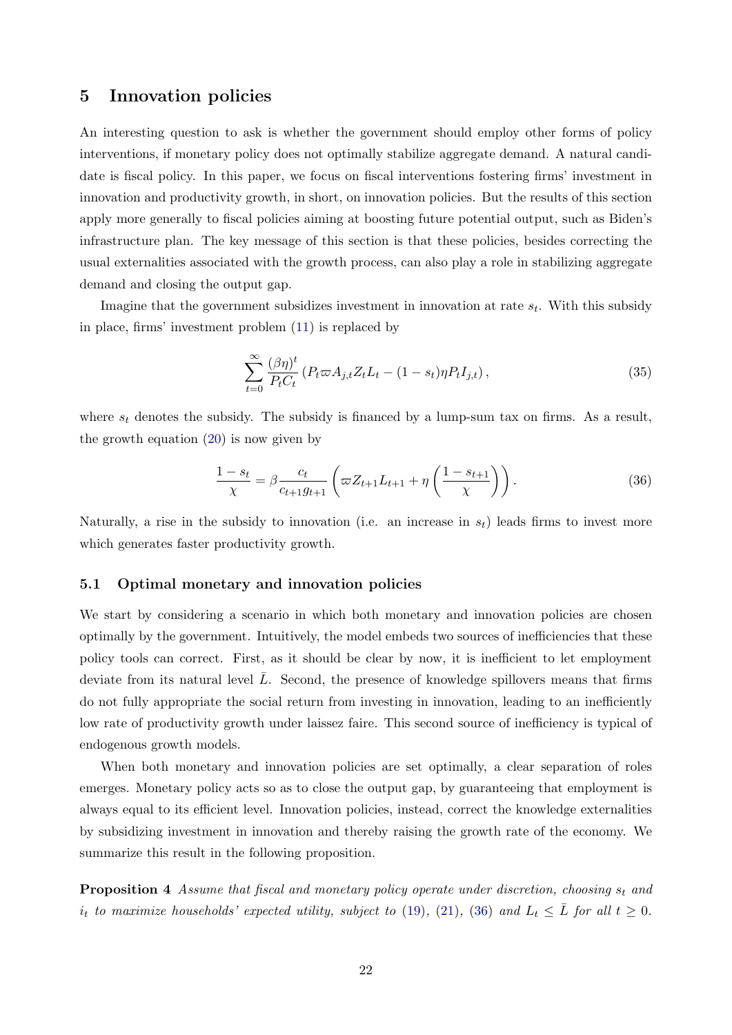## 5 Innovation policies

An interesting question to ask is whether the government should employ other forms of policy interventions, if monetary policy does not optimally stabilize aggregate demand. A natural candidate is fiscal policy. In this paper, we focus on fiscal interventions fostering firms' investment in innovation and productivity growth, in short, on innovation policies. But the results of this section apply more generally to fiscal policies aiming at boosting future potential output, such as Biden's infrastructure plan. The key message of this section is that these policies, besides correcting the usual externalities associated with the growth process, can also play a role in stabilizing aggregate demand and closing the output gap.

Imagine that the government subsidizes investment in innovation at rate $s_t$. With this subsidy in place, firms' investment problem (11) is replaced by

$$\sum_{t=0}^{\infty} \frac{(\beta\eta)^t}{P_t C_t} \left( P_t \varpi A_{j,t} Z_t L_t - (1-s_t)\eta P_t I_{j,t} \right), \tag{35}$$

where $s_t$ denotes the subsidy. The subsidy is financed by a lump-sum tax on firms. As a result, the growth equation (20) is now given by

$$\frac{1-s_t}{\chi} = \beta \frac{c_t}{c_{t+1} g_{t+1}} \left( \varpi Z_{t+1} L_{t+1} + \eta \left( \frac{1-s_{t+1}}{\chi} \right) \right). \tag{36}$$

Naturally, a rise in the subsidy to innovation (i.e. an increase in $s_t$) leads firms to invest more which generates faster productivity growth.

### 5.1 Optimal monetary and innovation policies

We start by considering a scenario in which both monetary and innovation policies are chosen optimally by the government. Intuitively, the model embeds two sources of inefficiencies that these policy tools can correct. First, as it should be clear by now, it is inefficient to let employment deviate from its natural level $\bar{L}$. Second, the presence of knowledge spillovers means that firms do not fully appropriate the social return from investing in innovation, leading to an inefficiently low rate of productivity growth under laissez faire. This second source of inefficiency is typical of endogenous growth models.

When both monetary and innovation policies are set optimally, a clear separation of roles emerges. Monetary policy acts so as to close the output gap, by guaranteeing that employment is always equal to its efficient level. Innovation policies, instead, correct the knowledge externalities by subsidizing investment in innovation and thereby raising the growth rate of the economy. We summarize this result in the following proposition.

**Proposition 4** *Assume that fiscal and monetary policy operate under discretion, choosing $s_t$ and $i_t$ to maximize households' expected utility, subject to (19), (21), (36) and $L_t \leq \bar{L}$ for all $t \geq 0$.*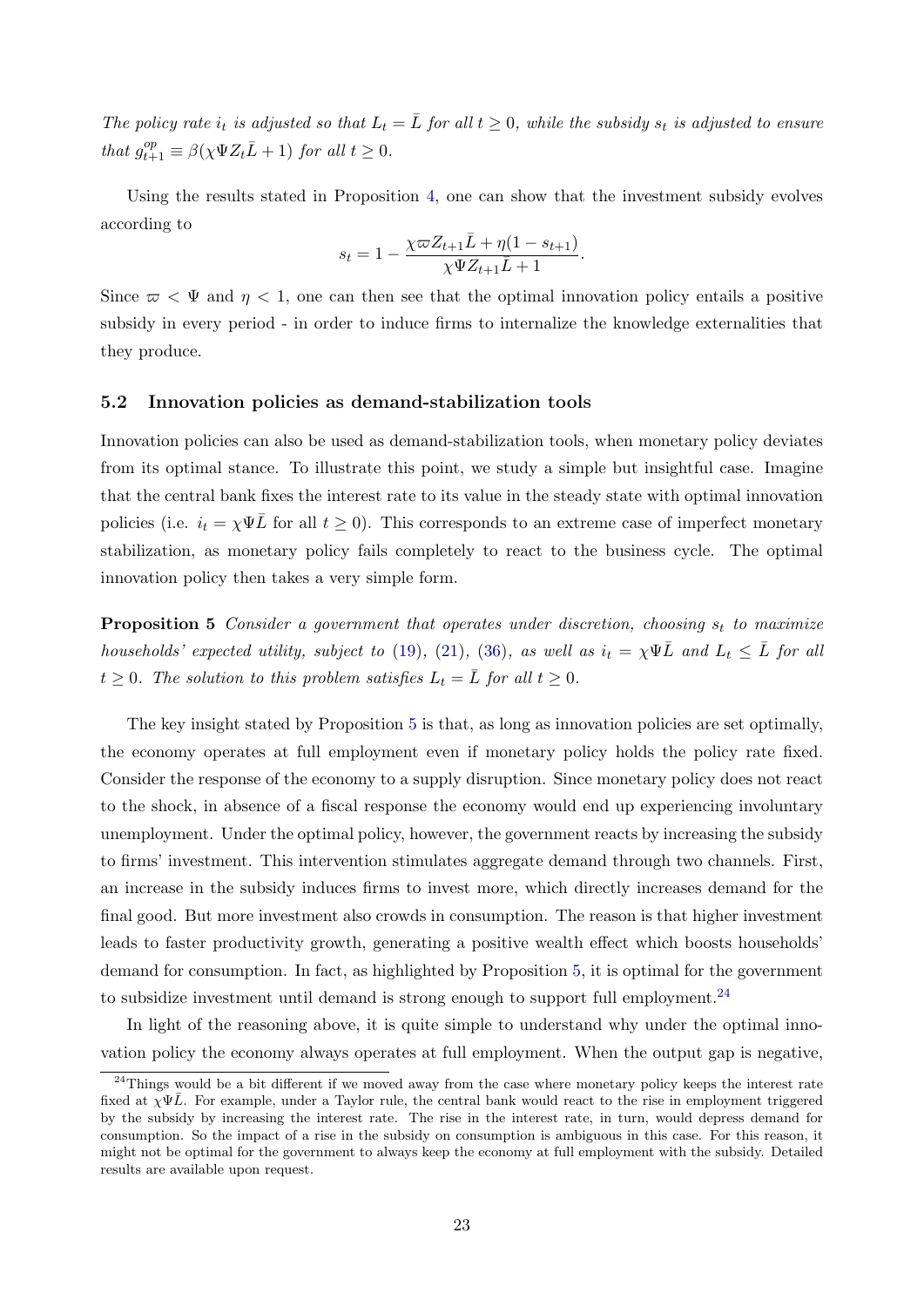*The policy rate $i_t$ is adjusted so that $L_t = \bar{L}$ for all $t \geq 0$, while the subsidy $s_t$ is adjusted to ensure that $g^{op}_{t+1} \equiv \beta(\chi\Psi Z_t \bar{L} + 1)$ for all $t \geq 0$.*

Using the results stated in Proposition 4, one can show that the investment subsidy evolves according to

$$s_t = 1 - \frac{\chi\varpi Z_{t+1}\bar{L} + \eta(1 - s_{t+1})}{\chi\Psi Z_{t+1}\bar{L} + 1}.$$

Since $\varpi < \Psi$ and $\eta < 1$, one can then see that the optimal innovation policy entails a positive subsidy in every period - in order to induce firms to internalize the knowledge externalities that they produce.

### 5.2 Innovation policies as demand-stabilization tools

Innovation policies can also be used as demand-stabilization tools, when monetary policy deviates from its optimal stance. To illustrate this point, we study a simple but insightful case. Imagine that the central bank fixes the interest rate to its value in the steady state with optimal innovation policies (i.e. $i_t = \chi\Psi\bar{L}$ for all $t \geq 0$). This corresponds to an extreme case of imperfect monetary stabilization, as monetary policy fails completely to react to the business cycle. The optimal innovation policy then takes a very simple form.

**Proposition 5** *Consider a government that operates under discretion, choosing $s_t$ to maximize households' expected utility, subject to (19), (21), (36), as well as $i_t = \chi\Psi\bar{L}$ and $L_t \leq \bar{L}$ for all $t \geq 0$. The solution to this problem satisfies $L_t = \bar{L}$ for all $t \geq 0$.*

The key insight stated by Proposition 5 is that, as long as innovation policies are set optimally, the economy operates at full employment even if monetary policy holds the policy rate fixed. Consider the response of the economy to a supply disruption. Since monetary policy does not react to the shock, in absence of a fiscal response the economy would end up experiencing involuntary unemployment. Under the optimal policy, however, the government reacts by increasing the subsidy to firms' investment. This intervention stimulates aggregate demand through two channels. First, an increase in the subsidy induces firms to invest more, which directly increases demand for the final good. But more investment also crowds in consumption. The reason is that higher investment leads to faster productivity growth, generating a positive wealth effect which boosts households' demand for consumption. In fact, as highlighted by Proposition 5, it is optimal for the government to subsidize investment until demand is strong enough to support full employment.[24]

In light of the reasoning above, it is quite simple to understand why under the optimal innovation policy the economy always operates at full employment. When the output gap is negative,

[24] Things would be a bit different if we moved away from the case where monetary policy keeps the interest rate fixed at $\chi\Psi\bar{L}$. For example, under a Taylor rule, the central bank would react to the rise in employment triggered by the subsidy by increasing the interest rate. The rise in the interest rate, in turn, would depress demand for consumption. So the impact of a rise in the subsidy on consumption is ambiguous in this case. For this reason, it might not be optimal for the government to always keep the economy at full employment with the subsidy. Detailed results are available upon request.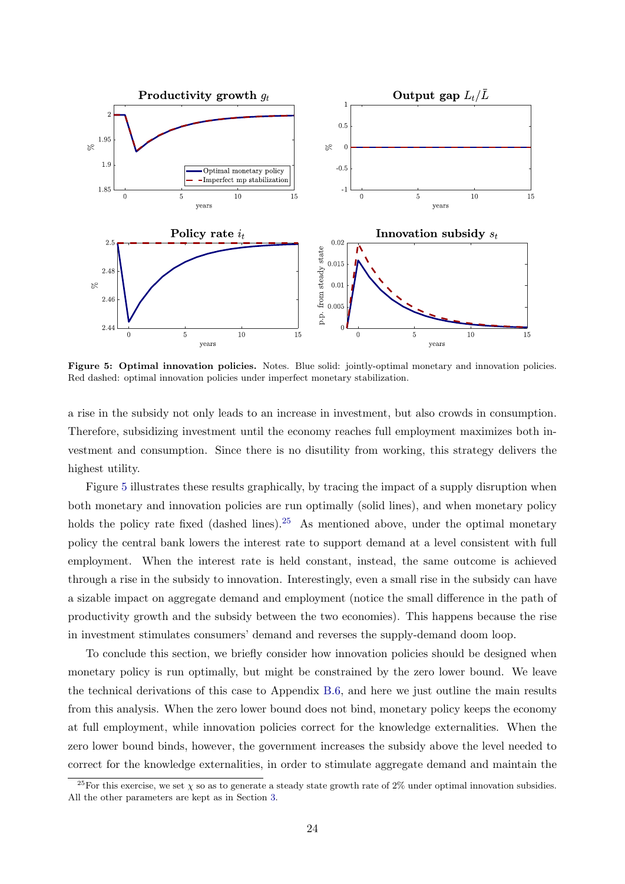**Figure 5: Optimal innovation policies.** Notes. Blue solid: jointly-optimal monetary and innovation policies. Red dashed: optimal innovation policies under imperfect monetary stabilization.

a rise in the subsidy not only leads to an increase in investment, but also crowds in consumption. Therefore, subsidizing investment until the economy reaches full employment maximizes both investment and consumption. Since there is no disutility from working, this strategy delivers the highest utility.

Figure 5 illustrates these results graphically, by tracing the impact of a supply disruption when both monetary and innovation policies are run optimally (solid lines), and when monetary policy holds the policy rate fixed (dashed lines).[25] As mentioned above, under the optimal monetary policy the central bank lowers the interest rate to support demand at a level consistent with full employment. When the interest rate is held constant, instead, the same outcome is achieved through a rise in the subsidy to innovation. Interestingly, even a small rise in the subsidy can have a sizable impact on aggregate demand and employment (notice the small difference in the path of productivity growth and the subsidy between the two economies). This happens because the rise in investment stimulates consumers' demand and reverses the supply-demand doom loop.

To conclude this section, we briefly consider how innovation policies should be designed when monetary policy is run optimally, but might be constrained by the zero lower bound. We leave the technical derivations of this case to Appendix B.6, and here we just outline the main results from this analysis. When the zero lower bound does not bind, monetary policy keeps the economy at full employment, while innovation policies correct for the knowledge externalities. When the zero lower bound binds, however, the government increases the subsidy above the level needed to correct for the knowledge externalities, in order to stimulate aggregate demand and maintain the

[25] For this exercise, we set $\chi$ so as to generate a steady state growth rate of 2% under optimal innovation subsidies. All the other parameters are kept as in Section 3.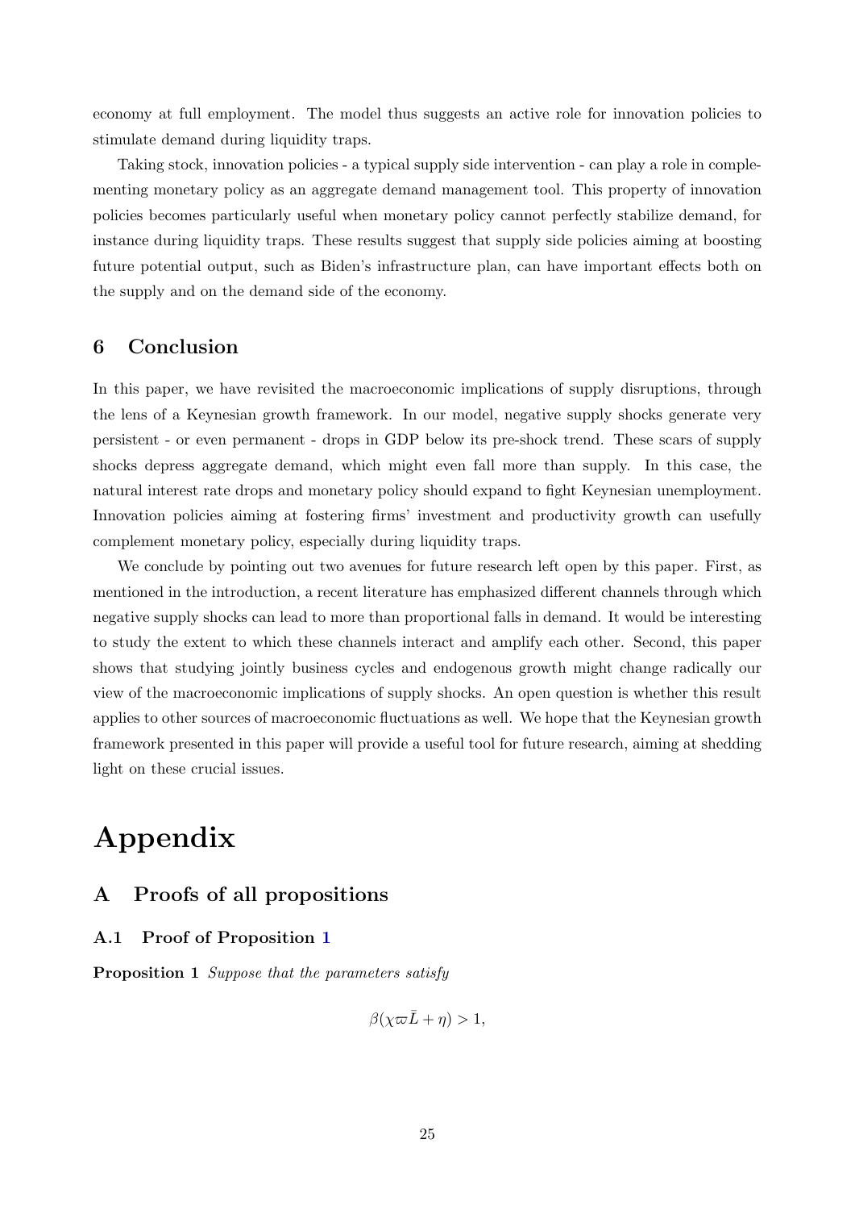economy at full employment. The model thus suggests an active role for innovation policies to stimulate demand during liquidity traps.

Taking stock, innovation policies - a typical supply side intervention - can play a role in complementing monetary policy as an aggregate demand management tool. This property of innovation policies becomes particularly useful when monetary policy cannot perfectly stabilize demand, for instance during liquidity traps. These results suggest that supply side policies aiming at boosting future potential output, such as Biden's infrastructure plan, can have important effects both on the supply and on the demand side of the economy.

## 6 Conclusion

In this paper, we have revisited the macroeconomic implications of supply disruptions, through the lens of a Keynesian growth framework. In our model, negative supply shocks generate very persistent - or even permanent - drops in GDP below its pre-shock trend. These scars of supply shocks depress aggregate demand, which might even fall more than supply. In this case, the natural interest rate drops and monetary policy should expand to fight Keynesian unemployment. Innovation policies aiming at fostering firms' investment and productivity growth can usefully complement monetary policy, especially during liquidity traps.

We conclude by pointing out two avenues for future research left open by this paper. First, as mentioned in the introduction, a recent literature has emphasized different channels through which negative supply shocks can lead to more than proportional falls in demand. It would be interesting to study the extent to which these channels interact and amplify each other. Second, this paper shows that studying jointly business cycles and endogenous growth might change radically our view of the macroeconomic implications of supply shocks. An open question is whether this result applies to other sources of macroeconomic fluctuations as well. We hope that the Keynesian growth framework presented in this paper will provide a useful tool for future research, aiming at shedding light on these crucial issues.

# Appendix

## A Proofs of all propositions

### A.1 Proof of Proposition 1

**Proposition 1** *Suppose that the parameters satisfy*

$$\beta(\chi \varpi \bar{L} + \eta) > 1,$$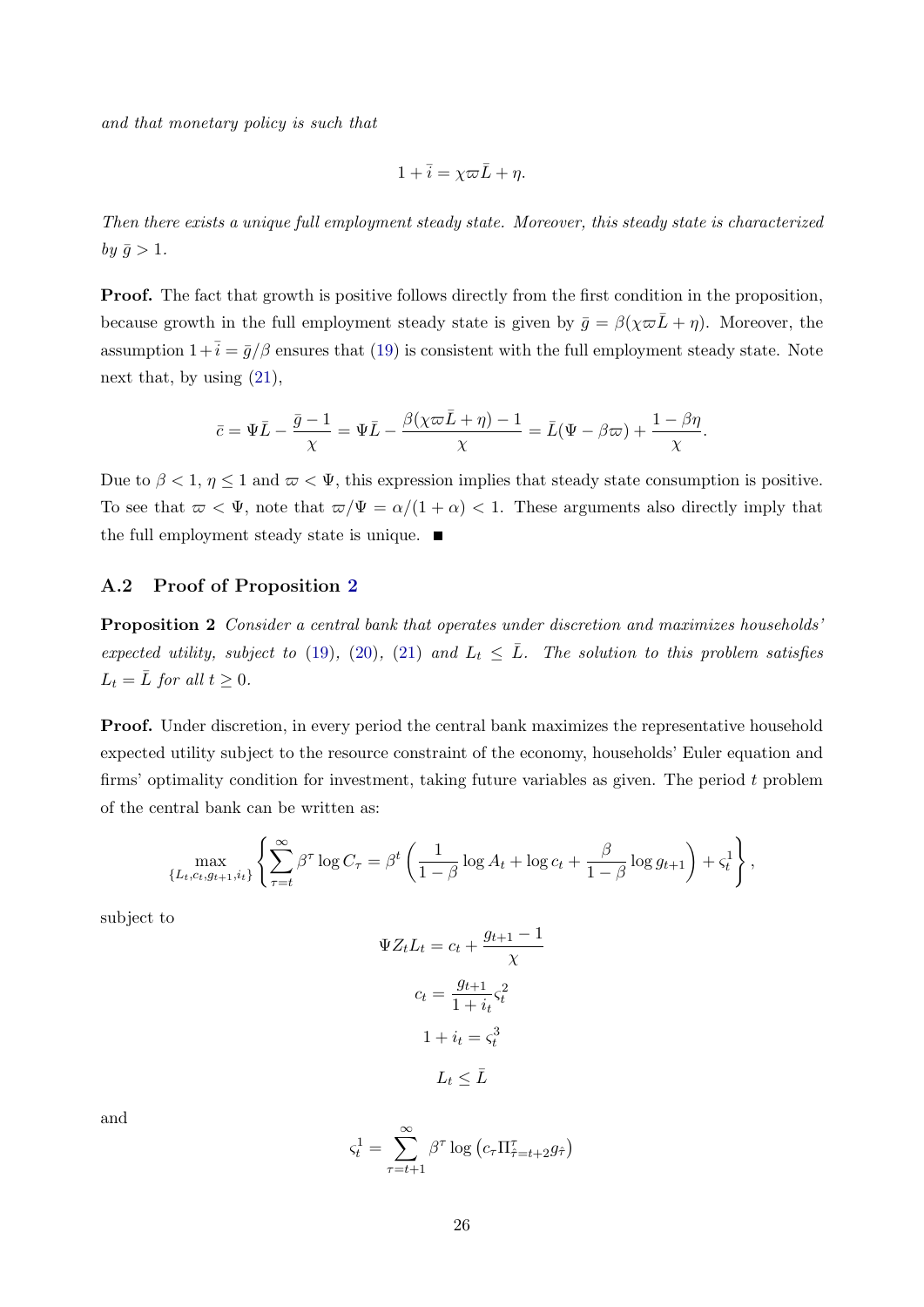*and that monetary policy is such that*

$$1 + \bar{i} = \chi \varpi \bar{L} + \eta.$$

*Then there exists a unique full employment steady state. Moreover, this steady state is characterized by $\bar{g} > 1$.*

**Proof.** The fact that growth is positive follows directly from the first condition in the proposition, because growth in the full employment steady state is given by $\bar{g} = \beta(\chi \varpi \bar{L} + \eta)$. Moreover, the assumption $1 + \bar{i} = \bar{g}/\beta$ ensures that (19) is consistent with the full employment steady state. Note next that, by using (21),

$$\bar{c} = \Psi \bar{L} - \frac{\bar{g} - 1}{\chi} = \Psi \bar{L} - \frac{\beta(\chi \varpi \bar{L} + \eta) - 1}{\chi} = \bar{L}(\Psi - \beta \varpi) + \frac{1 - \beta \eta}{\chi}.$$

Due to $\beta < 1$, $\eta \leq 1$ and $\varpi < \Psi$, this expression implies that steady state consumption is positive. To see that $\varpi < \Psi$, note that $\varpi / \Psi = \alpha/(1 + \alpha) < 1$. These arguments also directly imply that the full employment steady state is unique. ∎

## A.2 Proof of Proposition 2

**Proposition 2** *Consider a central bank that operates under discretion and maximizes households' expected utility, subject to (19), (20), (21) and $L_t \leq \bar{L}$. The solution to this problem satisfies $L_t = \bar{L}$ for all $t \geq 0$.*

**Proof.** Under discretion, in every period the central bank maximizes the representative household expected utility subject to the resource constraint of the economy, households' Euler equation and firms' optimality condition for investment, taking future variables as given. The period $t$ problem of the central bank can be written as:

$$\max_{\{L_t, c_t, g_{t+1}, i_t\}} \left\{ \sum_{\tau = t}^{\infty} \beta^{\tau} \log C_{\tau} = \beta^t \left( \frac{1}{1 - \beta} \log A_t + \log c_t + \frac{\beta}{1 - \beta} \log g_{t+1} \right) + \varsigma_t^1 \right\},$$

subject to

$$\Psi Z_t L_t = c_t + \frac{g_{t+1} - 1}{\chi}$$

$$c_t = \frac{g_{t+1}}{1 + i_t} \varsigma_t^2$$

$$1 + i_t = \varsigma_t^3$$

$$L_t \leq \bar{L}$$

and

$$\varsigma_t^1 = \sum_{\tau = t+1}^{\infty} \beta^{\tau} \log \left( c_{\tau} \Pi_{\hat{\tau} = t+2}^{\tau} g_{\hat{\tau}} \right)$$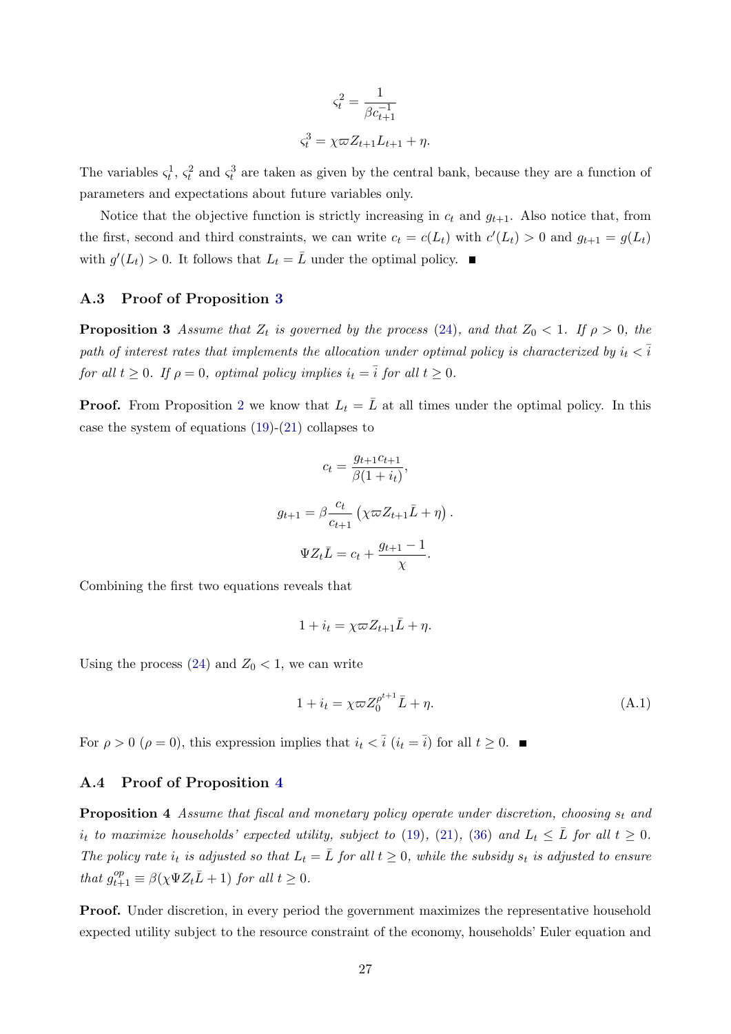$$\varsigma_t^2 = \frac{1}{\beta c_{t+1}^{-1}}$$

$$\varsigma_t^3 = \chi\varpi Z_{t+1} L_{t+1} + \eta.$$

The variables $\varsigma_t^1$, $\varsigma_t^2$ and $\varsigma_t^3$ are taken as given by the central bank, because they are a function of parameters and expectations about future variables only.

Notice that the objective function is strictly increasing in $c_t$ and $g_{t+1}$. Also notice that, from the first, second and third constraints, we can write $c_t = c(L_t)$ with $c'(L_t) > 0$ and $g_{t+1} = g(L_t)$ with $g'(L_t) > 0$. It follows that $L_t = \bar{L}$ under the optimal policy. ■

### A.3 Proof of Proposition 3

**Proposition 3** *Assume that $Z_t$ is governed by the process (24), and that $Z_0 < 1$. If $\rho > 0$, the path of interest rates that implements the allocation under optimal policy is characterized by $i_t < \bar{i}$ for all $t \geq 0$. If $\rho = 0$, optimal policy implies $i_t = \bar{i}$ for all $t \geq 0$.*

**Proof.** From Proposition 2 we know that $L_t = \bar{L}$ at all times under the optimal policy. In this case the system of equations (19)-(21) collapses to

$$c_t = \frac{g_{t+1} c_{t+1}}{\beta(1 + i_t)},$$

$$g_{t+1} = \beta \frac{c_t}{c_{t+1}} \left( \chi\varpi Z_{t+1} \bar{L} + \eta \right).$$

$$\Psi Z_t \bar{L} = c_t + \frac{g_{t+1} - 1}{\chi}.$$

Combining the first two equations reveals that

$$1 + i_t = \chi\varpi Z_{t+1} \bar{L} + \eta.$$

Using the process (24) and $Z_0 < 1$, we can write

$$1 + i_t = \chi\varpi Z_0^{\rho^{t+1}} \bar{L} + \eta. \tag{A.1}$$

For $\rho > 0$ ($\rho = 0$), this expression implies that $i_t < \bar{i}$ ($i_t = \bar{i}$) for all $t \geq 0$. ■

### A.4 Proof of Proposition 4

**Proposition 4** *Assume that fiscal and monetary policy operate under discretion, choosing $s_t$ and $i_t$ to maximize households' expected utility, subject to (19), (21), (36) and $L_t \leq \bar{L}$ for all $t \geq 0$. The policy rate $i_t$ is adjusted so that $L_t = \bar{L}$ for all $t \geq 0$, while the subsidy $s_t$ is adjusted to ensure that $g_{t+1}^{op} \equiv \beta(\chi\Psi Z_t \bar{L} + 1)$ for all $t \geq 0$.*

**Proof.** Under discretion, in every period the government maximizes the representative household expected utility subject to the resource constraint of the economy, households' Euler equation and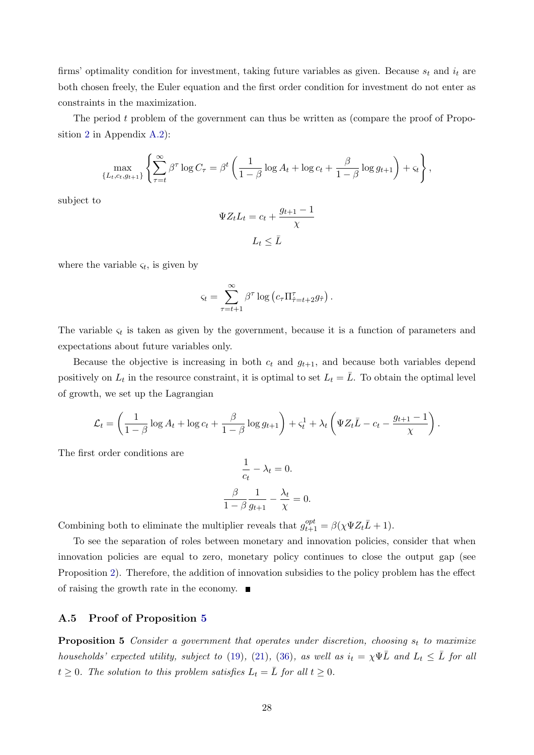firms' optimality condition for investment, taking future variables as given. Because $s_t$ and $i_t$ are both chosen freely, the Euler equation and the first order condition for investment do not enter as constraints in the maximization.

The period $t$ problem of the government can thus be written as (compare the proof of Proposition 2 in Appendix A.2):

$$\max_{\{L_t, c_t, g_{t+1}\}} \left\{ \sum_{\tau=t}^{\infty} \beta^{\tau} \log C_{\tau} = \beta^{t} \left( \frac{1}{1-\beta} \log A_t + \log c_t + \frac{\beta}{1-\beta} \log g_{t+1} \right) + \varsigma_t \right\},$$

subject to

$$\Psi Z_t L_t = c_t + \frac{g_{t+1} - 1}{\chi}$$

$$L_t \leq \bar{L}$$

where the variable $\varsigma_t$, is given by

$$\varsigma_t = \sum_{\tau=t+1}^{\infty} \beta^{\tau} \log \left( c_{\tau} \Pi_{\tilde{\tau}=t+2}^{\tau} g_{\tilde{\tau}} \right).$$

The variable $\varsigma_t$ is taken as given by the government, because it is a function of parameters and expectations about future variables only.

Because the objective is increasing in both $c_t$ and $g_{t+1}$, and because both variables depend positively on $L_t$ in the resource constraint, it is optimal to set $L_t = \bar{L}$. To obtain the optimal level of growth, we set up the Lagrangian

$$\mathcal{L}_t = \left( \frac{1}{1-\beta} \log A_t + \log c_t + \frac{\beta}{1-\beta} \log g_{t+1} \right) + \varsigma_t^1 + \lambda_t \left( \Psi Z_t \bar{L} - c_t - \frac{g_{t+1} - 1}{\chi} \right).$$

The first order conditions are

$$\frac{1}{c_t} - \lambda_t = 0.$$

$$\frac{\beta}{1-\beta} \frac{1}{g_{t+1}} - \frac{\lambda_t}{\chi} = 0.$$

Combining both to eliminate the multiplier reveals that $g_{t+1}^{opt} = \beta(\chi \Psi Z_t \bar{L} + 1)$.

To see the separation of roles between monetary and innovation policies, consider that when innovation policies are equal to zero, monetary policy continues to close the output gap (see Proposition 2). Therefore, the addition of innovation subsidies to the policy problem has the effect of raising the growth rate in the economy. ■

### A.5 Proof of Proposition 5

**Proposition 5** *Consider a government that operates under discretion, choosing $s_t$ to maximize households' expected utility, subject to (19), (21), (36), as well as $i_t = \chi \Psi \bar{L}$ and $L_t \leq \bar{L}$ for all $t \geq 0$. The solution to this problem satisfies $L_t = \bar{L}$ for all $t \geq 0$.*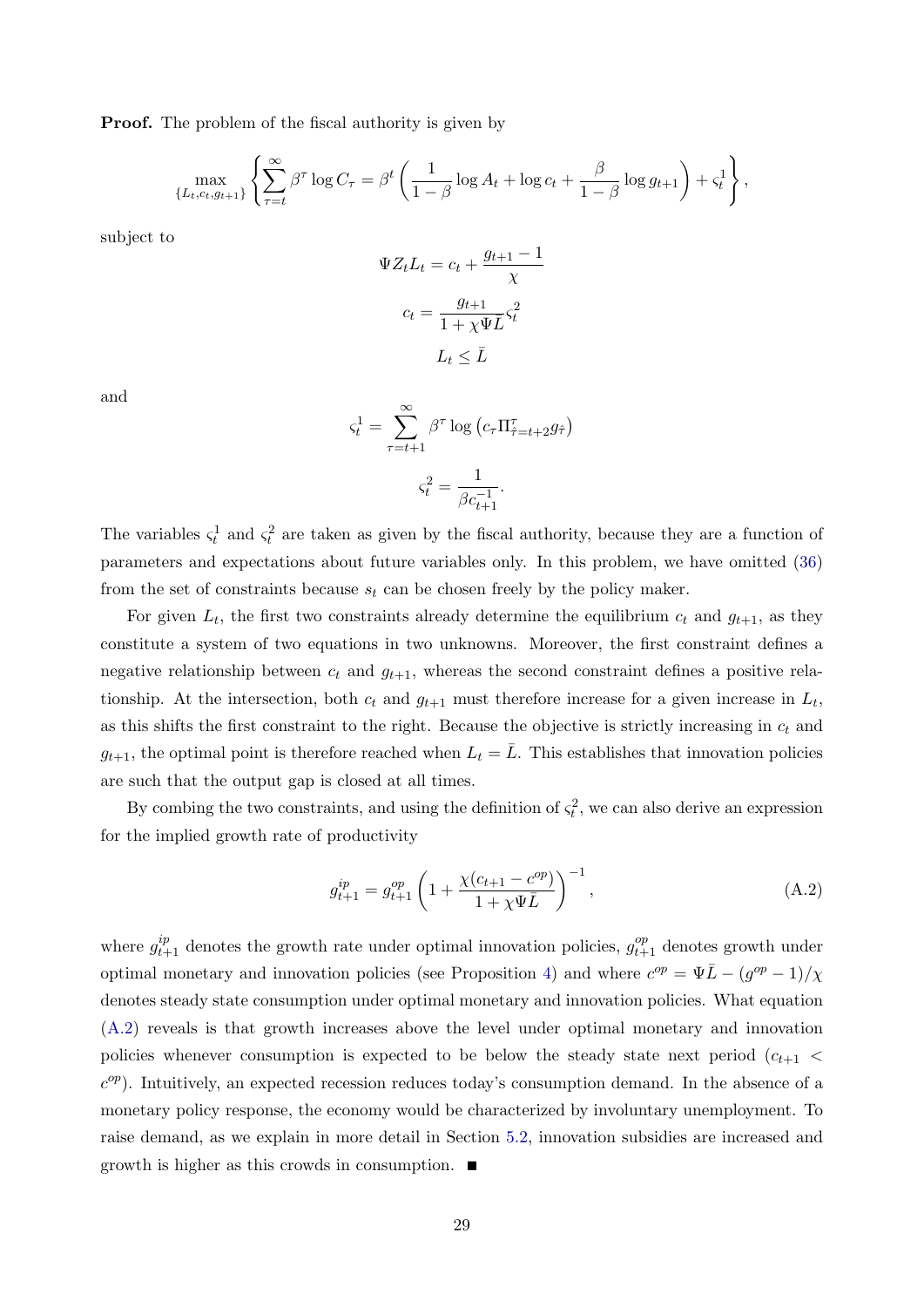**Proof.** The problem of the fiscal authority is given by

$$\max_{\{L_t, c_t, g_{t+1}\}} \left\{ \sum_{\tau=t}^{\infty} \beta^{\tau} \log C_{\tau} = \beta^{t} \left( \frac{1}{1-\beta} \log A_t + \log c_t + \frac{\beta}{1-\beta} \log g_{t+1} \right) + \varsigma_t^1 \right\},$$

subject to

$$\Psi Z_t L_t = c_t + \frac{g_{t+1} - 1}{\chi}$$

$$c_t = \frac{g_{t+1}}{1 + \chi \Psi \bar{L}} \varsigma_t^2$$

$$L_t \leq \bar{L}$$

and

$$\varsigma_t^1 = \sum_{\tau=t+1}^{\infty} \beta^{\tau} \log \left( c_{\tau} \Pi_{\hat{\tau}=t+2}^{\tau} g_{\hat{\tau}} \right)$$

$$\varsigma_t^2 = \frac{1}{\beta c_{t+1}^{-1}}.$$

The variables $\varsigma_t^1$ and $\varsigma_t^2$ are taken as given by the fiscal authority, because they are a function of parameters and expectations about future variables only. In this problem, we have omitted (36) from the set of constraints because $s_t$ can be chosen freely by the policy maker.

For given $L_t$, the first two constraints already determine the equilibrium $c_t$ and $g_{t+1}$, as they constitute a system of two equations in two unknowns. Moreover, the first constraint defines a negative relationship between $c_t$ and $g_{t+1}$, whereas the second constraint defines a positive relationship. At the intersection, both $c_t$ and $g_{t+1}$ must therefore increase for a given increase in $L_t$, as this shifts the first constraint to the right. Because the objective is strictly increasing in $c_t$ and $g_{t+1}$, the optimal point is therefore reached when $L_t = \bar{L}$. This establishes that innovation policies are such that the output gap is closed at all times.

By combing the two constraints, and using the definition of $\varsigma_t^2$, we can also derive an expression for the implied growth rate of productivity

$$g_{t+1}^{ip} = g_{t+1}^{op} \left( 1 + \frac{\chi (c_{t+1} - c^{op})}{1 + \chi \Psi \bar{L}} \right)^{-1}, \tag{A.2}$$

where $g_{t+1}^{ip}$ denotes the growth rate under optimal innovation policies, $g_{t+1}^{op}$ denotes growth under optimal monetary and innovation policies (see Proposition 4) and where $c^{op} = \Psi \bar{L} - (g^{op} - 1)/\chi$ denotes steady state consumption under optimal monetary and innovation policies. What equation (A.2) reveals is that growth increases above the level under optimal monetary and innovation policies whenever consumption is expected to be below the steady state next period ($c_{t+1} < c^{op}$). Intuitively, an expected recession reduces today's consumption demand. In the absence of a monetary policy response, the economy would be characterized by involuntary unemployment. To raise demand, as we explain in more detail in Section 5.2, innovation subsidies are increased and growth is higher as this crowds in consumption. ■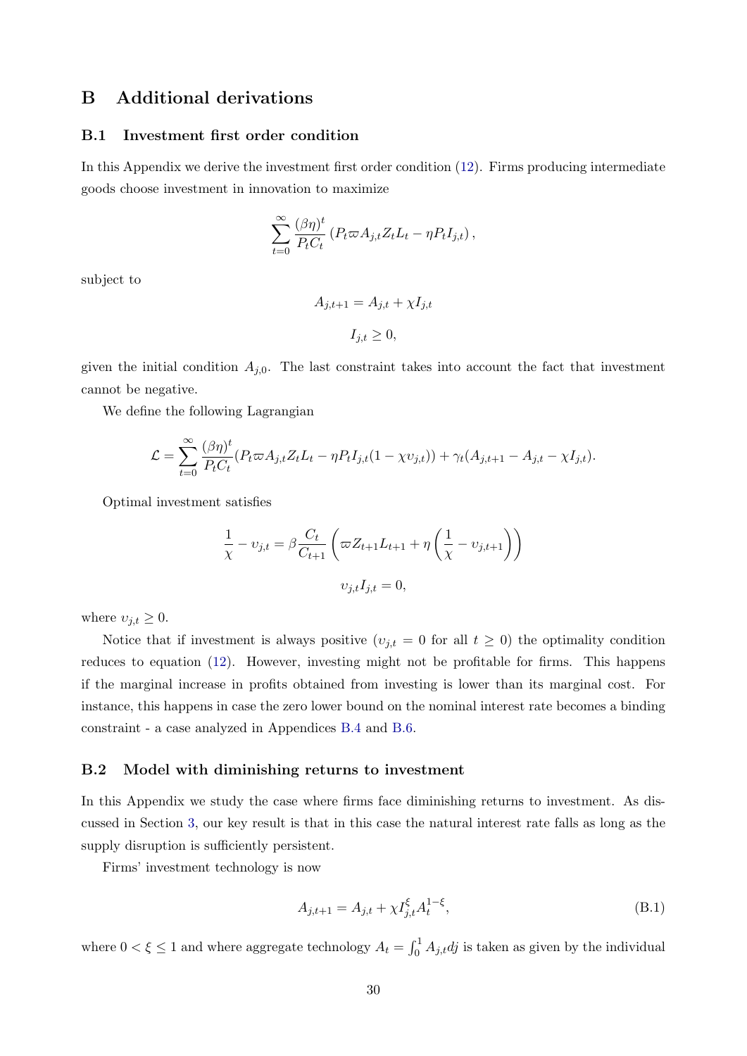# B Additional derivations

## B.1 Investment first order condition

In this Appendix we derive the investment first order condition (12). Firms producing intermediate goods choose investment in innovation to maximize

$$\sum_{t=0}^{\infty} \frac{(\beta\eta)^t}{P_t C_t} \left( P_t \varpi A_{j,t} Z_t L_t - \eta P_t I_{j,t} \right),$$

subject to

$$A_{j,t+1} = A_{j,t} + \chi I_{j,t}$$

$$I_{j,t} \geq 0,$$

given the initial condition $A_{j,0}$. The last constraint takes into account the fact that investment cannot be negative.

We define the following Lagrangian

$$\mathcal{L} = \sum_{t=0}^{\infty} \frac{(\beta\eta)^t}{P_t C_t} (P_t \varpi A_{j,t} Z_t L_t - \eta P_t I_{j,t}(1 - \chi \upsilon_{j,t})) + \gamma_t (A_{j,t+1} - A_{j,t} - \chi I_{j,t}).$$

Optimal investment satisfies

$$\frac{1}{\chi} - \upsilon_{j,t} = \beta \frac{C_t}{C_{t+1}} \left( \varpi Z_{t+1} L_{t+1} + \eta \left( \frac{1}{\chi} - \upsilon_{j,t+1} \right) \right)$$

$$\upsilon_{j,t} I_{j,t} = 0,$$

where $\upsilon_{j,t} \geq 0$.

Notice that if investment is always positive ($\upsilon_{j,t} = 0$ for all $t \geq 0$) the optimality condition reduces to equation (12). However, investing might not be profitable for firms. This happens if the marginal increase in profits obtained from investing is lower than its marginal cost. For instance, this happens in case the zero lower bound on the nominal interest rate becomes a binding constraint - a case analyzed in Appendices B.4 and B.6.

## B.2 Model with diminishing returns to investment

In this Appendix we study the case where firms face diminishing returns to investment. As discussed in Section 3, our key result is that in this case the natural interest rate falls as long as the supply disruption is sufficiently persistent.

Firms' investment technology is now

$$A_{j,t+1} = A_{j,t} + \chi I_{j,t}^{\xi} A_t^{1-\xi}, \tag{B.1}$$

where $0 < \xi \leq 1$ and where aggregate technology $A_t = \int_0^1 A_{j,t} dj$ is taken as given by the individual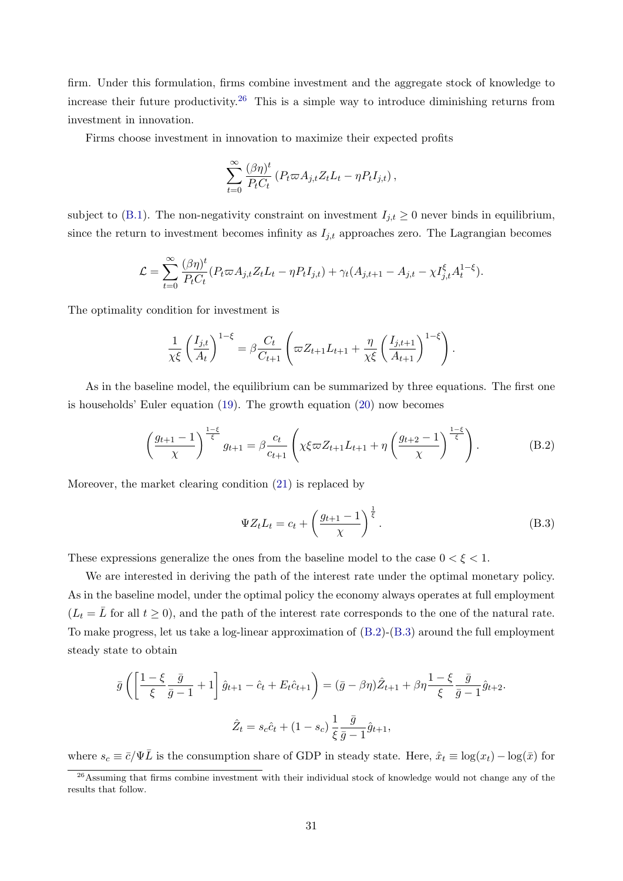firm. Under this formulation, firms combine investment and the aggregate stock of knowledge to increase their future productivity.[26] This is a simple way to introduce diminishing returns from investment in innovation.

Firms choose investment in innovation to maximize their expected profits

$$\sum_{t=0}^{\infty} \frac{(\beta\eta)^t}{P_t C_t} \left(P_t \varpi A_{j,t} Z_t L_t - \eta P_t I_{j,t}\right),$$

subject to (B.1). The non-negativity constraint on investment $I_{j,t} \geq 0$ never binds in equilibrium, since the return to investment becomes infinity as $I_{j,t}$ approaches zero. The Lagrangian becomes

$$\mathcal{L} = \sum_{t=0}^{\infty} \frac{(\beta\eta)^t}{P_t C_t} (P_t \varpi A_{j,t} Z_t L_t - \eta P_t I_{j,t}) + \gamma_t (A_{j,t+1} - A_{j,t} - \chi I_{j,t}^{\xi} A_t^{1-\xi}).$$

The optimality condition for investment is

$$\frac{1}{\chi\xi}\left(\frac{I_{j,t}}{A_t}\right)^{1-\xi} = \beta \frac{C_t}{C_{t+1}} \left(\varpi Z_{t+1} L_{t+1} + \frac{\eta}{\chi\xi}\left(\frac{I_{j,t+1}}{A_{t+1}}\right)^{1-\xi}\right).$$

As in the baseline model, the equilibrium can be summarized by three equations. The first one is households' Euler equation (19). The growth equation (20) now becomes

$$\left(\frac{g_{t+1}-1}{\chi}\right)^{\frac{1-\xi}{\xi}} g_{t+1} = \beta \frac{c_t}{c_{t+1}} \left(\chi\xi\varpi Z_{t+1} L_{t+1} + \eta \left(\frac{g_{t+2}-1}{\chi}\right)^{\frac{1-\xi}{\xi}}\right). \tag{B.2}$$

Moreover, the market clearing condition (21) is replaced by

$$\Psi Z_t L_t = c_t + \left(\frac{g_{t+1}-1}{\chi}\right)^{\frac{1}{\xi}}. \tag{B.3}$$

These expressions generalize the ones from the baseline model to the case $0 < \xi < 1$.

We are interested in deriving the path of the interest rate under the optimal monetary policy. As in the baseline model, under the optimal policy the economy always operates at full employment ($L_t = \bar{L}$ for all $t \geq 0$), and the path of the interest rate corresponds to the one of the natural rate. To make progress, let us take a log-linear approximation of (B.2)-(B.3) around the full employment steady state to obtain

$$\bar{g}\left(\left[\frac{1-\xi}{\xi}\frac{\bar{g}}{\bar{g}-1}+1\right]\hat{g}_{t+1} - \hat{c}_t + E_t\hat{c}_{t+1}\right) = (\bar{g}-\beta\eta)\hat{Z}_{t+1} + \beta\eta\frac{1-\xi}{\xi}\frac{\bar{g}}{\bar{g}-1}\hat{g}_{t+2}.$$

$$\hat{Z}_t = s_c\hat{c}_t + (1-s_c)\frac{1}{\xi}\frac{\bar{g}}{\bar{g}-1}\hat{g}_{t+1},$$

where $s_c \equiv \bar{c}/\Psi\bar{L}$ is the consumption share of GDP in steady state. Here, $\hat{x}_t \equiv \log(x_t) - \log(\bar{x})$ for

[26] Assuming that firms combine investment with their individual stock of knowledge would not change any of the results that follow.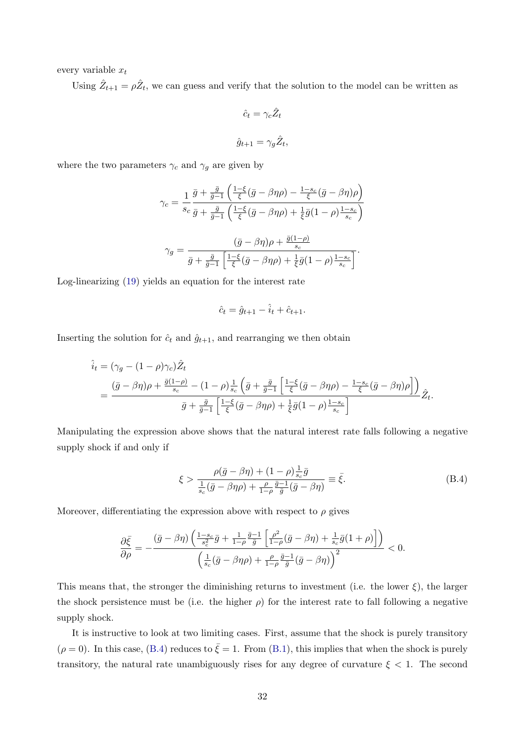every variable $x_t$

Using $\hat{Z}_{t+1} = \rho \hat{Z}_t$, we can guess and verify that the solution to the model can be written as

$$\hat{c}_t = \gamma_c \hat{Z}_t$$

$$\hat{g}_{t+1} = \gamma_g \hat{Z}_t,$$

where the two parameters $\gamma_c$ and $\gamma_g$ are given by

$$\gamma_c = \frac{1}{s_c} \frac{\bar{g} + \frac{\bar{g}}{\bar{g}-1}\left(\frac{1-\xi}{\xi}(\bar{g} - \beta\eta\rho) - \frac{1-s_c}{\xi}(\bar{g} - \beta\eta)\rho\right)}{\bar{g} + \frac{\bar{g}}{\bar{g}-1}\left(\frac{1-\xi}{\xi}(\bar{g} - \beta\eta\rho) + \frac{1}{\xi}\bar{g}(1-\rho)\frac{1-s_c}{s_c}\right)}$$

$$\gamma_g = \frac{(\bar{g} - \beta\eta)\rho + \frac{\bar{g}(1-\rho)}{s_c}}{\bar{g} + \frac{\bar{g}}{\bar{g}-1}\left[\frac{1-\xi}{\xi}(\bar{g} - \beta\eta\rho) + \frac{1}{\xi}\bar{g}(1-\rho)\frac{1-s_c}{s_c}\right]}.$$

Log-linearizing (19) yields an equation for the interest rate

$$\hat{c}_t = \hat{g}_{t+1} - \hat{i}_t + \hat{c}_{t+1}.$$

Inserting the solution for $\hat{c}_t$ and $\hat{g}_{t+1}$, and rearranging we then obtain

$$\begin{aligned}
\hat{i}_t &= (\gamma_g - (1-\rho)\gamma_c)\hat{Z}_t \\
&= \frac{(\bar{g} - \beta\eta)\rho + \frac{\bar{g}(1-\rho)}{s_c} - (1-\rho)\frac{1}{s_c}\left(\bar{g} + \frac{\bar{g}}{\bar{g}-1}\left[\frac{1-\xi}{\xi}(\bar{g} - \beta\eta\rho) - \frac{1-s_c}{\xi}(\bar{g} - \beta\eta)\rho\right]\right)}{\bar{g} + \frac{\bar{g}}{\bar{g}-1}\left[\frac{1-\xi}{\xi}(\bar{g} - \beta\eta\rho) + \frac{1}{\xi}\bar{g}(1-\rho)\frac{1-s_c}{s_c}\right]}\hat{Z}_t.
\end{aligned}$$

Manipulating the expression above shows that the natural interest rate falls following a negative supply shock if and only if

$$\xi > \frac{\rho(\bar{g} - \beta\eta) + (1-\rho)\frac{1}{s_c}\bar{g}}{\frac{1}{s_c}(\bar{g} - \beta\eta\rho) + \frac{\rho}{1-\rho}\frac{\bar{g}-1}{\bar{g}}(\bar{g} - \beta\eta)} \equiv \bar{\xi}. \tag{B.4}$$

Moreover, differentiating the expression above with respect to $\rho$ gives

$$\frac{\partial \bar{\xi}}{\partial \rho} = -\frac{(\bar{g} - \beta\eta)\left(\frac{1-s_c}{s_c^2}\bar{g} + \frac{1}{1-\rho}\frac{\bar{g}-1}{\bar{g}}\left[\frac{\rho^2}{1-\rho}(\bar{g} - \beta\eta) + \frac{1}{s_c}\bar{g}(1+\rho)\right]\right)}{\left(\frac{1}{s_c}(\bar{g} - \beta\eta\rho) + \frac{\rho}{1-\rho}\frac{\bar{g}-1}{\bar{g}}(\bar{g} - \beta\eta)\right)^2} < 0.$$

This means that, the stronger the diminishing returns to investment (i.e. the lower $\xi$), the larger the shock persistence must be (i.e. the higher $\rho$) for the interest rate to fall following a negative supply shock.

It is instructive to look at two limiting cases. First, assume that the shock is purely transitory ($\rho = 0$). In this case, (B.4) reduces to $\bar{\xi} = 1$. From (B.1), this implies that when the shock is purely transitory, the natural rate unambiguously rises for any degree of curvature $\xi < 1$. The second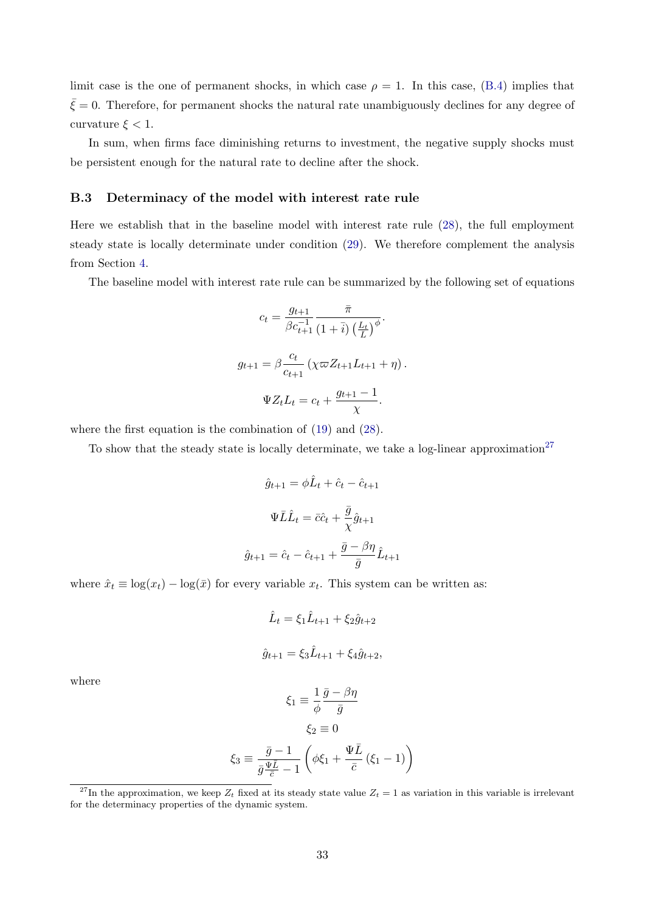limit case is the one of permanent shocks, in which case $\rho = 1$. In this case, (B.4) implies that $\bar{\xi} = 0$. Therefore, for permanent shocks the natural rate unambiguously declines for any degree of curvature $\xi < 1$.

In sum, when firms face diminishing returns to investment, the negative supply shocks must be persistent enough for the natural rate to decline after the shock.

### B.3 Determinacy of the model with interest rate rule

Here we establish that in the baseline model with interest rate rule (28), the full employment steady state is locally determinate under condition (29). We therefore complement the analysis from Section 4.

The baseline model with interest rate rule can be summarized by the following set of equations

$$c_t = \frac{g_{t+1}}{\beta c_{t+1}^{-1}} \frac{\bar{\pi}}{(1+\bar{i})\left(\frac{L_t}{\bar{L}}\right)^{\phi}}.$$

$$g_{t+1} = \beta \frac{c_t}{c_{t+1}} \left(\chi \varpi Z_{t+1} L_{t+1} + \eta\right).$$

$$\Psi Z_t L_t = c_t + \frac{g_{t+1} - 1}{\chi}.$$

where the first equation is the combination of (19) and (28).

To show that the steady state is locally determinate, we take a log-linear approximation[27]

$$\hat{g}_{t+1} = \phi \hat{L}_t + \hat{c}_t - \hat{c}_{t+1}$$

$$\Psi \bar{L} \hat{L}_t = \bar{c} \hat{c}_t + \frac{\bar{g}}{\chi} \hat{g}_{t+1}$$

$$\hat{g}_{t+1} = \hat{c}_t - \hat{c}_{t+1} + \frac{\bar{g} - \beta\eta}{\bar{g}} \hat{L}_{t+1}$$

where $\hat{x}_t \equiv \log(x_t) - \log(\bar{x})$ for every variable $x_t$. This system can be written as:

$$\hat{L}_t = \xi_1 \hat{L}_{t+1} + \xi_2 \hat{g}_{t+2}$$

$$\hat{g}_{t+1} = \xi_3 \hat{L}_{t+1} + \xi_4 \hat{g}_{t+2},$$

where

$$\xi_1 \equiv \frac{1}{\phi} \frac{\bar{g} - \beta\eta}{\bar{g}}$$

$$\xi_2 \equiv 0$$

$$\xi_3 \equiv \frac{\bar{g} - 1}{\bar{g}\frac{\Psi \bar{L}}{\bar{c}} - 1} \left( \phi \xi_1 + \frac{\Psi \bar{L}}{\bar{c}} (\xi_1 - 1) \right)$$

[27] In the approximation, we keep $Z_t$ fixed at its steady state value $Z_t = 1$ as variation in this variable is irrelevant for the determinacy properties of the dynamic system.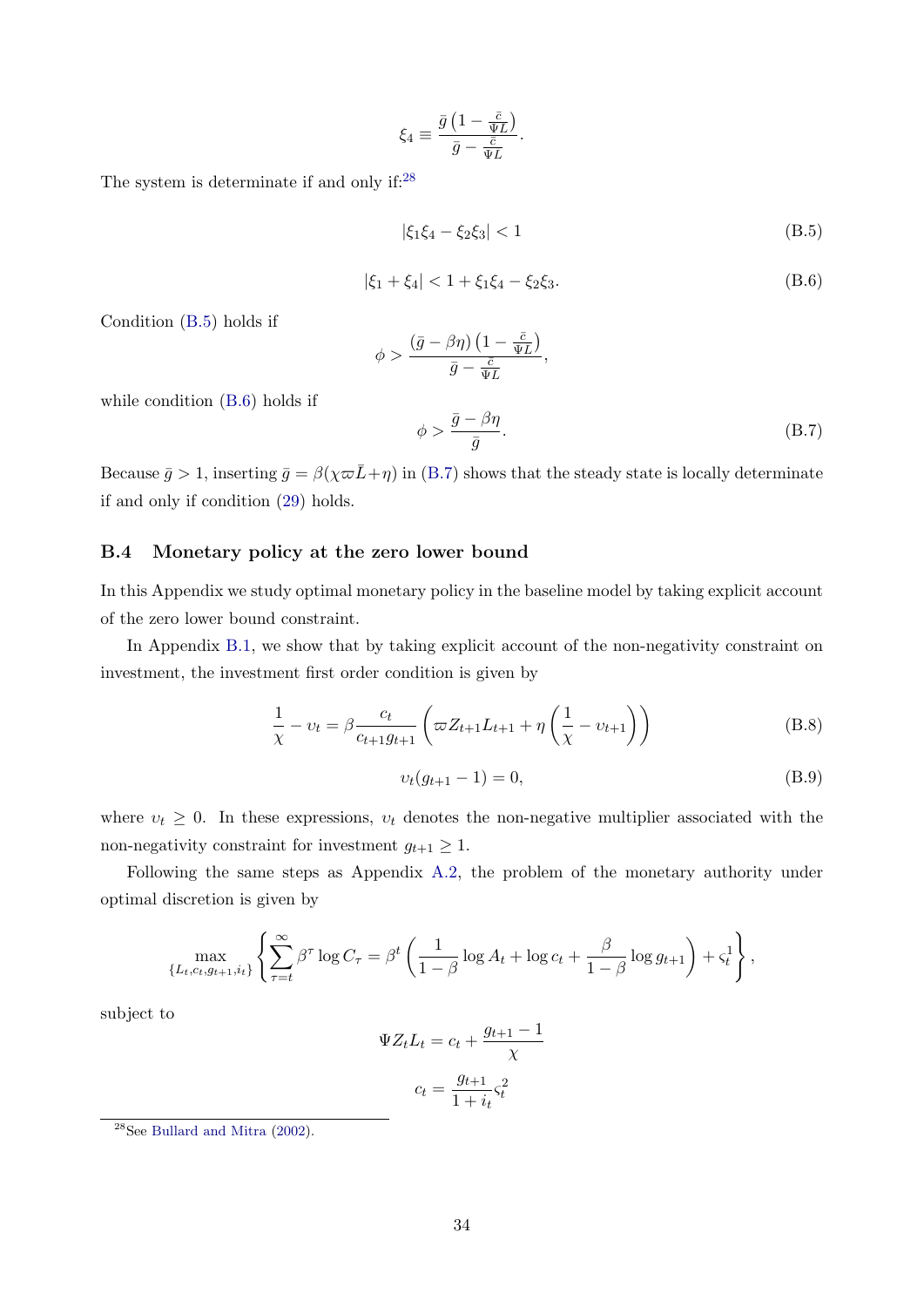$$\xi_4 \equiv \frac{\bar{g}\left(1 - \frac{\bar{c}}{\Psi L}\right)}{\bar{g} - \frac{\bar{c}}{\Psi L}}.$$

The system is determinate if and only if:[28]

$$|\xi_1 \xi_4 - \xi_2 \xi_3| < 1 \tag{B.5}$$

$$|\xi_1 + \xi_4| < 1 + \xi_1 \xi_4 - \xi_2 \xi_3. \tag{B.6}$$

Condition (B.5) holds if

$$\phi > \frac{(\bar{g} - \beta\eta)\left(1 - \frac{\bar{c}}{\Psi L}\right)}{\bar{g} - \frac{\bar{c}}{\Psi L}},$$

while condition (B.6) holds if

$$\phi > \frac{\bar{g} - \beta\eta}{\bar{g}}. \tag{B.7}$$

Because $\bar{g} > 1$, inserting $\bar{g} = \beta(\chi\varpi\bar{L} + \eta)$ in (B.7) shows that the steady state is locally determinate if and only if condition (29) holds.

### B.4 Monetary policy at the zero lower bound

In this Appendix we study optimal monetary policy in the baseline model by taking explicit account of the zero lower bound constraint.

In Appendix B.1, we show that by taking explicit account of the non-negativity constraint on investment, the investment first order condition is given by

$$\frac{1}{\chi} - \upsilon_t = \beta \frac{c_t}{c_{t+1} g_{t+1}} \left( \varpi Z_{t+1} L_{t+1} + \eta \left( \frac{1}{\chi} - \upsilon_{t+1} \right) \right) \tag{B.8}$$

$$\upsilon_t (g_{t+1} - 1) = 0, \tag{B.9}$$

where $\upsilon_t \geq 0$. In these expressions, $\upsilon_t$ denotes the non-negative multiplier associated with the non-negativity constraint for investment $g_{t+1} \geq 1$.

Following the same steps as Appendix A.2, the problem of the monetary authority under optimal discretion is given by

$$\max_{\{L_t, c_t, g_{t+1}, i_t\}} \left\{ \sum_{\tau=t}^{\infty} \beta^\tau \log C_\tau = \beta^t \left( \frac{1}{1-\beta} \log A_t + \log c_t + \frac{\beta}{1-\beta} \log g_{t+1} \right) + \varsigma_t^1 \right\},$$

subject to

$$\Psi Z_t L_t = c_t + \frac{g_{t+1} - 1}{\chi}$$

$$c_t = \frac{g_{t+1}}{1 + i_t} \varsigma_t^2$$

[28] See Bullard and Mitra (2002).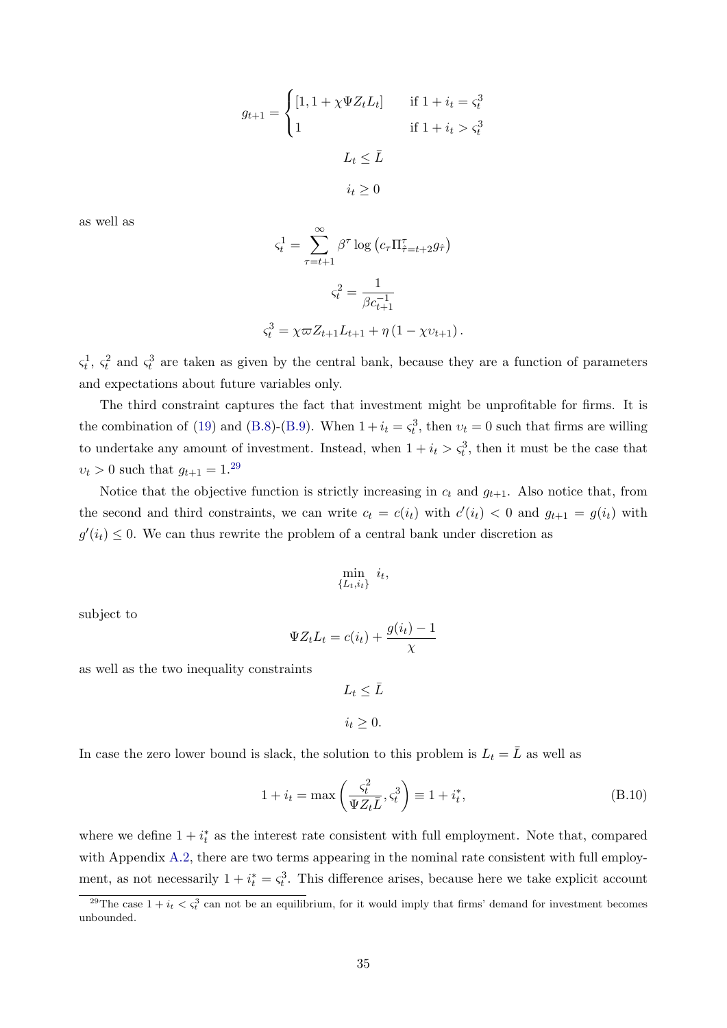$$g_{t+1} = \begin{cases} [1, 1 + \chi \Psi Z_t L_t] & \text{if } 1 + i_t = \varsigma_t^3 \\ 1 & \text{if } 1 + i_t > \varsigma_t^3 \end{cases}$$

$$L_t \leq \bar{L}$$

$$i_t \geq 0$$

as well as

$$\varsigma_t^1 = \sum_{\tau=t+1}^{\infty} \beta^{\tau} \log \left( c_{\tau} \Pi_{\hat{\tau}=t+2}^{\tau} g_{\hat{\tau}} \right)$$

$$\varsigma_t^2 = \frac{1}{\beta c_{t+1}^{-1}}$$

$$\varsigma_t^3 = \chi \varpi Z_{t+1} L_{t+1} + \eta \left( 1 - \chi \upsilon_{t+1} \right).$$

$\varsigma_t^1$, $\varsigma_t^2$ and $\varsigma_t^3$ are taken as given by the central bank, because they are a function of parameters and expectations about future variables only.

The third constraint captures the fact that investment might be unprofitable for firms. It is the combination of (19) and (B.8)-(B.9). When $1 + i_t = \varsigma_t^3$, then $\upsilon_t = 0$ such that firms are willing to undertake any amount of investment. Instead, when $1 + i_t > \varsigma_t^3$, then it must be the case that $\upsilon_t > 0$ such that $g_{t+1} = 1$.[29]

Notice that the objective function is strictly increasing in $c_t$ and $g_{t+1}$. Also notice that, from the second and third constraints, we can write $c_t = c(i_t)$ with $c'(i_t) < 0$ and $g_{t+1} = g(i_t)$ with $g'(i_t) \leq 0$. We can thus rewrite the problem of a central bank under discretion as

$$\min_{\{L_t, i_t\}} \; i_t,$$

subject to

$$\Psi Z_t L_t = c(i_t) + \frac{g(i_t) - 1}{\chi}$$

as well as the two inequality constraints

$$L_t \leq \bar{L}$$

$$i_t \geq 0.$$

In case the zero lower bound is slack, the solution to this problem is $L_t = \bar{L}$ as well as

$$1 + i_t = \max \left( \frac{\varsigma_t^2}{\Psi Z_t \bar{L}}, \varsigma_t^3 \right) \equiv 1 + i_t^*, \tag{B.10}$$

where we define $1 + i_t^*$ as the interest rate consistent with full employment. Note that, compared with Appendix A.2, there are two terms appearing in the nominal rate consistent with full employment, as not necessarily $1 + i_t^* = \varsigma_t^3$. This difference arises, because here we take explicit account

[29] The case $1 + i_t < \varsigma_t^3$ can not be an equilibrium, for it would imply that firms' demand for investment becomes unbounded.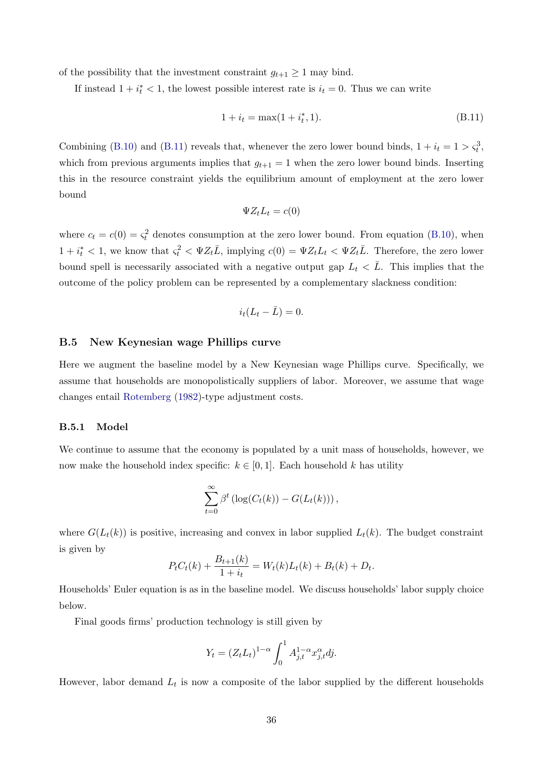of the possibility that the investment constraint $g_{t+1} \geq 1$ may bind.

If instead $1 + i_t^* < 1$, the lowest possible interest rate is $i_t = 0$. Thus we can write

$$1 + i_t = \max(1 + i_t^*, 1). \tag{B.11}$$

Combining (B.10) and (B.11) reveals that, whenever the zero lower bound binds, $1 + i_t = 1 > \varsigma_t^3$, which from previous arguments implies that $g_{t+1} = 1$ when the zero lower bound binds. Inserting this in the resource constraint yields the equilibrium amount of employment at the zero lower bound

$$\Psi Z_t L_t = c(0)$$

where $c_t = c(0) = \varsigma_t^2$ denotes consumption at the zero lower bound. From equation (B.10), when $1 + i_t^* < 1$, we know that $\varsigma_t^2 < \Psi Z_t \bar{L}$, implying $c(0) = \Psi Z_t L_t < \Psi Z_t \bar{L}$. Therefore, the zero lower bound spell is necessarily associated with a negative output gap $L_t < \bar{L}$. This implies that the outcome of the policy problem can be represented by a complementary slackness condition:

$$i_t(L_t - \bar{L}) = 0.$$

## B.5 New Keynesian wage Phillips curve

Here we augment the baseline model by a New Keynesian wage Phillips curve. Specifically, we assume that households are monopolistically suppliers of labor. Moreover, we assume that wage changes entail Rotemberg (1982)-type adjustment costs.

### B.5.1 Model

We continue to assume that the economy is populated by a unit mass of households, however, we now make the household index specific: $k \in [0, 1]$. Each household $k$ has utility

$$\sum_{t=0}^{\infty} \beta^t \left( \log(C_t(k)) - G(L_t(k)) \right),$$

where $G(L_t(k))$ is positive, increasing and convex in labor supplied $L_t(k)$. The budget constraint is given by

$$P_t C_t(k) + \frac{B_{t+1}(k)}{1 + i_t} = W_t(k) L_t(k) + B_t(k) + D_t.$$

Households' Euler equation is as in the baseline model. We discuss households' labor supply choice below.

Final goods firms' production technology is still given by

$$Y_t = (Z_t L_t)^{1-\alpha} \int_0^1 A_{j,t}^{1-\alpha} x_{j,t}^{\alpha} dj.$$

However, labor demand $L_t$ is now a composite of the labor supplied by the different households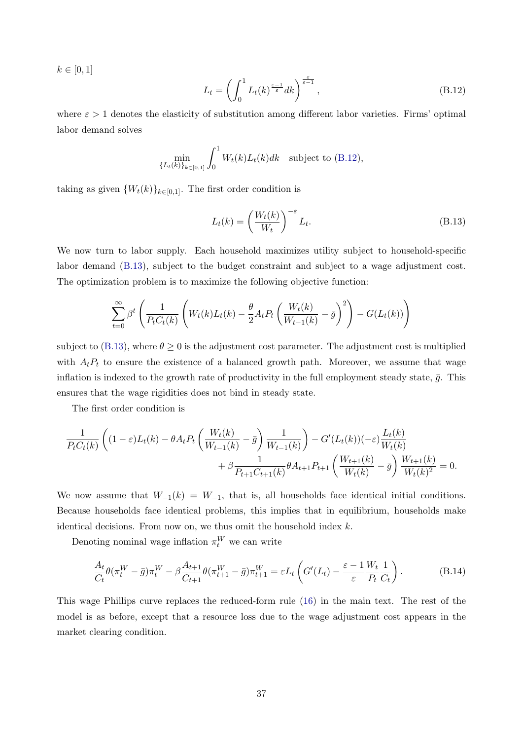$k \in [0,1]$

$$L_t = \left( \int_0^1 L_t(k)^{\frac{\varepsilon-1}{\varepsilon}} dk \right)^{\frac{\varepsilon}{\varepsilon-1}}, \tag{B.12}$$

where $\varepsilon > 1$ denotes the elasticity of substitution among different labor varieties. Firms' optimal labor demand solves

$$\min_{\{L_t(k)\}_{k\in[0,1]}} \int_0^1 W_t(k) L_t(k) dk \quad \text{subject to (B.12)},$$

taking as given $\{W_t(k)\}_{k\in[0,1]}$. The first order condition is

$$L_t(k) = \left( \frac{W_t(k)}{W_t} \right)^{-\varepsilon} L_t. \tag{B.13}$$

We now turn to labor supply. Each household maximizes utility subject to household-specific labor demand (B.13), subject to the budget constraint and subject to a wage adjustment cost. The optimization problem is to maximize the following objective function:

$$\sum_{t=0}^{\infty} \beta^t \left( \frac{1}{P_t C_t(k)} \left( W_t(k) L_t(k) - \frac{\theta}{2} A_t P_t \left( \frac{W_t(k)}{W_{t-1}(k)} - \bar{g} \right)^2 \right) - G(L_t(k)) \right)$$

subject to (B.13), where $\theta \geq 0$ is the adjustment cost parameter. The adjustment cost is multiplied with $A_t P_t$ to ensure the existence of a balanced growth path. Moreover, we assume that wage inflation is indexed to the growth rate of productivity in the full employment steady state, $\bar{g}$. This ensures that the wage rigidities does not bind in steady state.

The first order condition is

$$\frac{1}{P_t C_t(k)} \left( (1-\varepsilon) L_t(k) - \theta A_t P_t \left( \frac{W_t(k)}{W_{t-1}(k)} - \bar{g} \right) \frac{1}{W_{t-1}(k)} \right) - G'(L_t(k))(-\varepsilon) \frac{L_t(k)}{W_t(k)}$$
$$+ \beta \frac{1}{P_{t+1} C_{t+1}(k)} \theta A_{t+1} P_{t+1} \left( \frac{W_{t+1}(k)}{W_t(k)} - \bar{g} \right) \frac{W_{t+1}(k)}{W_t(k)^2} = 0.$$

We now assume that $W_{-1}(k) = W_{-1}$, that is, all households face identical initial conditions. Because households face identical problems, this implies that in equilibrium, households make identical decisions. From now on, we thus omit the household index $k$.

Denoting nominal wage inflation $\pi_t^W$ we can write

$$\frac{A_t}{C_t} \theta (\pi_t^W - \bar{g}) \pi_t^W - \beta \frac{A_{t+1}}{C_{t+1}} \theta (\pi_{t+1}^W - \bar{g}) \pi_{t+1}^W = \varepsilon L_t \left( G'(L_t) - \frac{\varepsilon - 1}{\varepsilon} \frac{W_t}{P_t} \frac{1}{C_t} \right). \tag{B.14}$$

This wage Phillips curve replaces the reduced-form rule (16) in the main text. The rest of the model is as before, except that a resource loss due to the wage adjustment cost appears in the market clearing condition.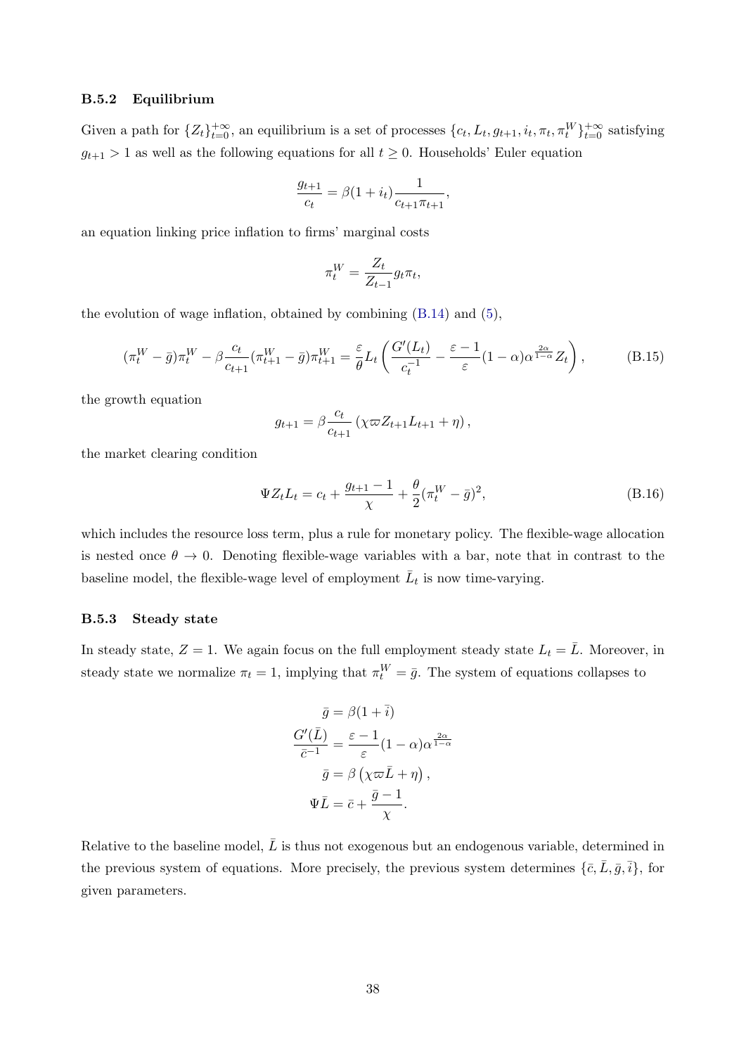### B.5.2 Equilibrium

Given a path for $\{Z_t\}_{t=0}^{+\infty}$, an equilibrium is a set of processes $\{c_t, L_t, g_{t+1}, i_t, \pi_t, \pi_t^W\}_{t=0}^{+\infty}$ satisfying $g_{t+1} > 1$ as well as the following equations for all $t \geq 0$. Households' Euler equation

$$\frac{g_{t+1}}{c_t} = \beta(1 + i_t)\frac{1}{c_{t+1}\pi_{t+1}},$$

an equation linking price inflation to firms' marginal costs

$$\pi_t^W = \frac{Z_t}{Z_{t-1}} g_t \pi_t,$$

the evolution of wage inflation, obtained by combining (B.14) and (5),

$$(\pi_t^W - \bar{g})\pi_t^W - \beta\frac{c_t}{c_{t+1}}(\pi_{t+1}^W - \bar{g})\pi_{t+1}^W = \frac{\varepsilon}{\theta} L_t \left( \frac{G'(L_t)}{c_t^{-1}} - \frac{\varepsilon - 1}{\varepsilon}(1 - \alpha)\alpha^{\frac{2\alpha}{1-\alpha}} Z_t \right), \tag{B.15}$$

the growth equation

$$g_{t+1} = \beta \frac{c_t}{c_{t+1}} \left( \chi \varpi Z_{t+1} L_{t+1} + \eta \right),$$

the market clearing condition

$$\Psi Z_t L_t = c_t + \frac{g_{t+1} - 1}{\chi} + \frac{\theta}{2}(\pi_t^W - \bar{g})^2, \tag{B.16}$$

which includes the resource loss term, plus a rule for monetary policy. The flexible-wage allocation is nested once $\theta \to 0$. Denoting flexible-wage variables with a bar, note that in contrast to the baseline model, the flexible-wage level of employment $\bar{L}_t$ is now time-varying.

### B.5.3 Steady state

In steady state, $Z = 1$. We again focus on the full employment steady state $L_t = \bar{L}$. Moreover, in steady state we normalize $\pi_t = 1$, implying that $\pi_t^W = \bar{g}$. The system of equations collapses to

$$\bar{g} = \beta(1 + \bar{i})$$

$$\frac{G'(\bar{L})}{\bar{c}^{-1}} = \frac{\varepsilon - 1}{\varepsilon}(1 - \alpha)\alpha^{\frac{2\alpha}{1-\alpha}}$$

$$\bar{g} = \beta \left( \chi \varpi \bar{L} + \eta \right),$$

$$\Psi \bar{L} = \bar{c} + \frac{\bar{g} - 1}{\chi}.$$

Relative to the baseline model, $\bar{L}$ is thus not exogenous but an endogenous variable, determined in the previous system of equations. More precisely, the previous system determines $\{\bar{c}, \bar{L}, \bar{g}, \bar{i}\}$, for given parameters.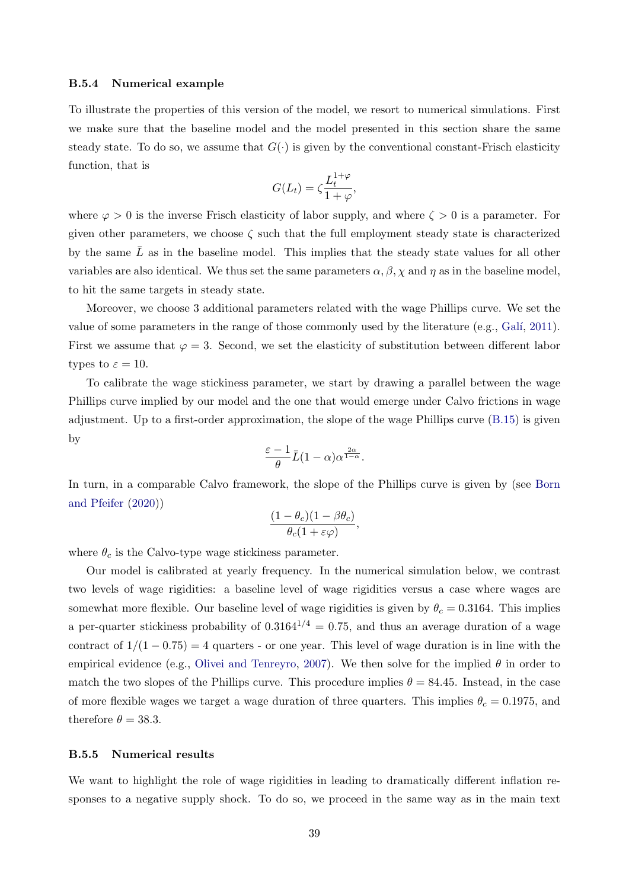#### B.5.4 Numerical example

To illustrate the properties of this version of the model, we resort to numerical simulations. First we make sure that the baseline model and the model presented in this section share the same steady state. To do so, we assume that $G(\cdot)$ is given by the conventional constant-Frisch elasticity function, that is

$$G(L_t) = \zeta \frac{L_t^{1+\varphi}}{1+\varphi},$$

where $\varphi > 0$ is the inverse Frisch elasticity of labor supply, and where $\zeta > 0$ is a parameter. For given other parameters, we choose $\zeta$ such that the full employment steady state is characterized by the same $\bar{L}$ as in the baseline model. This implies that the steady state values for all other variables are also identical. We thus set the same parameters $\alpha, \beta, \chi$ and $\eta$ as in the baseline model, to hit the same targets in steady state.

Moreover, we choose 3 additional parameters related with the wage Phillips curve. We set the value of some parameters in the range of those commonly used by the literature (e.g., Galí, 2011). First we assume that $\varphi = 3$. Second, we set the elasticity of substitution between different labor types to $\varepsilon = 10$.

To calibrate the wage stickiness parameter, we start by drawing a parallel between the wage Phillips curve implied by our model and the one that would emerge under Calvo frictions in wage adjustment. Up to a first-order approximation, the slope of the wage Phillips curve (B.15) is given by

$$\frac{\varepsilon - 1}{\theta} \bar{L}(1-\alpha)\alpha^{\frac{2\alpha}{1-\alpha}}.$$

In turn, in a comparable Calvo framework, the slope of the Phillips curve is given by (see Born and Pfeifer (2020))

$$\frac{(1-\theta_c)(1-\beta\theta_c)}{\theta_c(1+\varepsilon\varphi)},$$

where $\theta_c$ is the Calvo-type wage stickiness parameter.

Our model is calibrated at yearly frequency. In the numerical simulation below, we contrast two levels of wage rigidities: a baseline level of wage rigidities versus a case where wages are somewhat more flexible. Our baseline level of wage rigidities is given by $\theta_c = 0.3164$. This implies a per-quarter stickiness probability of $0.3164^{1/4} = 0.75$, and thus an average duration of a wage contract of $1/(1-0.75) = 4$ quarters - or one year. This level of wage duration is in line with the empirical evidence (e.g., Olivei and Tenreyro, 2007). We then solve for the implied $\theta$ in order to match the two slopes of the Phillips curve. This procedure implies $\theta = 84.45$. Instead, in the case of more flexible wages we target a wage duration of three quarters. This implies $\theta_c = 0.1975$, and therefore $\theta = 38.3$.

#### B.5.5 Numerical results

We want to highlight the role of wage rigidities in leading to dramatically different inflation responses to a negative supply shock. To do so, we proceed in the same way as in the main text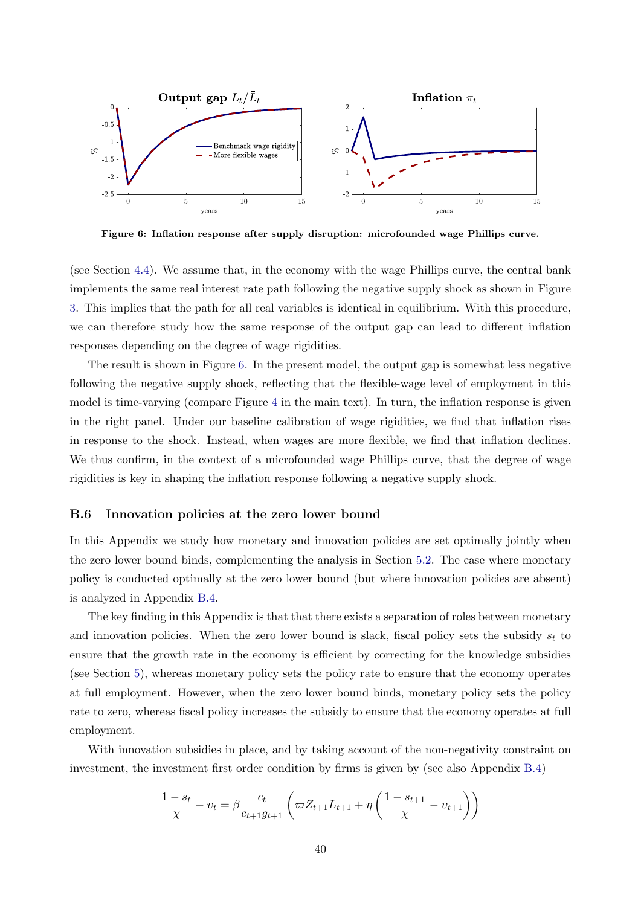**Figure 6: Inflation response after supply disruption: microfounded wage Phillips curve.**

(see Section 4.4). We assume that, in the economy with the wage Phillips curve, the central bank implements the same real interest rate path following the negative supply shock as shown in Figure 3. This implies that the path for all real variables is identical in equilibrium. With this procedure, we can therefore study how the same response of the output gap can lead to different inflation responses depending on the degree of wage rigidities.

The result is shown in Figure 6. In the present model, the output gap is somewhat less negative following the negative supply shock, reflecting that the flexible-wage level of employment in this model is time-varying (compare Figure 4 in the main text). In turn, the inflation response is given in the right panel. Under our baseline calibration of wage rigidities, we find that inflation rises in response to the shock. Instead, when wages are more flexible, we find that inflation declines. We thus confirm, in the context of a microfounded wage Phillips curve, that the degree of wage rigidities is key in shaping the inflation response following a negative supply shock.

### B.6 Innovation policies at the zero lower bound

In this Appendix we study how monetary and innovation policies are set optimally jointly when the zero lower bound binds, complementing the analysis in Section 5.2. The case where monetary policy is conducted optimally at the zero lower bound (but where innovation policies are absent) is analyzed in Appendix B.4.

The key finding in this Appendix is that that there exists a separation of roles between monetary and innovation policies. When the zero lower bound is slack, fiscal policy sets the subsidy $s_t$ to ensure that the growth rate in the economy is efficient by correcting for the knowledge subsidies (see Section 5), whereas monetary policy sets the policy rate to ensure that the economy operates at full employment. However, when the zero lower bound binds, monetary policy sets the policy rate to zero, whereas fiscal policy increases the subsidy to ensure that the economy operates at full employment.

With innovation subsidies in place, and by taking account of the non-negativity constraint on investment, the investment first order condition by firms is given by (see also Appendix B.4)

$$\frac{1-s_t}{\chi} - \upsilon_t = \beta \frac{c_t}{c_{t+1} g_{t+1}} \left( \varpi Z_{t+1} L_{t+1} + \eta \left( \frac{1-s_{t+1}}{\chi} - \upsilon_{t+1} \right) \right)$$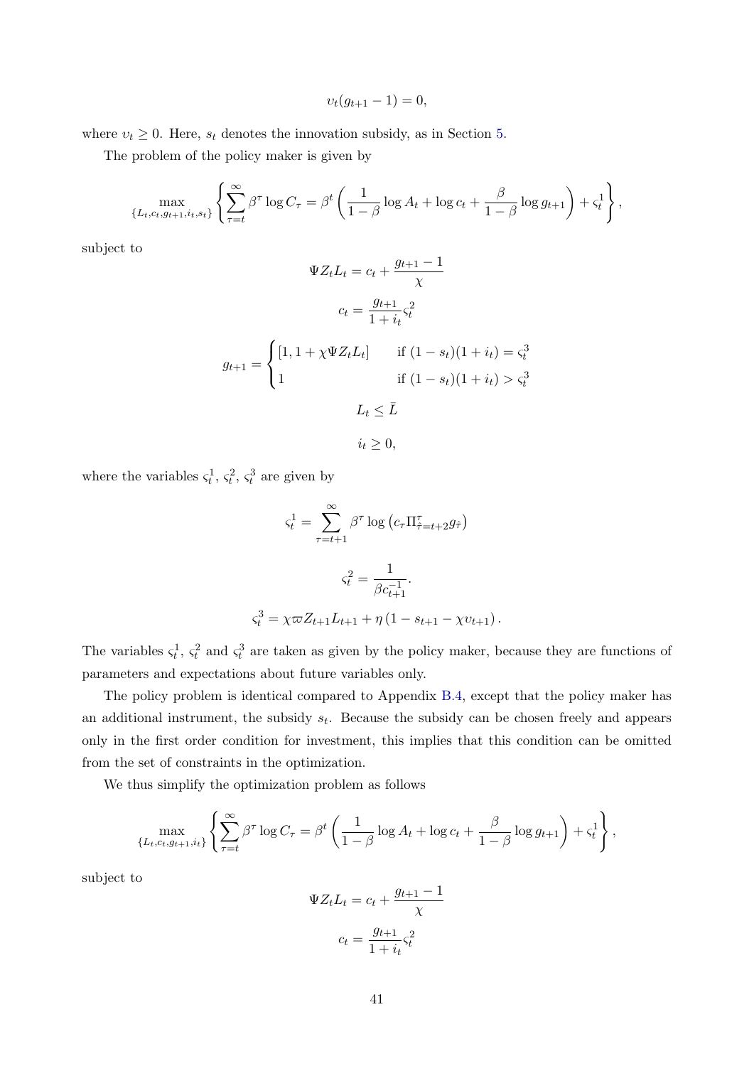$$\upsilon_t(g_{t+1} - 1) = 0,$$

where $\upsilon_t \geq 0$. Here, $s_t$ denotes the innovation subsidy, as in Section 5.

The problem of the policy maker is given by

$$\max_{\{L_t, c_t, g_{t+1}, i_t, s_t\}} \left\{ \sum_{\tau=t}^{\infty} \beta^{\tau} \log C_{\tau} = \beta^t \left( \frac{1}{1-\beta} \log A_t + \log c_t + \frac{\beta}{1-\beta} \log g_{t+1} \right) + \varsigma_t^1 \right\},$$

subject to

$$\Psi Z_t L_t = c_t + \frac{g_{t+1} - 1}{\chi}$$

$$c_t = \frac{g_{t+1}}{1 + i_t} \varsigma_t^2$$

$$g_{t+1} = \begin{cases} [1, 1 + \chi \Psi Z_t L_t] & \text{if } (1 - s_t)(1 + i_t) = \varsigma_t^3 \\ 1 & \text{if } (1 - s_t)(1 + i_t) > \varsigma_t^3 \end{cases}$$

$$L_t \leq \bar{L}$$

$$i_t \geq 0,$$

where the variables $\varsigma_t^1$, $\varsigma_t^2$, $\varsigma_t^3$ are given by

$$\varsigma_t^1 = \sum_{\tau=t+1}^{\infty} \beta^{\tau} \log \left( c_{\tau} \Pi_{\hat{\tau}=t+2}^{\tau} g_{\hat{\tau}} \right)$$

$$\varsigma_t^2 = \frac{1}{\beta c_{t+1}^{-1}}.$$

$$\varsigma_t^3 = \chi \varpi Z_{t+1} L_{t+1} + \eta \left( 1 - s_{t+1} - \chi \upsilon_{t+1} \right).$$

The variables $\varsigma_t^1$, $\varsigma_t^2$ and $\varsigma_t^3$ are taken as given by the policy maker, because they are functions of parameters and expectations about future variables only.

The policy problem is identical compared to Appendix B.4, except that the policy maker has an additional instrument, the subsidy $s_t$. Because the subsidy can be chosen freely and appears only in the first order condition for investment, this implies that this condition can be omitted from the set of constraints in the optimization.

We thus simplify the optimization problem as follows

$$\max_{\{L_t, c_t, g_{t+1}, i_t\}} \left\{ \sum_{\tau=t}^{\infty} \beta^{\tau} \log C_{\tau} = \beta^t \left( \frac{1}{1-\beta} \log A_t + \log c_t + \frac{\beta}{1-\beta} \log g_{t+1} \right) + \varsigma_t^1 \right\},$$

subject to

$$\Psi Z_t L_t = c_t + \frac{g_{t+1} - 1}{\chi}$$

$$c_t = \frac{g_{t+1}}{1 + i_t} \varsigma_t^2$$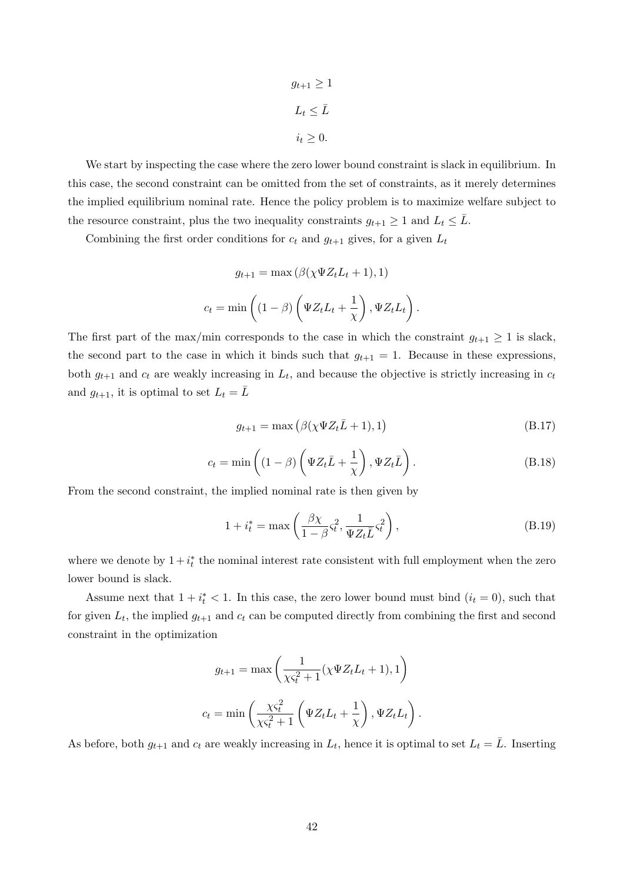$$g_{t+1} \geq 1$$

$$L_t \leq \bar{L}$$

$$i_t \geq 0.$$

We start by inspecting the case where the zero lower bound constraint is slack in equilibrium. In this case, the second constraint can be omitted from the set of constraints, as it merely determines the implied equilibrium nominal rate. Hence the policy problem is to maximize welfare subject to the resource constraint, plus the two inequality constraints $g_{t+1} \geq 1$ and $L_t \leq \bar{L}$.

Combining the first order conditions for $c_t$ and $g_{t+1}$ gives, for a given $L_t$

$$g_{t+1} = \max\left(\beta(\chi \Psi Z_t L_t + 1), 1\right)$$

$$c_t = \min\left((1-\beta)\left(\Psi Z_t L_t + \frac{1}{\chi}\right), \Psi Z_t L_t\right).$$

The first part of the max/min corresponds to the case in which the constraint $g_{t+1} \geq 1$ is slack, the second part to the case in which it binds such that $g_{t+1} = 1$. Because in these expressions, both $g_{t+1}$ and $c_t$ are weakly increasing in $L_t$, and because the objective is strictly increasing in $c_t$ and $g_{t+1}$, it is optimal to set $L_t = \bar{L}$

$$g_{t+1} = \max\left(\beta(\chi \Psi Z_t \bar{L} + 1), 1\right) \tag{B.17}$$

$$c_t = \min\left((1-\beta)\left(\Psi Z_t \bar{L} + \frac{1}{\chi}\right), \Psi Z_t \bar{L}\right). \tag{B.18}$$

From the second constraint, the implied nominal rate is then given by

$$1 + i_t^* = \max\left(\frac{\beta\chi}{1-\beta}\varsigma_t^2, \frac{1}{\Psi Z_t \bar{L}}\varsigma_t^2\right), \tag{B.19}$$

where we denote by $1 + i_t^*$ the nominal interest rate consistent with full employment when the zero lower bound is slack.

Assume next that $1 + i_t^* < 1$. In this case, the zero lower bound must bind ($i_t = 0$), such that for given $L_t$, the implied $g_{t+1}$ and $c_t$ can be computed directly from combining the first and second constraint in the optimization

$$g_{t+1} = \max\left(\frac{1}{\chi\varsigma_t^2 + 1}(\chi \Psi Z_t L_t + 1), 1\right)$$

$$c_t = \min\left(\frac{\chi\varsigma_t^2}{\chi\varsigma_t^2 + 1}\left(\Psi Z_t L_t + \frac{1}{\chi}\right), \Psi Z_t L_t\right).$$

As before, both $g_{t+1}$ and $c_t$ are weakly increasing in $L_t$, hence it is optimal to set $L_t = \bar{L}$. Inserting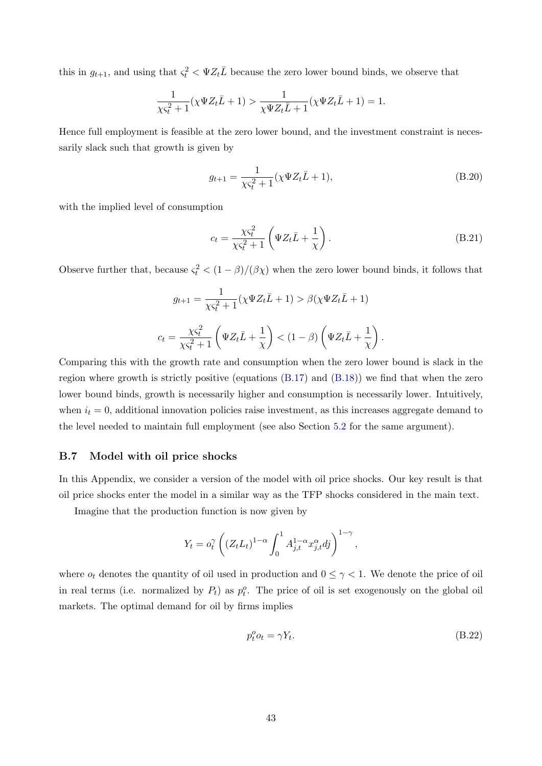this in $g_{t+1}$, and using that $\varsigma_t^2 < \Psi Z_t \bar{L}$ because the zero lower bound binds, we observe that

$$\frac{1}{\chi\varsigma_t^2 + 1}(\chi\Psi Z_t\bar{L} + 1) > \frac{1}{\chi\Psi Z_t\bar{L} + 1}(\chi\Psi Z_t\bar{L} + 1) = 1.$$

Hence full employment is feasible at the zero lower bound, and the investment constraint is necessarily slack such that growth is given by

$$g_{t+1} = \frac{1}{\chi\varsigma_t^2 + 1}(\chi\Psi Z_t\bar{L} + 1), \tag{B.20}$$

with the implied level of consumption

$$c_t = \frac{\chi\varsigma_t^2}{\chi\varsigma_t^2 + 1}\left(\Psi Z_t\bar{L} + \frac{1}{\chi}\right). \tag{B.21}$$

Observe further that, because $\varsigma_t^2 < (1-\beta)/(\beta\chi)$ when the zero lower bound binds, it follows that

$$g_{t+1} = \frac{1}{\chi\varsigma_t^2 + 1}(\chi\Psi Z_t\bar{L} + 1) > \beta(\chi\Psi Z_t\bar{L} + 1)$$

$$c_t = \frac{\chi\varsigma_t^2}{\chi\varsigma_t^2 + 1}\left(\Psi Z_t\bar{L} + \frac{1}{\chi}\right) < (1-\beta)\left(\Psi Z_t\bar{L} + \frac{1}{\chi}\right).$$

Comparing this with the growth rate and consumption when the zero lower bound is slack in the region where growth is strictly positive (equations (B.17) and (B.18)) we find that when the zero lower bound binds, growth is necessarily higher and consumption is necessarily lower. Intuitively, when $i_t = 0$, additional innovation policies raise investment, as this increases aggregate demand to the level needed to maintain full employment (see also Section 5.2 for the same argument).

### B.7 Model with oil price shocks

In this Appendix, we consider a version of the model with oil price shocks. Our key result is that oil price shocks enter the model in a similar way as the TFP shocks considered in the main text.

Imagine that the production function is now given by

$$Y_t = o_t^\gamma \left( (Z_t L_t)^{1-\alpha} \int_0^1 A_{j,t}^{1-\alpha} x_{j,t}^\alpha dj \right)^{1-\gamma},$$

where $o_t$ denotes the quantity of oil used in production and $0 \leq \gamma < 1$. We denote the price of oil in real terms (i.e. normalized by $P_t$) as $p_t^o$. The price of oil is set exogenously on the global oil markets. The optimal demand for oil by firms implies

$$p_t^o o_t = \gamma Y_t. \tag{B.22}$$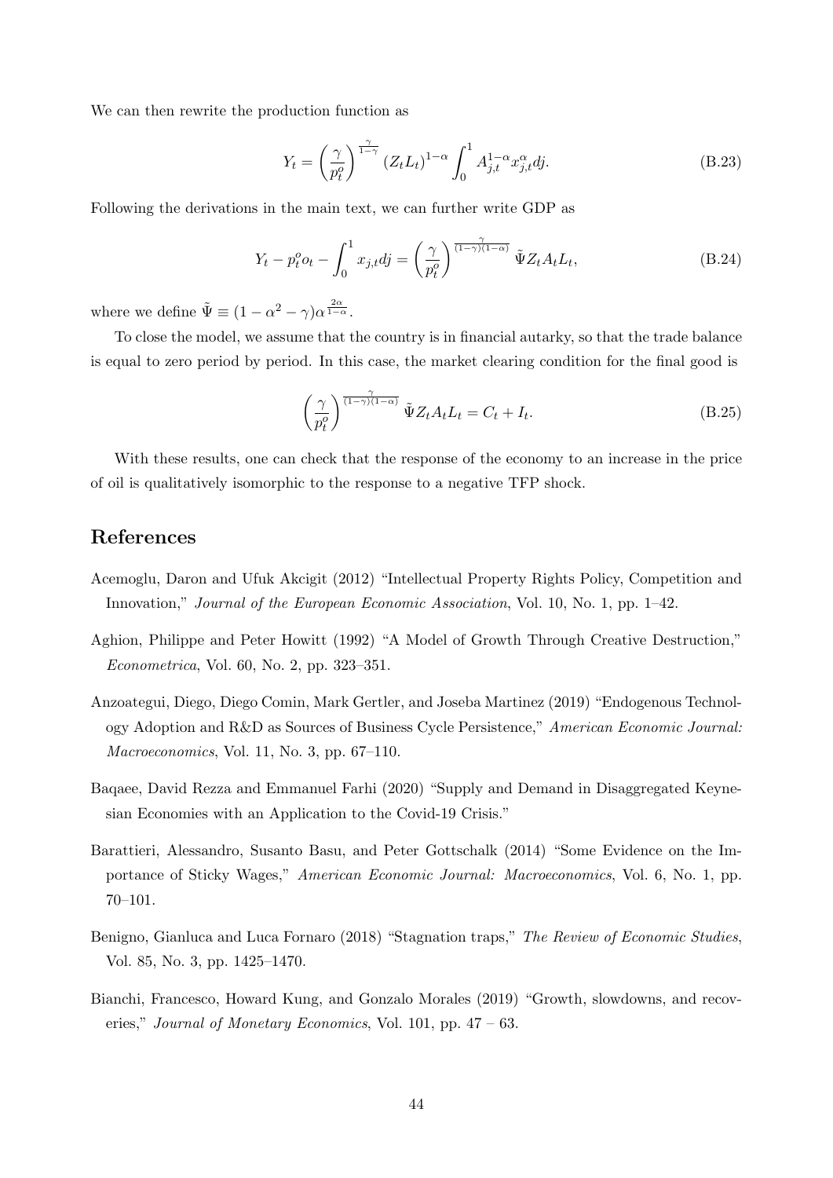We can then rewrite the production function as

$$Y_t = \left(\frac{\gamma}{p_t^o}\right)^{\frac{\gamma}{1-\gamma}} (Z_t L_t)^{1-\alpha} \int_0^1 A_{j,t}^{1-\alpha} x_{j,t}^{\alpha} dj. \tag{B.23}$$

Following the derivations in the main text, we can further write GDP as

$$Y_t - p_t^o o_t - \int_0^1 x_{j,t} dj = \left(\frac{\gamma}{p_t^o}\right)^{\frac{\gamma}{(1-\gamma)(1-\alpha)}} \tilde{\Psi} Z_t A_t L_t, \tag{B.24}$$

where we define $\tilde{\Psi} \equiv (1 - \alpha^2 - \gamma)\alpha^{\frac{2\alpha}{1-\alpha}}$.

To close the model, we assume that the country is in financial autarky, so that the trade balance is equal to zero period by period. In this case, the market clearing condition for the final good is

$$\left(\frac{\gamma}{p_t^o}\right)^{\frac{\gamma}{(1-\gamma)(1-\alpha)}} \tilde{\Psi} Z_t A_t L_t = C_t + I_t. \tag{B.25}$$

With these results, one can check that the response of the economy to an increase in the price of oil is qualitatively isomorphic to the response to a negative TFP shock.

## References

Acemoglu, Daron and Ufuk Akcigit (2012) "Intellectual Property Rights Policy, Competition and Innovation," *Journal of the European Economic Association*, Vol. 10, No. 1, pp. 1–42.

Aghion, Philippe and Peter Howitt (1992) "A Model of Growth Through Creative Destruction," *Econometrica*, Vol. 60, No. 2, pp. 323–351.

Anzoategui, Diego, Diego Comin, Mark Gertler, and Joseba Martinez (2019) "Endogenous Technology Adoption and R&D as Sources of Business Cycle Persistence," *American Economic Journal: Macroeconomics*, Vol. 11, No. 3, pp. 67–110.

Baqaee, David Rezza and Emmanuel Farhi (2020) "Supply and Demand in Disaggregated Keynesian Economies with an Application to the Covid-19 Crisis."

Barattieri, Alessandro, Susanto Basu, and Peter Gottschalk (2014) "Some Evidence on the Importance of Sticky Wages," *American Economic Journal: Macroeconomics*, Vol. 6, No. 1, pp. 70–101.

Benigno, Gianluca and Luca Fornaro (2018) "Stagnation traps," *The Review of Economic Studies*, Vol. 85, No. 3, pp. 1425–1470.

Bianchi, Francesco, Howard Kung, and Gonzalo Morales (2019) "Growth, slowdowns, and recoveries," *Journal of Monetary Economics*, Vol. 101, pp. 47 – 63.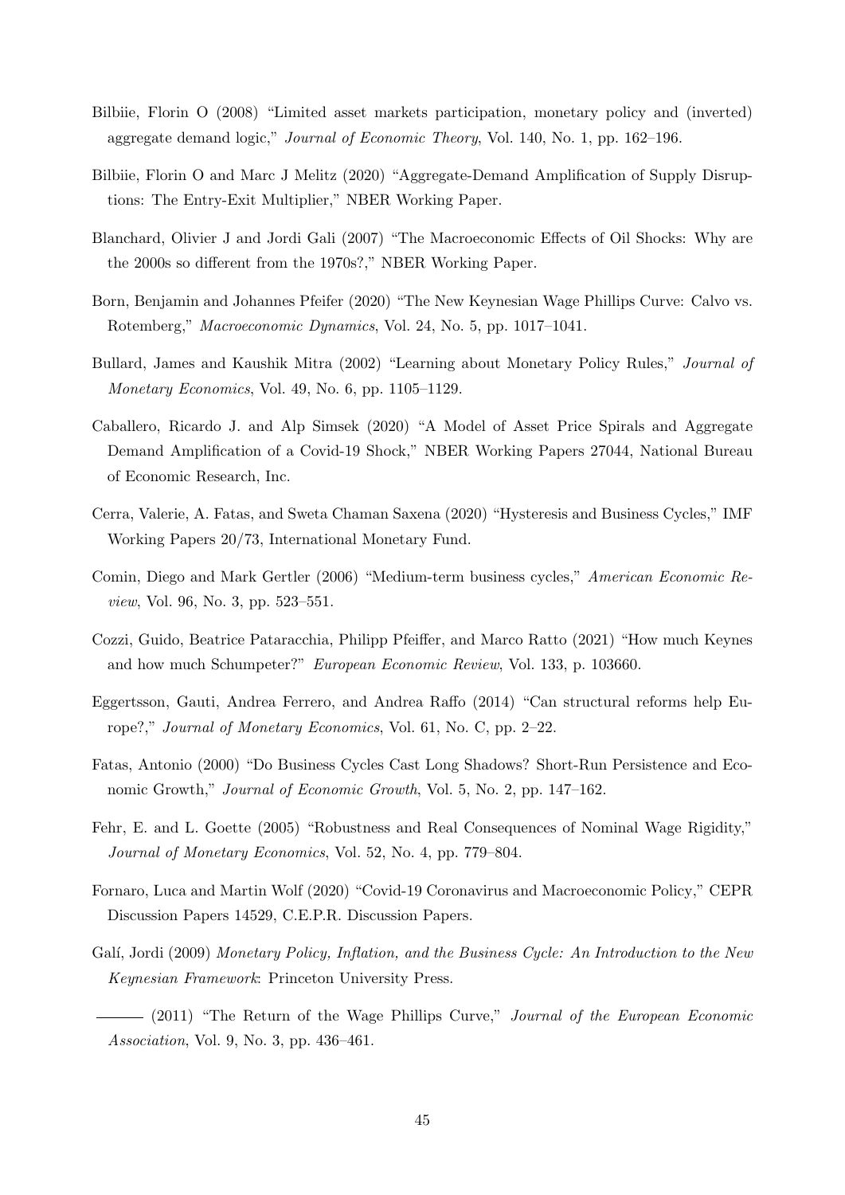Bilbiie, Florin O (2008) "Limited asset markets participation, monetary policy and (inverted) aggregate demand logic," *Journal of Economic Theory*, Vol. 140, No. 1, pp. 162–196.

Bilbiie, Florin O and Marc J Melitz (2020) "Aggregate-Demand Amplification of Supply Disruptions: The Entry-Exit Multiplier," NBER Working Paper.

Blanchard, Olivier J and Jordi Gali (2007) "The Macroeconomic Effects of Oil Shocks: Why are the 2000s so different from the 1970s?," NBER Working Paper.

Born, Benjamin and Johannes Pfeifer (2020) "The New Keynesian Wage Phillips Curve: Calvo vs. Rotemberg," *Macroeconomic Dynamics*, Vol. 24, No. 5, pp. 1017–1041.

Bullard, James and Kaushik Mitra (2002) "Learning about Monetary Policy Rules," *Journal of Monetary Economics*, Vol. 49, No. 6, pp. 1105–1129.

Caballero, Ricardo J. and Alp Simsek (2020) "A Model of Asset Price Spirals and Aggregate Demand Amplification of a Covid-19 Shock," NBER Working Papers 27044, National Bureau of Economic Research, Inc.

Cerra, Valerie, A. Fatas, and Sweta Chaman Saxena (2020) "Hysteresis and Business Cycles," IMF Working Papers 20/73, International Monetary Fund.

Comin, Diego and Mark Gertler (2006) "Medium-term business cycles," *American Economic Review*, Vol. 96, No. 3, pp. 523–551.

Cozzi, Guido, Beatrice Pataracchia, Philipp Pfeiffer, and Marco Ratto (2021) "How much Keynes and how much Schumpeter?" *European Economic Review*, Vol. 133, p. 103660.

Eggertsson, Gauti, Andrea Ferrero, and Andrea Raffo (2014) "Can structural reforms help Europe?," *Journal of Monetary Economics*, Vol. 61, No. C, pp. 2–22.

Fatas, Antonio (2000) "Do Business Cycles Cast Long Shadows? Short-Run Persistence and Economic Growth," *Journal of Economic Growth*, Vol. 5, No. 2, pp. 147–162.

Fehr, E. and L. Goette (2005) "Robustness and Real Consequences of Nominal Wage Rigidity," *Journal of Monetary Economics*, Vol. 52, No. 4, pp. 779–804.

Fornaro, Luca and Martin Wolf (2020) "Covid-19 Coronavirus and Macroeconomic Policy," CEPR Discussion Papers 14529, C.E.P.R. Discussion Papers.

Galí, Jordi (2009) *Monetary Policy, Inflation, and the Business Cycle: An Introduction to the New Keynesian Framework*: Princeton University Press.

——— (2011) "The Return of the Wage Phillips Curve," *Journal of the European Economic Association*, Vol. 9, No. 3, pp. 436–461.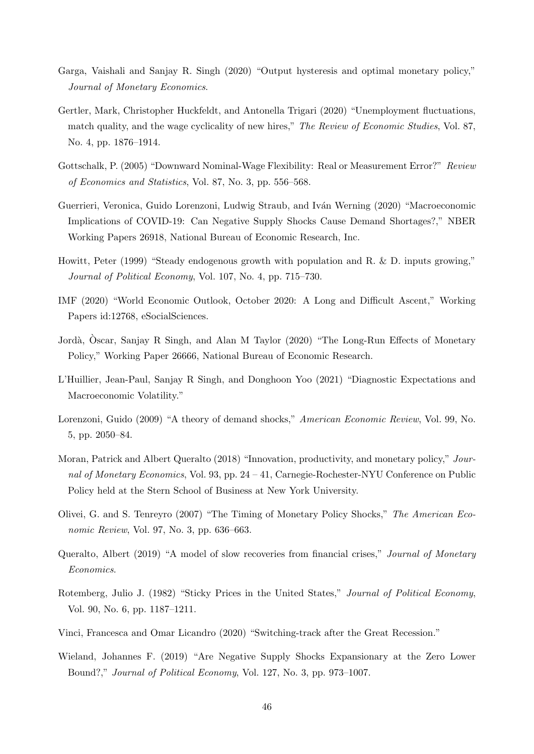Garga, Vaishali and Sanjay R. Singh (2020) "Output hysteresis and optimal monetary policy," *Journal of Monetary Economics*.

Gertler, Mark, Christopher Huckfeldt, and Antonella Trigari (2020) "Unemployment fluctuations, match quality, and the wage cyclicality of new hires," *The Review of Economic Studies*, Vol. 87, No. 4, pp. 1876–1914.

Gottschalk, P. (2005) "Downward Nominal-Wage Flexibility: Real or Measurement Error?" *Review of Economics and Statistics*, Vol. 87, No. 3, pp. 556–568.

Guerrieri, Veronica, Guido Lorenzoni, Ludwig Straub, and Iván Werning (2020) "Macroeconomic Implications of COVID-19: Can Negative Supply Shocks Cause Demand Shortages?," NBER Working Papers 26918, National Bureau of Economic Research, Inc.

Howitt, Peter (1999) "Steady endogenous growth with population and R. & D. inputs growing," *Journal of Political Economy*, Vol. 107, No. 4, pp. 715–730.

IMF (2020) "World Economic Outlook, October 2020: A Long and Difficult Ascent," Working Papers id:12768, eSocialSciences.

Jordà, Òscar, Sanjay R Singh, and Alan M Taylor (2020) "The Long-Run Effects of Monetary Policy," Working Paper 26666, National Bureau of Economic Research.

L'Huillier, Jean-Paul, Sanjay R Singh, and Donghoon Yoo (2021) "Diagnostic Expectations and Macroeconomic Volatility."

Lorenzoni, Guido (2009) "A theory of demand shocks," *American Economic Review*, Vol. 99, No. 5, pp. 2050–84.

Moran, Patrick and Albert Queralto (2018) "Innovation, productivity, and monetary policy," *Journal of Monetary Economics*, Vol. 93, pp. 24 – 41, Carnegie-Rochester-NYU Conference on Public Policy held at the Stern School of Business at New York University.

Olivei, G. and S. Tenreyro (2007) "The Timing of Monetary Policy Shocks," *The American Economic Review*, Vol. 97, No. 3, pp. 636–663.

Queralto, Albert (2019) "A model of slow recoveries from financial crises," *Journal of Monetary Economics*.

Rotemberg, Julio J. (1982) "Sticky Prices in the United States," *Journal of Political Economy*, Vol. 90, No. 6, pp. 1187–1211.

Vinci, Francesca and Omar Licandro (2020) "Switching-track after the Great Recession."

Wieland, Johannes F. (2019) "Are Negative Supply Shocks Expansionary at the Zero Lower Bound?," *Journal of Political Economy*, Vol. 127, No. 3, pp. 973–1007.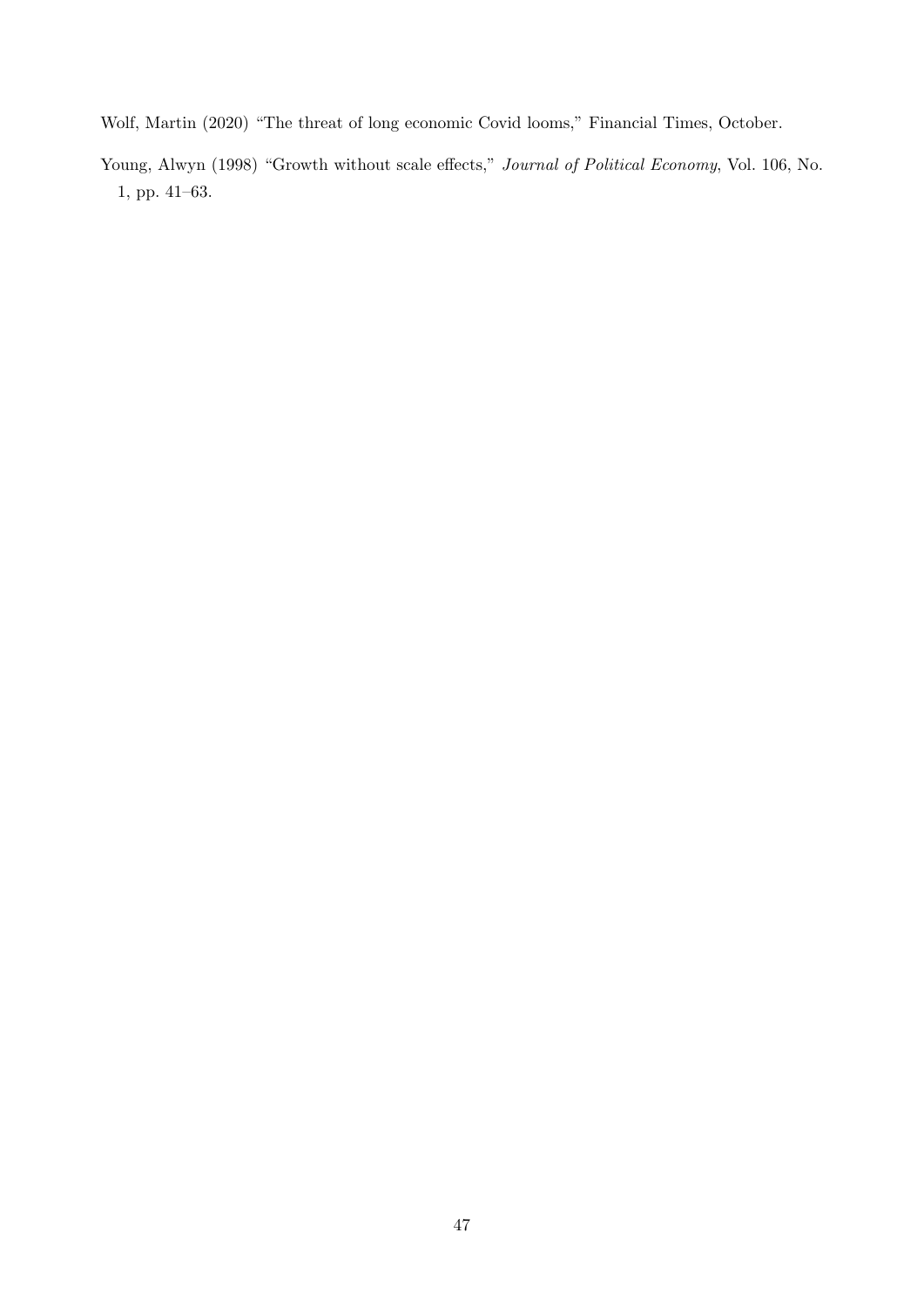Wolf, Martin (2020) "The threat of long economic Covid looms," Financial Times, October.

Young, Alwyn (1998) "Growth without scale effects," *Journal of Political Economy*, Vol. 106, No. 1, pp. 41–63.